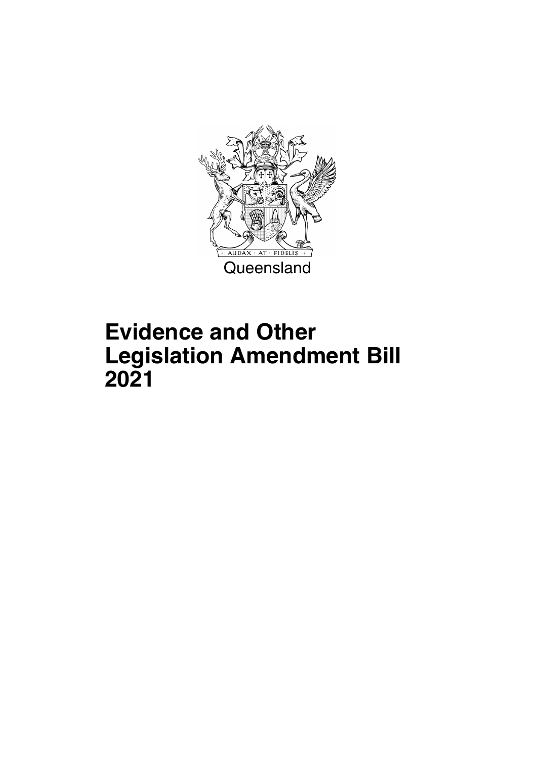Queensland

# Evidence and Other Legislation Amendment Bill 2021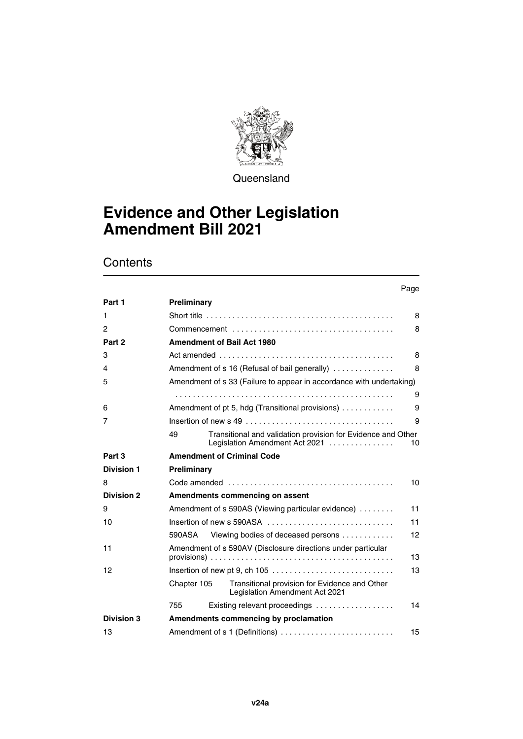Queensland

# Evidence and Other Legislation Amendment Bill 2021

## Contents

| | | Page |
|---|---|---|
| **Part 1** | **Preliminary** | |
| 1 | Short title | 8 |
| 2 | Commencement | 8 |
| **Part 2** | **Amendment of Bail Act 1980** | |
| 3 | Act amended | 8 |
| 4 | Amendment of s 16 (Refusal of bail generally) | 8 |
| 5 | Amendment of s 33 (Failure to appear in accordance with undertaking) | 9 |
| 6 | Amendment of pt 5, hdg (Transitional provisions) | 9 |
| 7 | Insertion of new s 49 | 9 |
| | 49 Transitional and validation provision for Evidence and Other Legislation Amendment Act 2021 | 10 |
| **Part 3** | **Amendment of Criminal Code** | |
| **Division 1** | **Preliminary** | |
| 8 | Code amended | 10 |
| **Division 2** | **Amendments commencing on assent** | |
| 9 | Amendment of s 590AS (Viewing particular evidence) | 11 |
| 10 | Insertion of new s 590ASA | 11 |
| | 590ASA Viewing bodies of deceased persons | 12 |
| 11 | Amendment of s 590AV (Disclosure directions under particular provisions) | 13 |
| 12 | Insertion of new pt 9, ch 105 | 13 |
| | Chapter 105 Transitional provision for Evidence and Other Legislation Amendment Act 2021 | |
| | 755 Existing relevant proceedings | 14 |
| **Division 3** | **Amendments commencing by proclamation** | |
| 13 | Amendment of s 1 (Definitions) | 15 |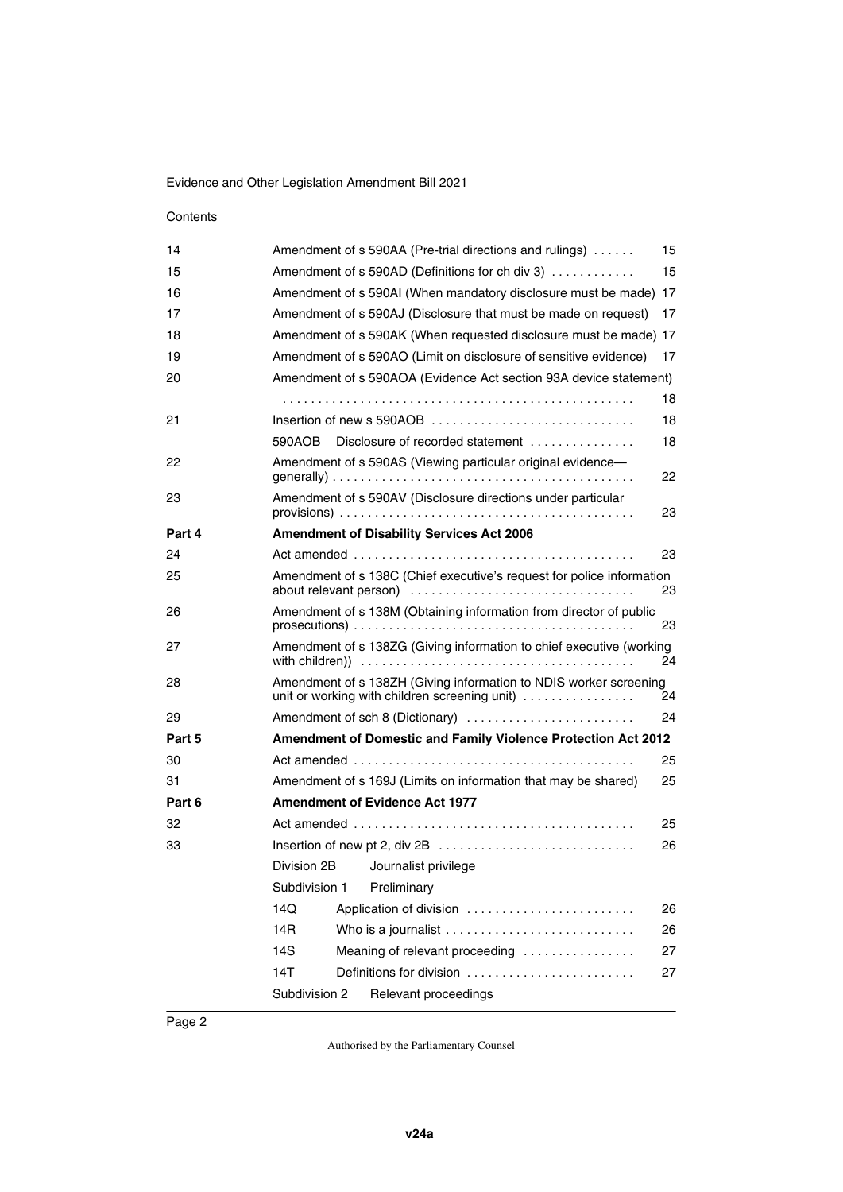Contents

| | | |
|---|---|---|
| 14 | Amendment of s 590AA (Pre-trial directions and rulings) | 15 |
| 15 | Amendment of s 590AD (Definitions for ch div 3) | 15 |
| 16 | Amendment of s 590AI (When mandatory disclosure must be made) | 17 |
| 17 | Amendment of s 590AJ (Disclosure that must be made on request) | 17 |
| 18 | Amendment of s 590AK (When requested disclosure must be made) | 17 |
| 19 | Amendment of s 590AO (Limit on disclosure of sensitive evidence) | 17 |
| 20 | Amendment of s 590AOA (Evidence Act section 93A device statement) | 18 |
| 21 | Insertion of new s 590AOB | 18 |
| | 590AOB Disclosure of recorded statement | 18 |
| 22 | Amendment of s 590AS (Viewing particular original evidence—generally) | 22 |
| 23 | Amendment of s 590AV (Disclosure directions under particular provisions) | 23 |
| **Part 4** | **Amendment of Disability Services Act 2006** | |
| 24 | Act amended | 23 |
| 25 | Amendment of s 138C (Chief executive's request for police information about relevant person) | 23 |
| 26 | Amendment of s 138M (Obtaining information from director of public prosecutions) | 23 |
| 27 | Amendment of s 138ZG (Giving information to chief executive (working with children)) | 24 |
| 28 | Amendment of s 138ZH (Giving information to NDIS worker screening unit or working with children screening unit) | 24 |
| 29 | Amendment of sch 8 (Dictionary) | 24 |
| **Part 5** | **Amendment of Domestic and Family Violence Protection Act 2012** | |
| 30 | Act amended | 25 |
| 31 | Amendment of s 169J (Limits on information that may be shared) | 25 |
| **Part 6** | **Amendment of Evidence Act 1977** | |
| 32 | Act amended | 25 |
| 33 | Insertion of new pt 2, div 2B | 26 |
| | Division 2B Journalist privilege | |
| | Subdivision 1 Preliminary | |
| | 14Q Application of division | 26 |
| | 14R Who is a journalist | 26 |
| | 14S Meaning of relevant proceeding | 27 |
| | 14T Definitions for division | 27 |
| | Subdivision 2 Relevant proceedings | |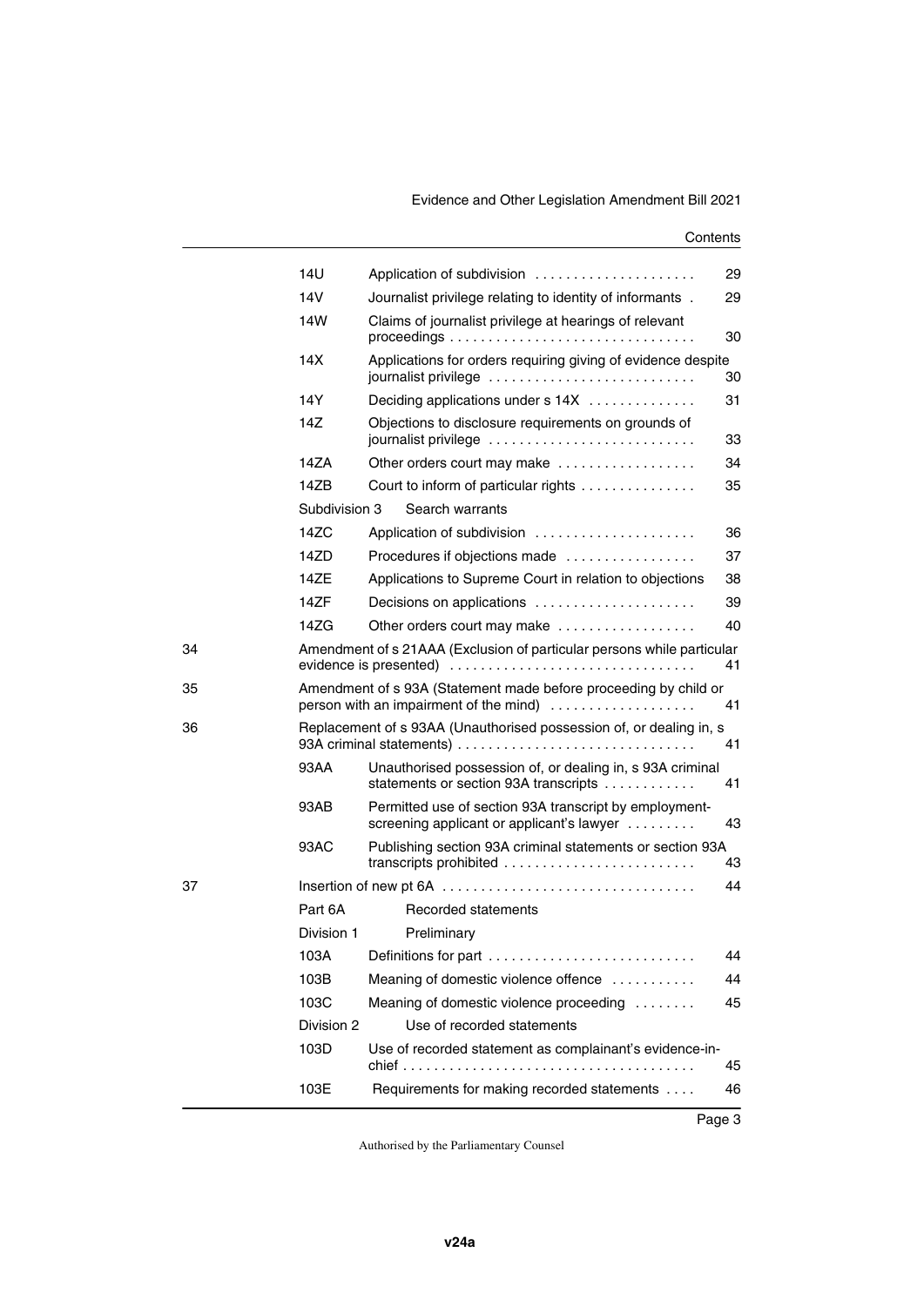| | | | |
|---|---|---|---|
| | 14U | Application of subdivision | 29 |
| | 14V | Journalist privilege relating to identity of informants | 29 |
| | 14W | Claims of journalist privilege at hearings of relevant proceedings | 30 |
| | 14X | Applications for orders requiring giving of evidence despite journalist privilege | 30 |
| | 14Y | Deciding applications under s 14X | 31 |
| | 14Z | Objections to disclosure requirements on grounds of journalist privilege | 33 |
| | 14ZA | Other orders court may make | 34 |
| | 14ZB | Court to inform of particular rights | 35 |
| | Subdivision 3 | Search warrants | |
| | 14ZC | Application of subdivision | 36 |
| | 14ZD | Procedures if objections made | 37 |
| | 14ZE | Applications to Supreme Court in relation to objections | 38 |
| | 14ZF | Decisions on applications | 39 |
| | 14ZG | Other orders court may make | 40 |
| 34 | Amendment of s 21AAA (Exclusion of particular persons while particular evidence is presented) | | 41 |
| 35 | Amendment of s 93A (Statement made before proceeding by child or person with an impairment of the mind) | | 41 |
| 36 | Replacement of s 93AA (Unauthorised possession of, or dealing in, s 93A criminal statements) | | 41 |
| | 93AA | Unauthorised possession of, or dealing in, s 93A criminal statements or section 93A transcripts | 41 |
| | 93AB | Permitted use of section 93A transcript by employment-screening applicant or applicant's lawyer | 43 |
| | 93AC | Publishing section 93A criminal statements or section 93A transcripts prohibited | 43 |
| 37 | Insertion of new pt 6A | | 44 |
| | Part 6A | Recorded statements | |
| | Division 1 | Preliminary | |
| | 103A | Definitions for part | 44 |
| | 103B | Meaning of domestic violence offence | 44 |
| | 103C | Meaning of domestic violence proceeding | 45 |
| | Division 2 | Use of recorded statements | |
| | 103D | Use of recorded statement as complainant's evidence-in-chief | 45 |
| | 103E | Requirements for making recorded statements | 46 |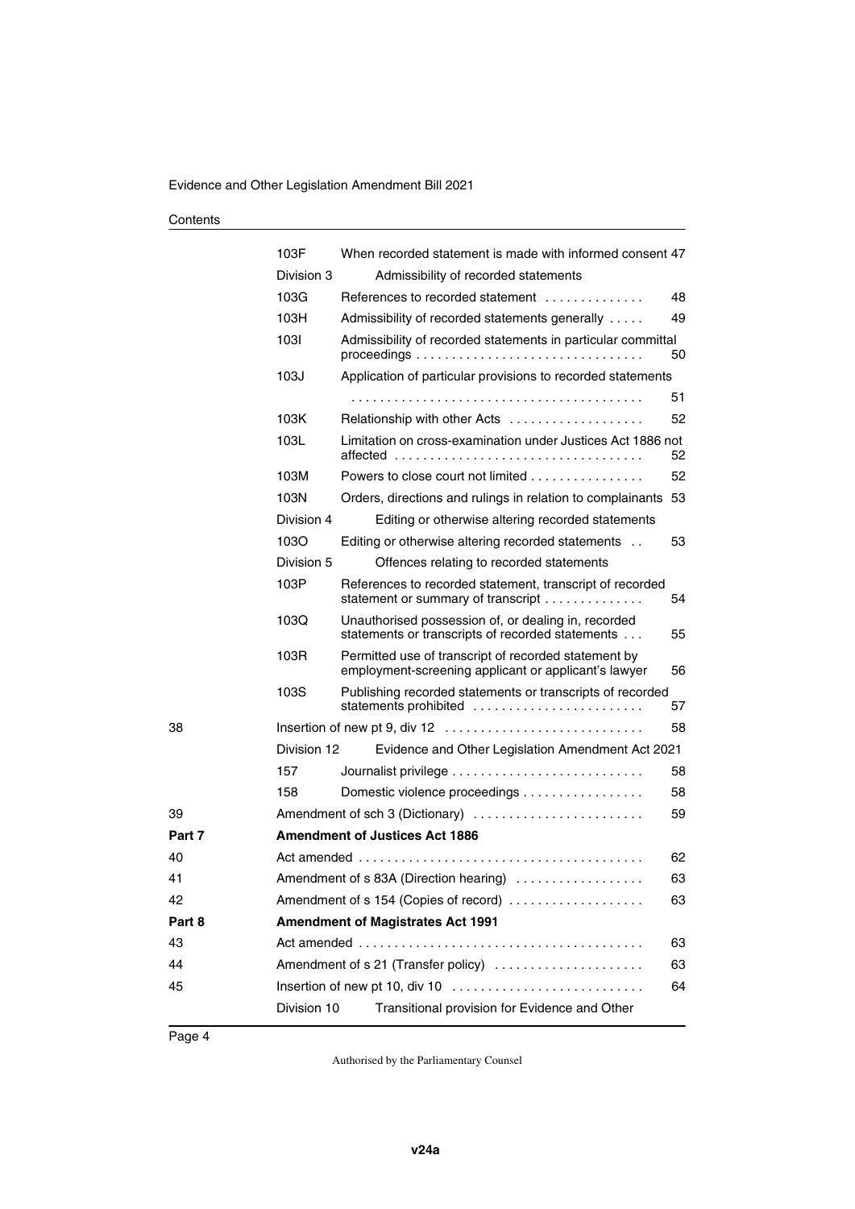| | | | |
|---|---|---|---|
| | 103F | When recorded statement is made with informed consent | 47 |
| | Division 3 | Admissibility of recorded statements | |
| | 103G | References to recorded statement | 48 |
| | 103H | Admissibility of recorded statements generally | 49 |
| | 103I | Admissibility of recorded statements in particular committal proceedings | 50 |
| | 103J | Application of particular provisions to recorded statements | 51 |
| | 103K | Relationship with other Acts | 52 |
| | 103L | Limitation on cross-examination under Justices Act 1886 not affected | 52 |
| | 103M | Powers to close court not limited | 52 |
| | 103N | Orders, directions and rulings in relation to complainants | 53 |
| | Division 4 | Editing or otherwise altering recorded statements | |
| | 103O | Editing or otherwise altering recorded statements | 53 |
| | Division 5 | Offences relating to recorded statements | |
| | 103P | References to recorded statement, transcript of recorded statement or summary of transcript | 54 |
| | 103Q | Unauthorised possession of, or dealing in, recorded statements or transcripts of recorded statements | 55 |
| | 103R | Permitted use of transcript of recorded statement by employment-screening applicant or applicant's lawyer | 56 |
| | 103S | Publishing recorded statements or transcripts of recorded statements prohibited | 57 |
| 38 | Insertion of new pt 9, div 12 | | 58 |
| | Division 12 | Evidence and Other Legislation Amendment Act 2021 | |
| | 157 | Journalist privilege | 58 |
| | 158 | Domestic violence proceedings | 58 |
| 39 | Amendment of sch 3 (Dictionary) | | 59 |
| **Part 7** | **Amendment of Justices Act 1886** | | |
| 40 | Act amended | | 62 |
| 41 | Amendment of s 83A (Direction hearing) | | 63 |
| 42 | Amendment of s 154 (Copies of record) | | 63 |
| **Part 8** | **Amendment of Magistrates Act 1991** | | |
| 43 | Act amended | | 63 |
| 44 | Amendment of s 21 (Transfer policy) | | 63 |
| 45 | Insertion of new pt 10, div 10 | | 64 |
| | Division 10 | Transitional provision for Evidence and Other | |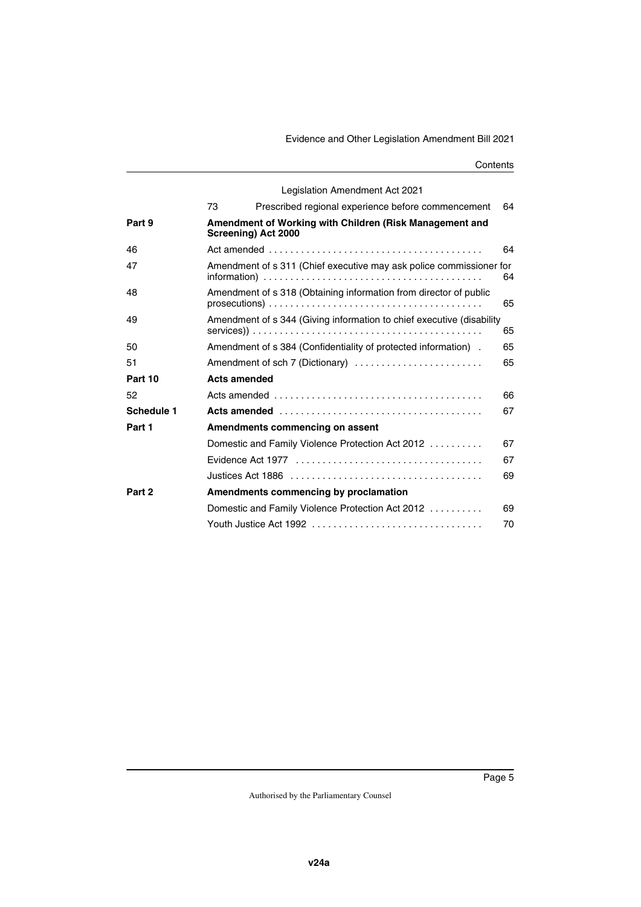Legislation Amendment Act 2021

| | | |
|---|---|---|
| | 73 Prescribed regional experience before commencement | 64 |
| **Part 9** | **Amendment of Working with Children (Risk Management and Screening) Act 2000** | |
| 46 | Act amended | 64 |
| 47 | Amendment of s 311 (Chief executive may ask police commissioner for information) | 64 |
| 48 | Amendment of s 318 (Obtaining information from director of public prosecutions) | 65 |
| 49 | Amendment of s 344 (Giving information to chief executive (disability services)) | 65 |
| 50 | Amendment of s 384 (Confidentiality of protected information) | 65 |
| 51 | Amendment of sch 7 (Dictionary) | 65 |
| **Part 10** | **Acts amended** | |
| 52 | Acts amended | 66 |
| **Schedule 1** | **Acts amended** | 67 |
| **Part 1** | **Amendments commencing on assent** | |
| | Domestic and Family Violence Protection Act 2012 | 67 |
| | Evidence Act 1977 | 67 |
| | Justices Act 1886 | 69 |
| **Part 2** | **Amendments commencing by proclamation** | |
| | Domestic and Family Violence Protection Act 2012 | 69 |
| | Youth Justice Act 1992 | 70 |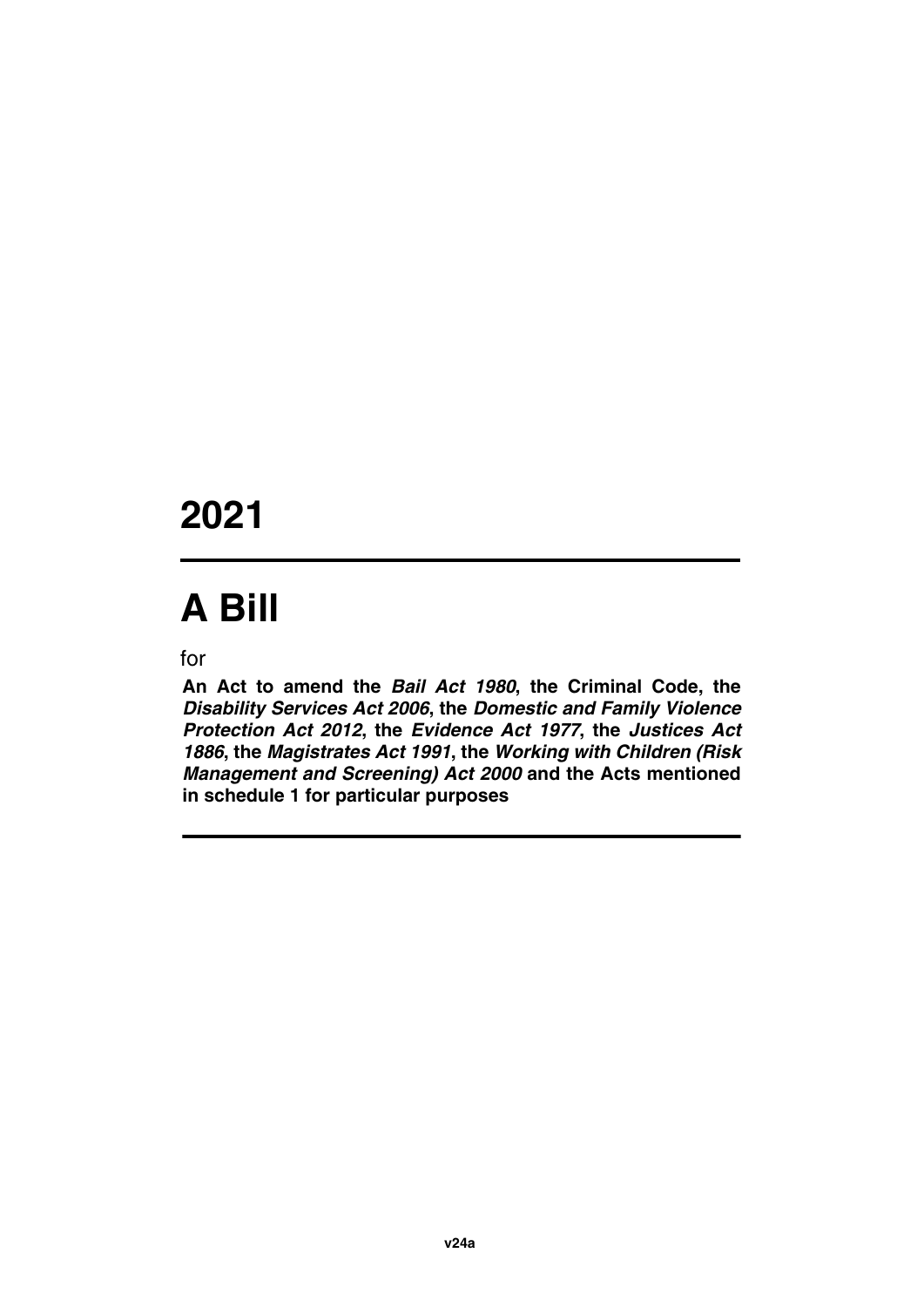# 2021

# A Bill

for

**An Act to amend the *Bail Act 1980*, the Criminal Code, the *Disability Services Act 2006*, the *Domestic and Family Violence Protection Act 2012*, the *Evidence Act 1977*, the *Justices Act 1886*, the *Magistrates Act 1991*, the *Working with Children (Risk Management and Screening) Act 2000* and the Acts mentioned in schedule 1 for particular purposes**

**v24a**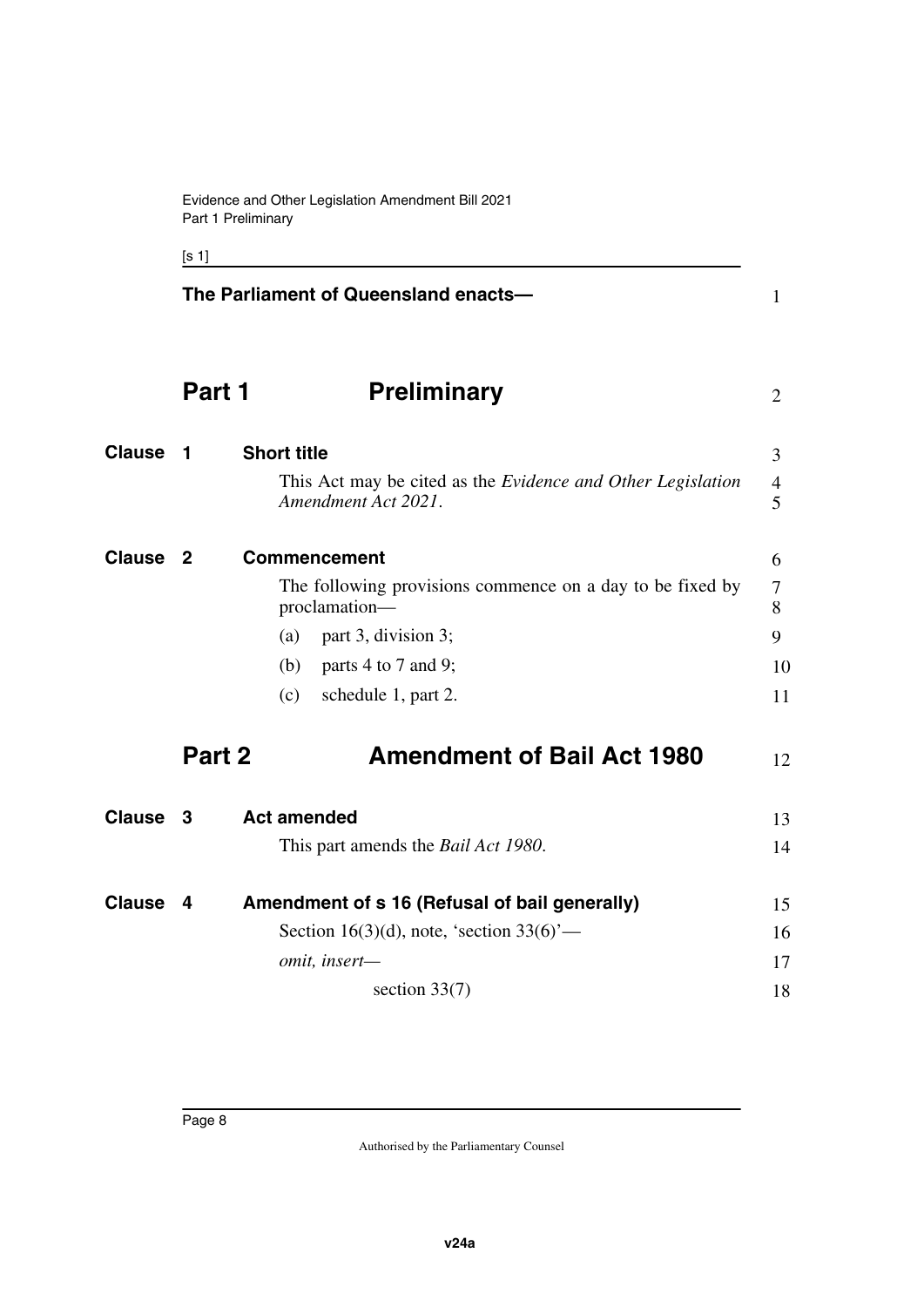The Parliament of Queensland enacts—

# Part 1 Preliminary

## Clause 1 Short title

This Act may be cited as the *Evidence and Other Legislation Amendment Act 2021*.

## Clause 2 Commencement

The following provisions commence on a day to be fixed by proclamation—

(a) part 3, division 3;

(b) parts 4 to 7 and 9;

(c) schedule 1, part 2.

# Part 2 Amendment of Bail Act 1980

## Clause 3 Act amended

This part amends the *Bail Act 1980*.

## Clause 4 Amendment of s 16 (Refusal of bail generally)

Section 16(3)(d), note, 'section 33(6)'—

*omit, insert—*

section 33(7)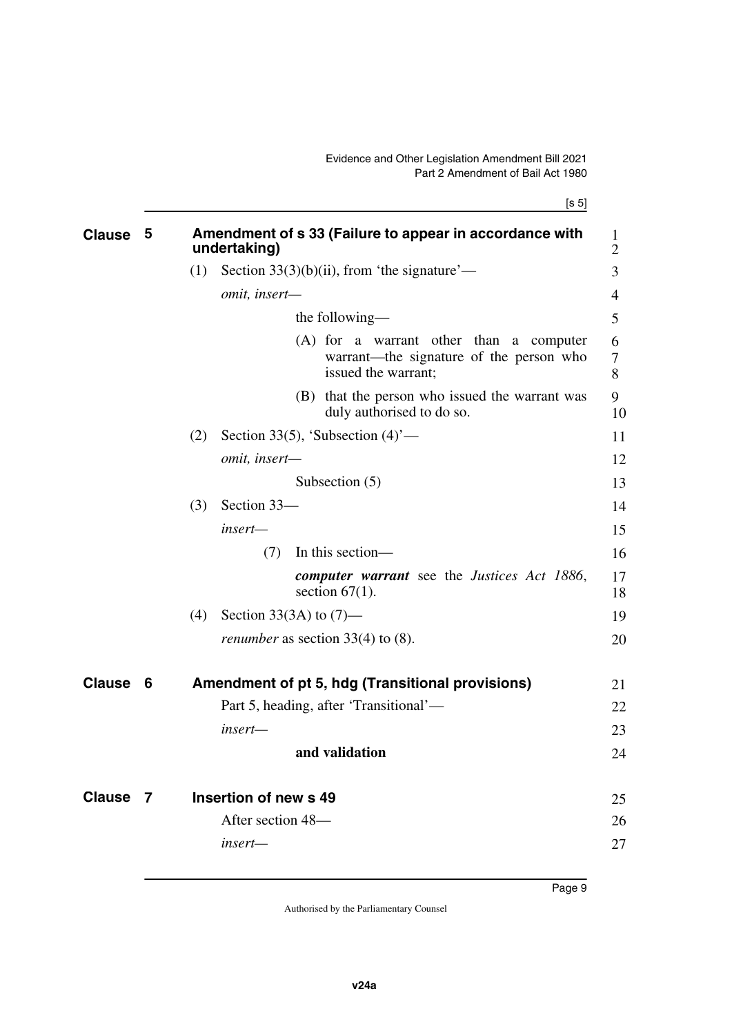## Clause 5 Amendment of s 33 (Failure to appear in accordance with undertaking)

(1) Section 33(3)(b)(ii), from 'the signature'—

*omit, insert*—

the following—

(A) for a warrant other than a computer warrant—the signature of the person who issued the warrant;

(B) that the person who issued the warrant was duly authorised to do so.

(2) Section 33(5), 'Subsection (4)'—

*omit, insert*—

Subsection (5)

(3) Section 33—

*insert*—

(7) In this section—

***computer warrant*** see the *Justices Act 1886*, section 67(1).

(4) Section 33(3A) to (7)—

*renumber* as section 33(4) to (8).

## Clause 6 Amendment of pt 5, hdg (Transitional provisions)

Part 5, heading, after 'Transitional'—

*insert*—

**and validation**

## Clause 7 Insertion of new s 49

After section 48—

*insert*—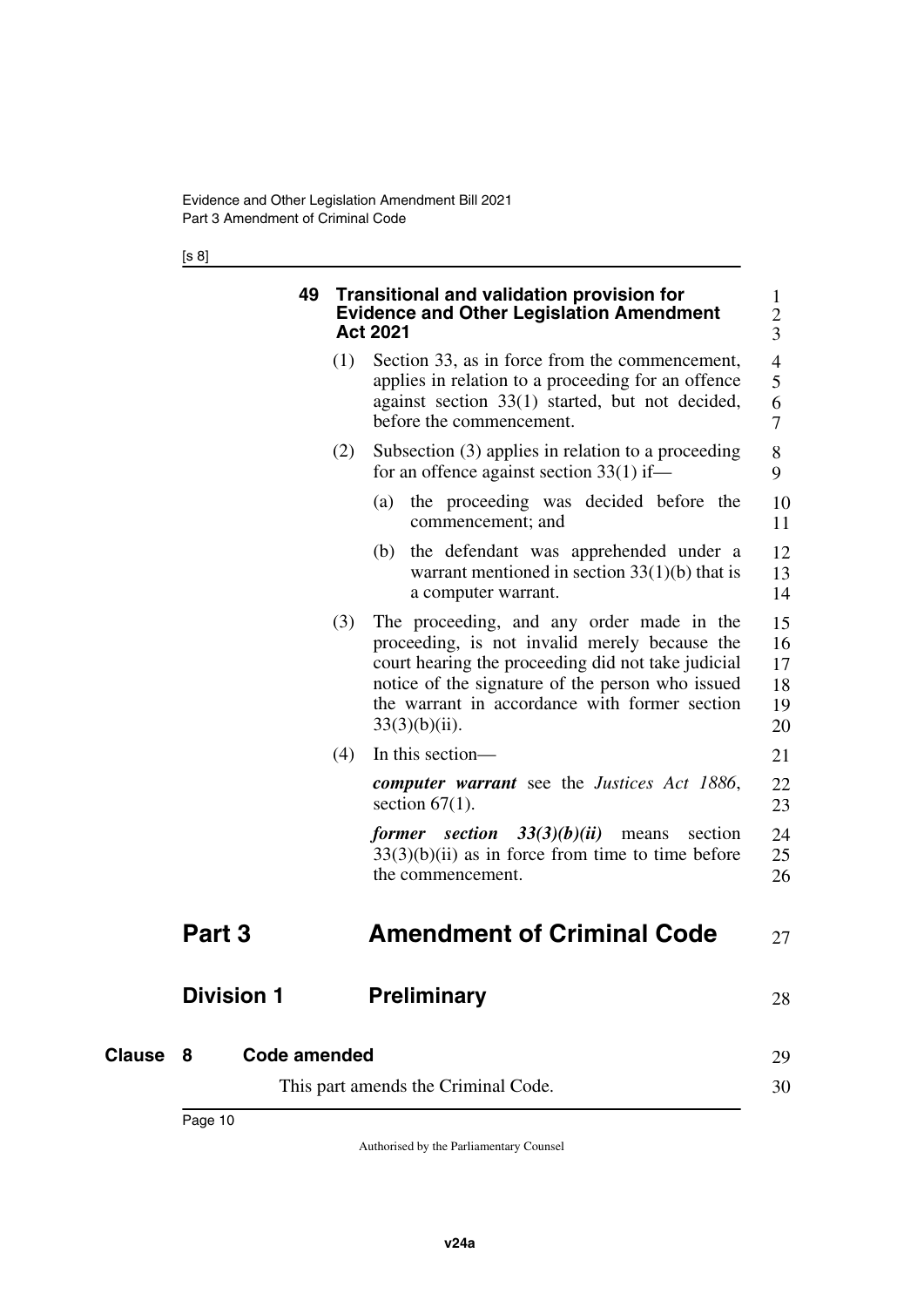### 49 Transitional and validation provision for Evidence and Other Legislation Amendment Act 2021

(1) Section 33, as in force from the commencement, applies in relation to a proceeding for an offence against section 33(1) started, but not decided, before the commencement.

(2) Subsection (3) applies in relation to a proceeding for an offence against section 33(1) if—

(a) the proceeding was decided before the commencement; and

(b) the defendant was apprehended under a warrant mentioned in section 33(1)(b) that is a computer warrant.

(3) The proceeding, and any order made in the proceeding, is not invalid merely because the court hearing the proceeding did not take judicial notice of the signature of the person who issued the warrant in accordance with former section 33(3)(b)(ii).

(4) In this section—

***computer warrant*** see the *Justices Act 1886*, section 67(1).

***former section 33(3)(b)(ii)*** means section 33(3)(b)(ii) as in force from time to time before the commencement.

# Part 3 Amendment of Criminal Code

## Division 1 Preliminary

### Clause 8 Code amended

This part amends the Criminal Code.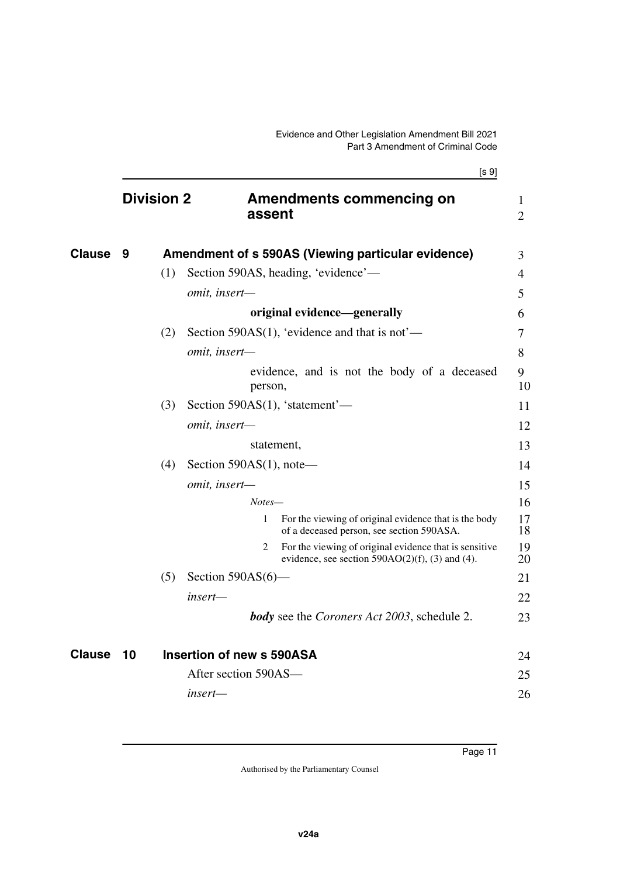## Division 2 Amendments commencing on assent

### Clause 9 Amendment of s 590AS (Viewing particular evidence)

(1) Section 590AS, heading, 'evidence'—

*omit, insert—*

**original evidence—generally**

(2) Section 590AS(1), 'evidence and that is not'—

*omit, insert—*

evidence, and is not the body of a deceased person,

(3) Section 590AS(1), 'statement'—

*omit, insert—*

statement,

(4) Section 590AS(1), note—

*omit, insert—*

*Notes—*

1 For the viewing of original evidence that is the body of a deceased person, see section 590ASA.

2 For the viewing of original evidence that is sensitive evidence, see section 590AO(2)(f), (3) and (4).

(5) Section 590AS(6)—

*insert—*

***body*** see the *Coroners Act 2003*, schedule 2.

### Clause 10 Insertion of new s 590ASA

After section 590AS—

*insert—*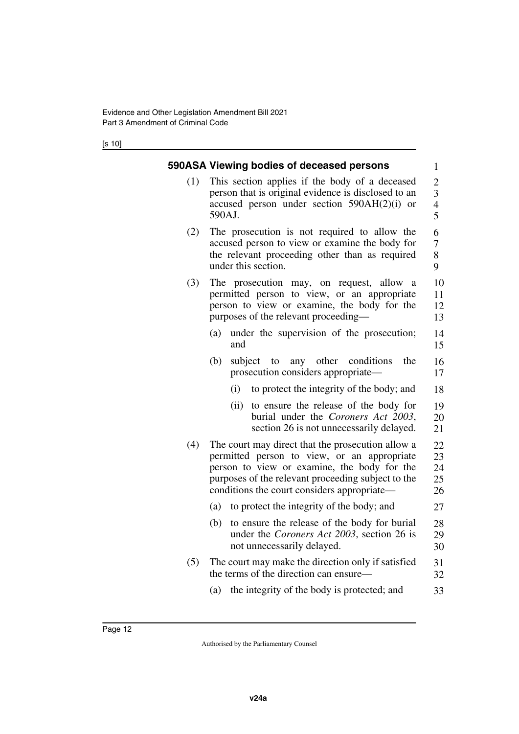## 590ASA Viewing bodies of deceased persons

(1) This section applies if the body of a deceased person that is original evidence is disclosed to an accused person under section 590AH(2)(i) or 590AJ.

(2) The prosecution is not required to allow the accused person to view or examine the body for the relevant proceeding other than as required under this section.

(3) The prosecution may, on request, allow a permitted person to view, or an appropriate person to view or examine, the body for the purposes of the relevant proceeding—

- (a) under the supervision of the prosecution; and
- (b) subject to any other conditions the prosecution considers appropriate—
  - (i) to protect the integrity of the body; and
  - (ii) to ensure the release of the body for burial under the *Coroners Act 2003*, section 26 is not unnecessarily delayed.

(4) The court may direct that the prosecution allow a permitted person to view, or an appropriate person to view or examine, the body for the purposes of the relevant proceeding subject to the conditions the court considers appropriate—

- (a) to protect the integrity of the body; and
- (b) to ensure the release of the body for burial under the *Coroners Act 2003*, section 26 is not unnecessarily delayed.

(5) The court may make the direction only if satisfied the terms of the direction can ensure—

- (a) the integrity of the body is protected; and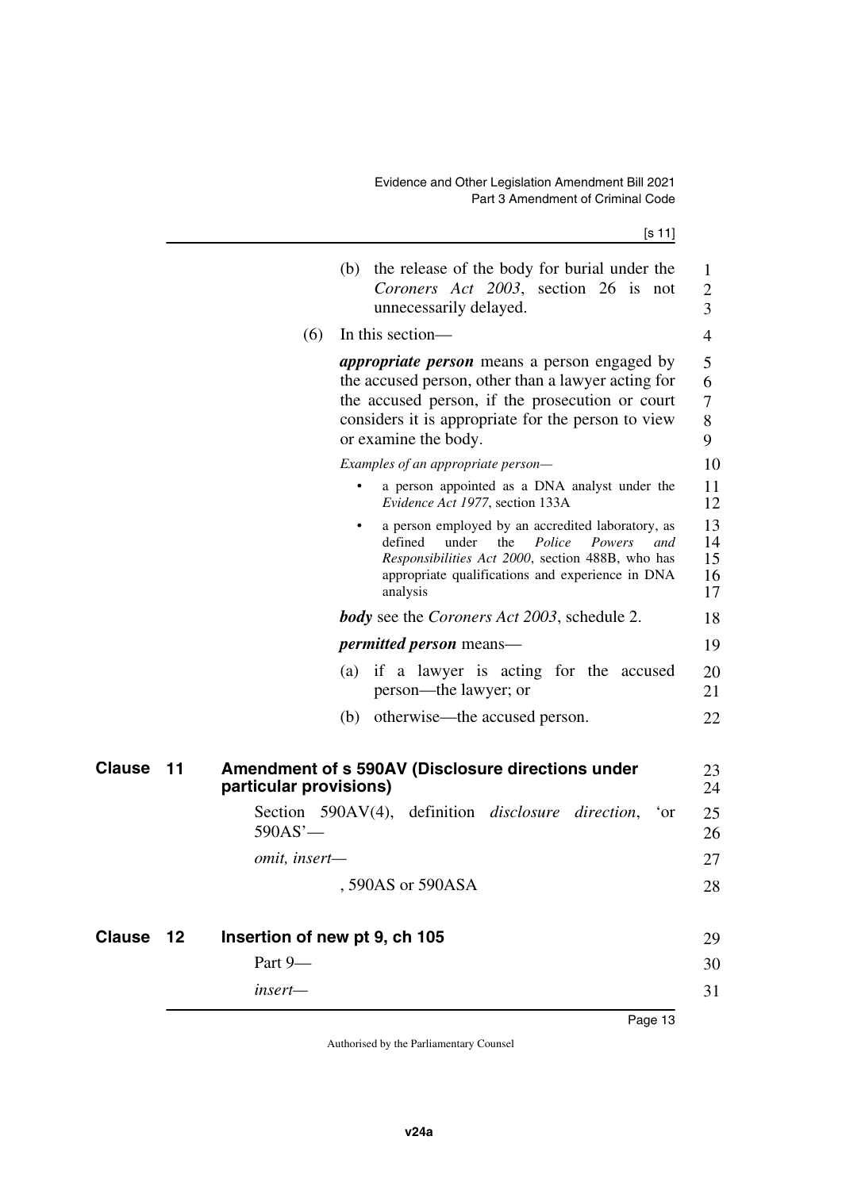(b) the release of the body for burial under the *Coroners Act 2003*, section 26 is not unnecessarily delayed.

(6) In this section—

***appropriate person*** means a person engaged by the accused person, other than a lawyer acting for the accused person, if the prosecution or court considers it is appropriate for the person to view or examine the body.

*Examples of an appropriate person—*

- a person appointed as a DNA analyst under the *Evidence Act 1977*, section 133A
- a person employed by an accredited laboratory, as defined under the *Police Powers and Responsibilities Act 2000*, section 488B, who has appropriate qualifications and experience in DNA analysis

***body*** see the *Coroners Act 2003*, schedule 2.

***permitted person*** means—

(a) if a lawyer is acting for the accused person—the lawyer; or

(b) otherwise—the accused person.

## Clause 11 Amendment of s 590AV (Disclosure directions under particular provisions)

Section 590AV(4), definition *disclosure direction*, 'or 590AS'—

*omit, insert—*

, 590AS or 590ASA

## Clause 12 Insertion of new pt 9, ch 105

Part 9—

*insert—*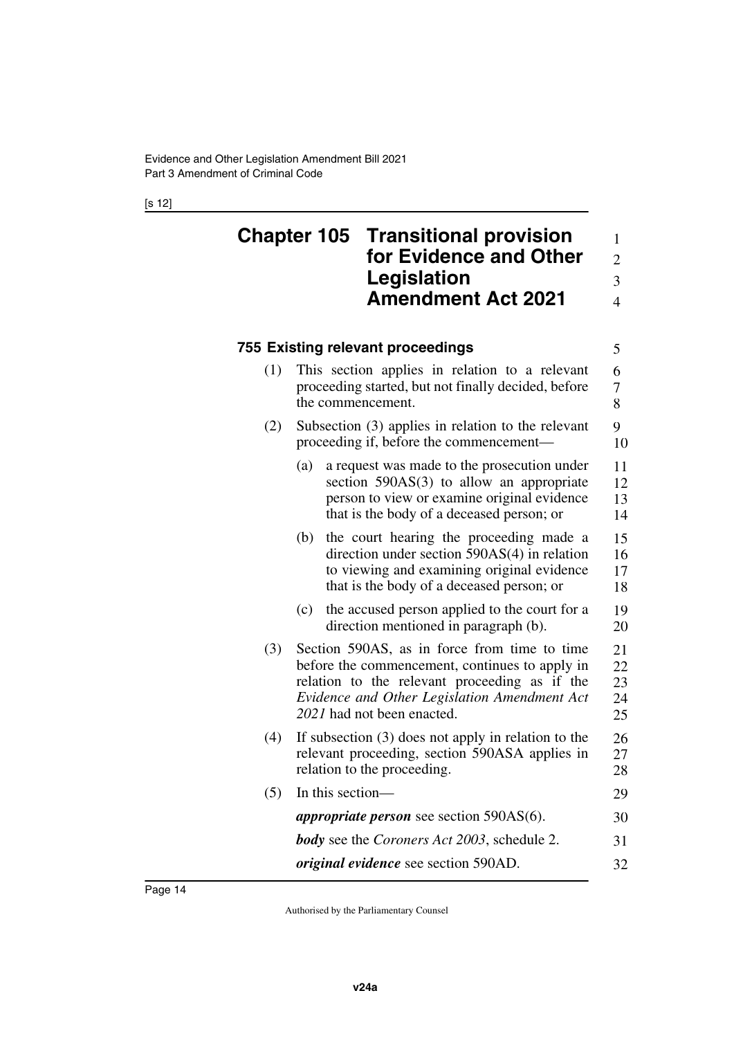# Chapter 105 Transitional provision for Evidence and Other Legislation Amendment Act 2021

## 755 Existing relevant proceedings

(1) This section applies in relation to a relevant proceeding started, but not finally decided, before the commencement.

(2) Subsection (3) applies in relation to the relevant proceeding if, before the commencement—

(a) a request was made to the prosecution under section 590AS(3) to allow an appropriate person to view or examine original evidence that is the body of a deceased person; or

(b) the court hearing the proceeding made a direction under section 590AS(4) in relation to viewing and examining original evidence that is the body of a deceased person; or

(c) the accused person applied to the court for a direction mentioned in paragraph (b).

(3) Section 590AS, as in force from time to time before the commencement, continues to apply in relation to the relevant proceeding as if the *Evidence and Other Legislation Amendment Act 2021* had not been enacted.

(4) If subsection (3) does not apply in relation to the relevant proceeding, section 590ASA applies in relation to the proceeding.

(5) In this section—

***appropriate person*** see section 590AS(6).

***body*** see the *Coroners Act 2003*, schedule 2.

***original evidence*** see section 590AD.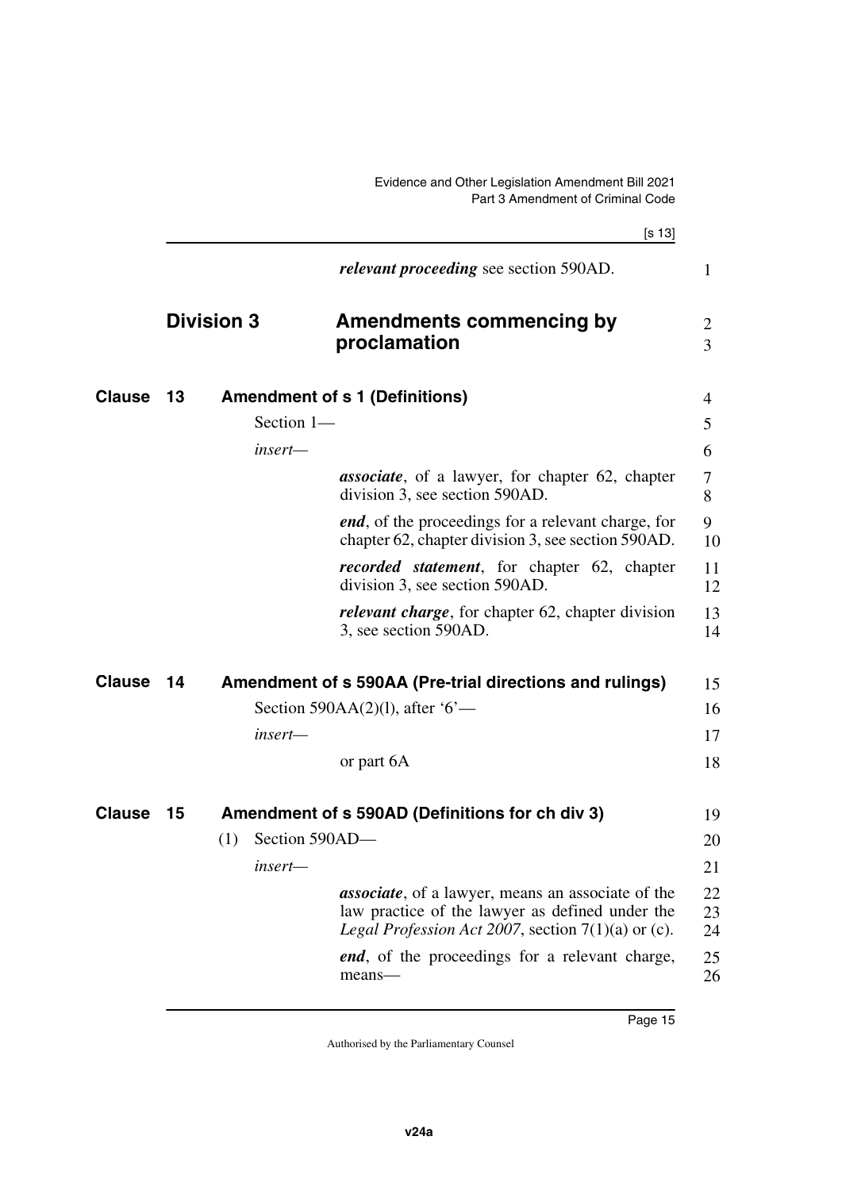*relevant proceeding* see section 590AD.

## Division 3 Amendments commencing by proclamation

### Clause 13 Amendment of s 1 (Definitions)

Section 1—

*insert*—

> ***associate***, of a lawyer, for chapter 62, chapter division 3, see section 590AD.
>
> ***end***, of the proceedings for a relevant charge, for chapter 62, chapter division 3, see section 590AD.
>
> ***recorded statement***, for chapter 62, chapter division 3, see section 590AD.
>
> ***relevant charge***, for chapter 62, chapter division 3, see section 590AD.

### Clause 14 Amendment of s 590AA (Pre-trial directions and rulings)

Section 590AA(2)(l), after '6'—

*insert*—

> or part 6A

### Clause 15 Amendment of s 590AD (Definitions for ch div 3)

(1) Section 590AD—

*insert*—

> ***associate***, of a lawyer, means an associate of the law practice of the lawyer as defined under the *Legal Profession Act 2007*, section 7(1)(a) or (c).
>
> ***end***, of the proceedings for a relevant charge, means—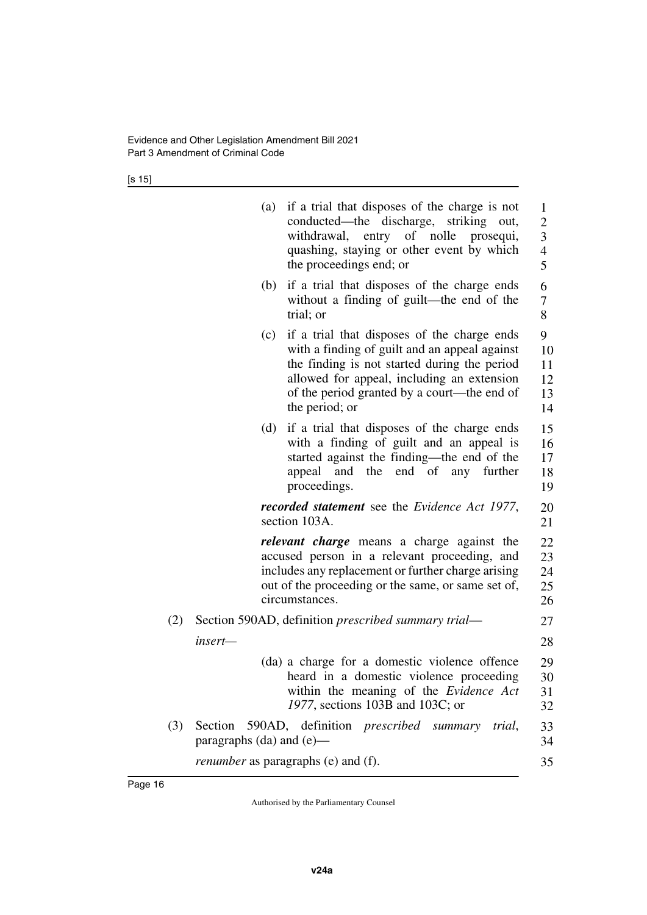(a) if a trial that disposes of the charge is not conducted—the discharge, striking out, withdrawal, entry of nolle prosequi, quashing, staying or other event by which the proceedings end; or

(b) if a trial that disposes of the charge ends without a finding of guilt—the end of the trial; or

(c) if a trial that disposes of the charge ends with a finding of guilt and an appeal against the finding is not started during the period allowed for appeal, including an extension of the period granted by a court—the end of the period; or

(d) if a trial that disposes of the charge ends with a finding of guilt and an appeal is started against the finding—the end of the appeal and the end of any further proceedings.

***recorded statement*** see the *Evidence Act 1977*, section 103A.

***relevant charge*** means a charge against the accused person in a relevant proceeding, and includes any replacement or further charge arising out of the proceeding or the same, or same set of, circumstances.

(2) Section 590AD, definition *prescribed summary trial*—

*insert*—

(da) a charge for a domestic violence offence heard in a domestic violence proceeding within the meaning of the *Evidence Act 1977*, sections 103B and 103C; or

(3) Section 590AD, definition *prescribed summary trial*, paragraphs (da) and (e)—

*renumber* as paragraphs (e) and (f).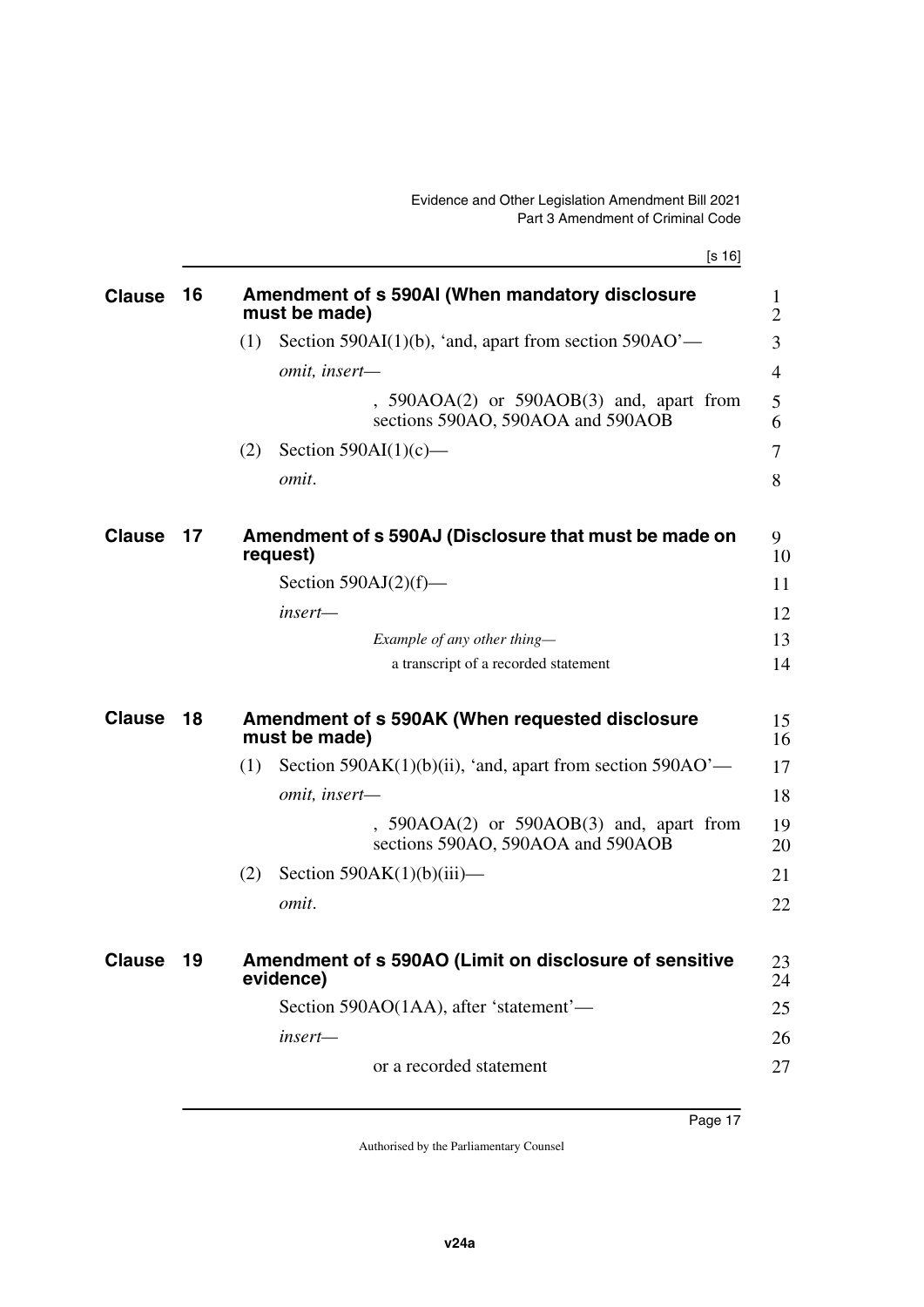## Clause 16 Amendment of s 590AI (When mandatory disclosure must be made)

(1) Section 590AI(1)(b), 'and, apart from section 590AO'—

*omit, insert—*

, 590AOA(2) or 590AOB(3) and, apart from sections 590AO, 590AOA and 590AOB

(2) Section 590AI(1)(c)—

*omit.*

## Clause 17 Amendment of s 590AJ (Disclosure that must be made on request)

Section 590AJ(2)(f)—

*insert—*

*Example of any other thing—*

a transcript of a recorded statement

## Clause 18 Amendment of s 590AK (When requested disclosure must be made)

(1) Section 590AK(1)(b)(ii), 'and, apart from section 590AO'—

*omit, insert—*

, 590AOA(2) or 590AOB(3) and, apart from sections 590AO, 590AOA and 590AOB

(2) Section 590AK(1)(b)(iii)—

*omit.*

## Clause 19 Amendment of s 590AO (Limit on disclosure of sensitive evidence)

Section 590AO(1AA), after 'statement'—

*insert—*

or a recorded statement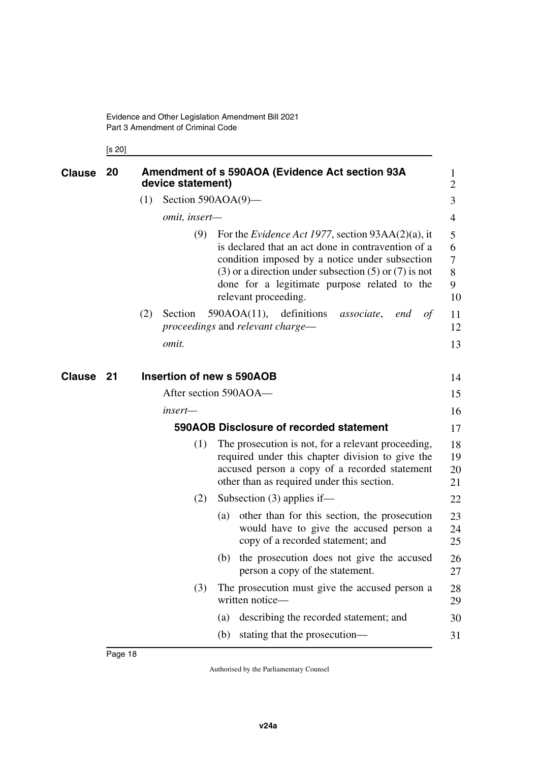## Clause 20 Amendment of s 590AOA (Evidence Act section 93A device statement)

(1) Section 590AOA(9)—

*omit, insert—*

(9) For the *Evidence Act 1977*, section 93AA(2)(a), it is declared that an act done in contravention of a condition imposed by a notice under subsection (3) or a direction under subsection (5) or (7) is not done for a legitimate purpose related to the relevant proceeding.

(2) Section 590AOA(11), definitions *associate*, *end of proceedings* and *relevant charge*—

*omit.*

## Clause 21 Insertion of new s 590AOB

After section 590AOA—

*insert—*

### 590AOB Disclosure of recorded statement

(1) The prosecution is not, for a relevant proceeding, required under this chapter division to give the accused person a copy of a recorded statement other than as required under this section.

(2) Subsection (3) applies if—

(a) other than for this section, the prosecution would have to give the accused person a copy of a recorded statement; and

(b) the prosecution does not give the accused person a copy of the statement.

(3) The prosecution must give the accused person a written notice—

(a) describing the recorded statement; and

(b) stating that the prosecution—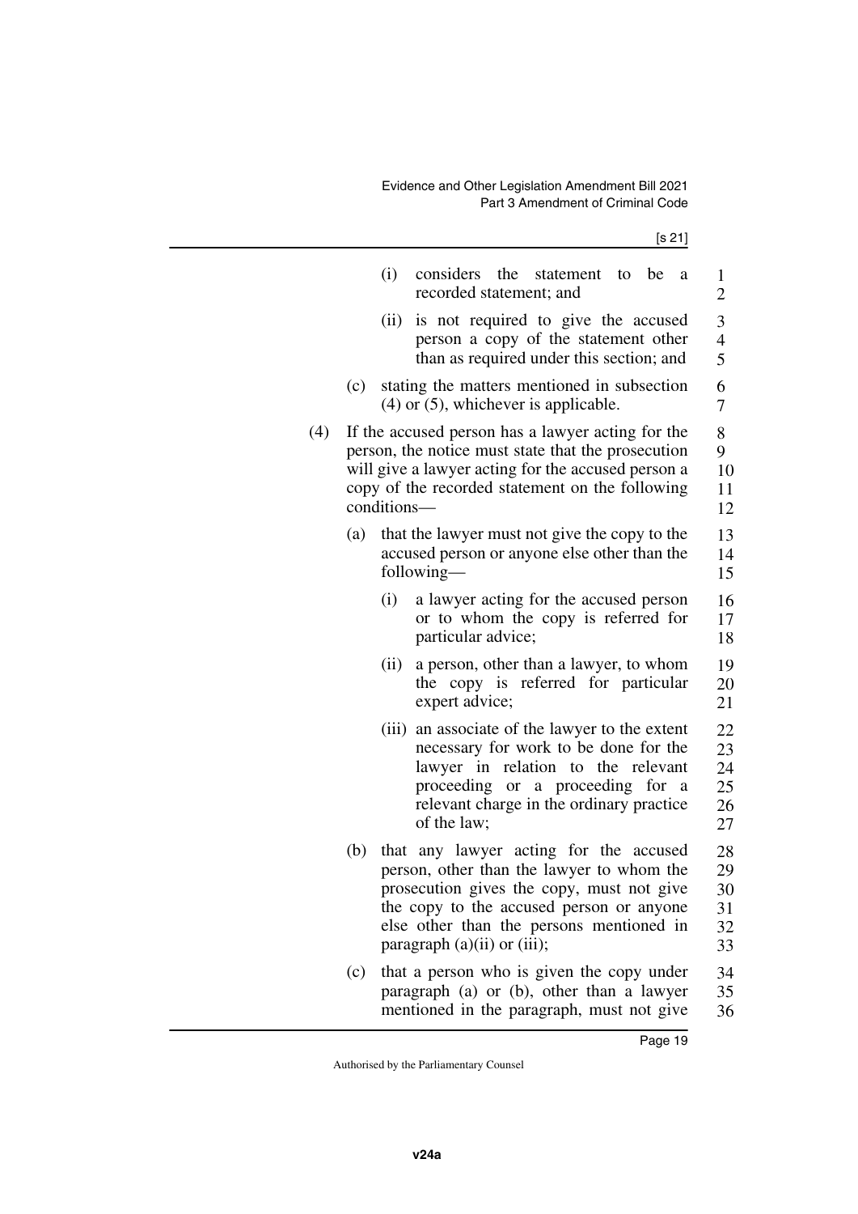(i) considers the statement to be a recorded statement; and

(ii) is not required to give the accused person a copy of the statement other than as required under this section; and

(c) stating the matters mentioned in subsection (4) or (5), whichever is applicable.

(4) If the accused person has a lawyer acting for the person, the notice must state that the prosecution will give a lawyer acting for the accused person a copy of the recorded statement on the following conditions—

(a) that the lawyer must not give the copy to the accused person or anyone else other than the following—

(i) a lawyer acting for the accused person or to whom the copy is referred for particular advice;

(ii) a person, other than a lawyer, to whom the copy is referred for particular expert advice;

(iii) an associate of the lawyer to the extent necessary for work to be done for the lawyer in relation to the relevant proceeding or a proceeding for a relevant charge in the ordinary practice of the law;

(b) that any lawyer acting for the accused person, other than the lawyer to whom the prosecution gives the copy, must not give the copy to the accused person or anyone else other than the persons mentioned in paragraph (a)(ii) or (iii);

(c) that a person who is given the copy under paragraph (a) or (b), other than a lawyer mentioned in the paragraph, must not give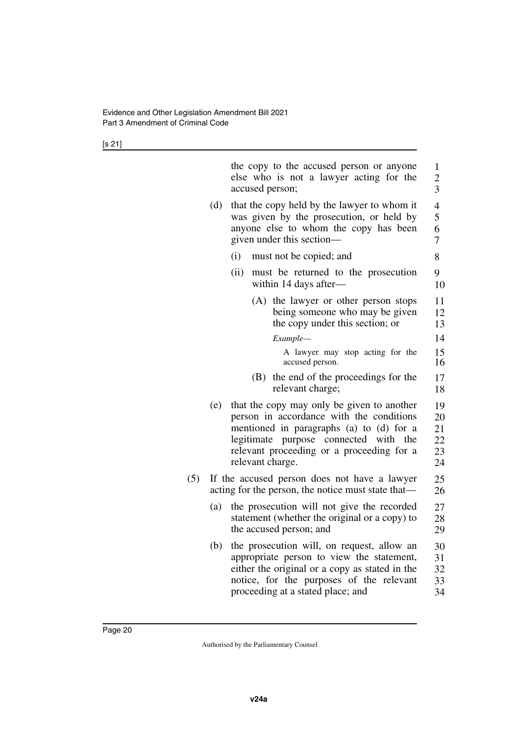the copy to the accused person or anyone else who is not a lawyer acting for the accused person;

(d) that the copy held by the lawyer to whom it was given by the prosecution, or held by anyone else to whom the copy has been given under this section—

(i) must not be copied; and

(ii) must be returned to the prosecution within 14 days after—

(A) the lawyer or other person stops being someone who may be given the copy under this section; or

*Example—*

A lawyer may stop acting for the accused person.

(B) the end of the proceedings for the relevant charge;

(e) that the copy may only be given to another person in accordance with the conditions mentioned in paragraphs (a) to (d) for a legitimate purpose connected with the relevant proceeding or a proceeding for a relevant charge.

(5) If the accused person does not have a lawyer acting for the person, the notice must state that—

(a) the prosecution will not give the recorded statement (whether the original or a copy) to the accused person; and

(b) the prosecution will, on request, allow an appropriate person to view the statement, either the original or a copy as stated in the notice, for the purposes of the relevant proceeding at a stated place; and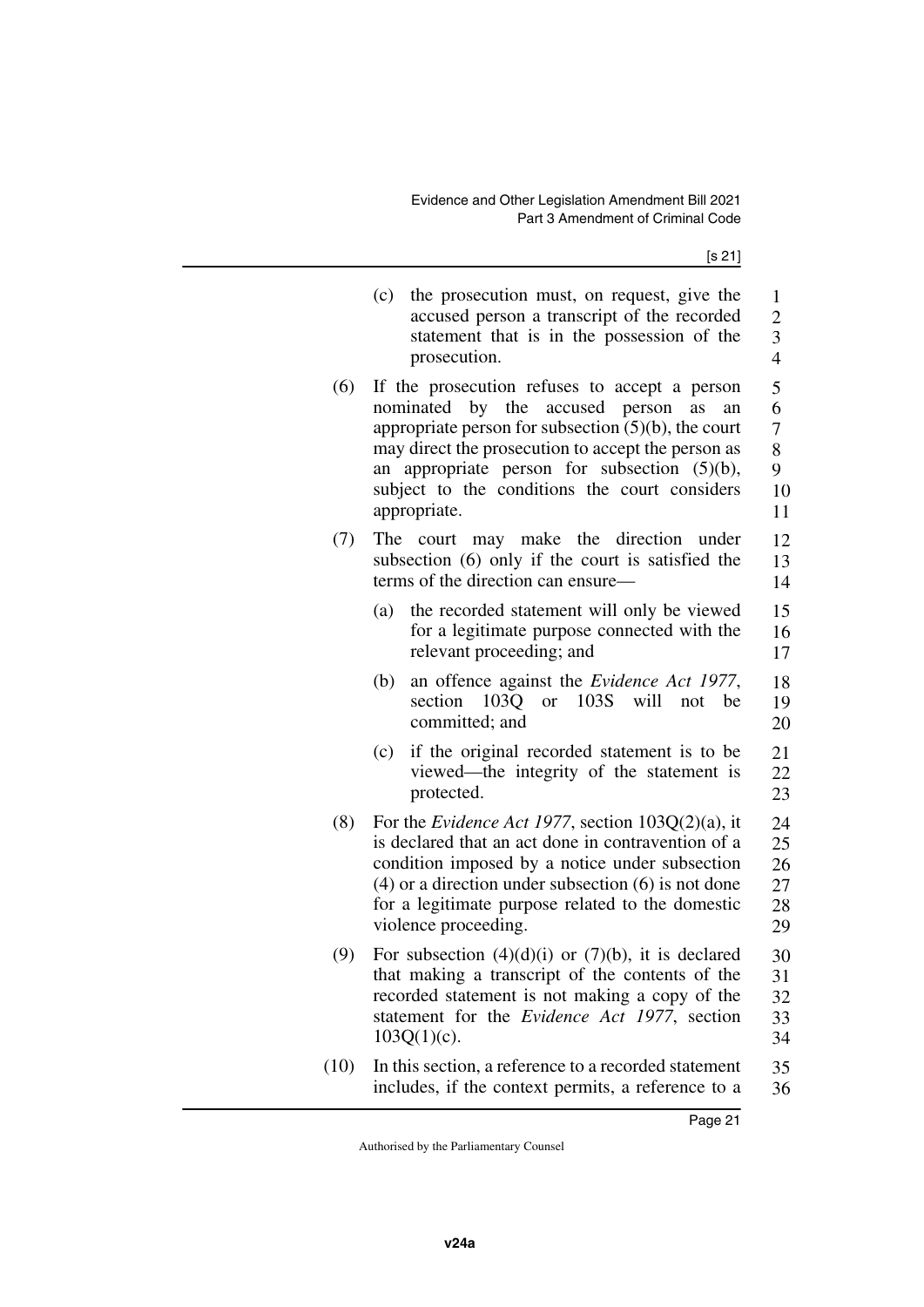(c) the prosecution must, on request, give the accused person a transcript of the recorded statement that is in the possession of the prosecution.

(6) If the prosecution refuses to accept a person nominated by the accused person as an appropriate person for subsection (5)(b), the court may direct the prosecution to accept the person as an appropriate person for subsection (5)(b), subject to the conditions the court considers appropriate.

(7) The court may make the direction under subsection (6) only if the court is satisfied the terms of the direction can ensure—

(a) the recorded statement will only be viewed for a legitimate purpose connected with the relevant proceeding; and

(b) an offence against the *Evidence Act 1977*, section 103Q or 103S will not be committed; and

(c) if the original recorded statement is to be viewed—the integrity of the statement is protected.

(8) For the *Evidence Act 1977*, section 103Q(2)(a), it is declared that an act done in contravention of a condition imposed by a notice under subsection (4) or a direction under subsection (6) is not done for a legitimate purpose related to the domestic violence proceeding.

(9) For subsection (4)(d)(i) or (7)(b), it is declared that making a transcript of the contents of the recorded statement is not making a copy of the statement for the *Evidence Act 1977*, section 103Q(1)(c).

(10) In this section, a reference to a recorded statement includes, if the context permits, a reference to a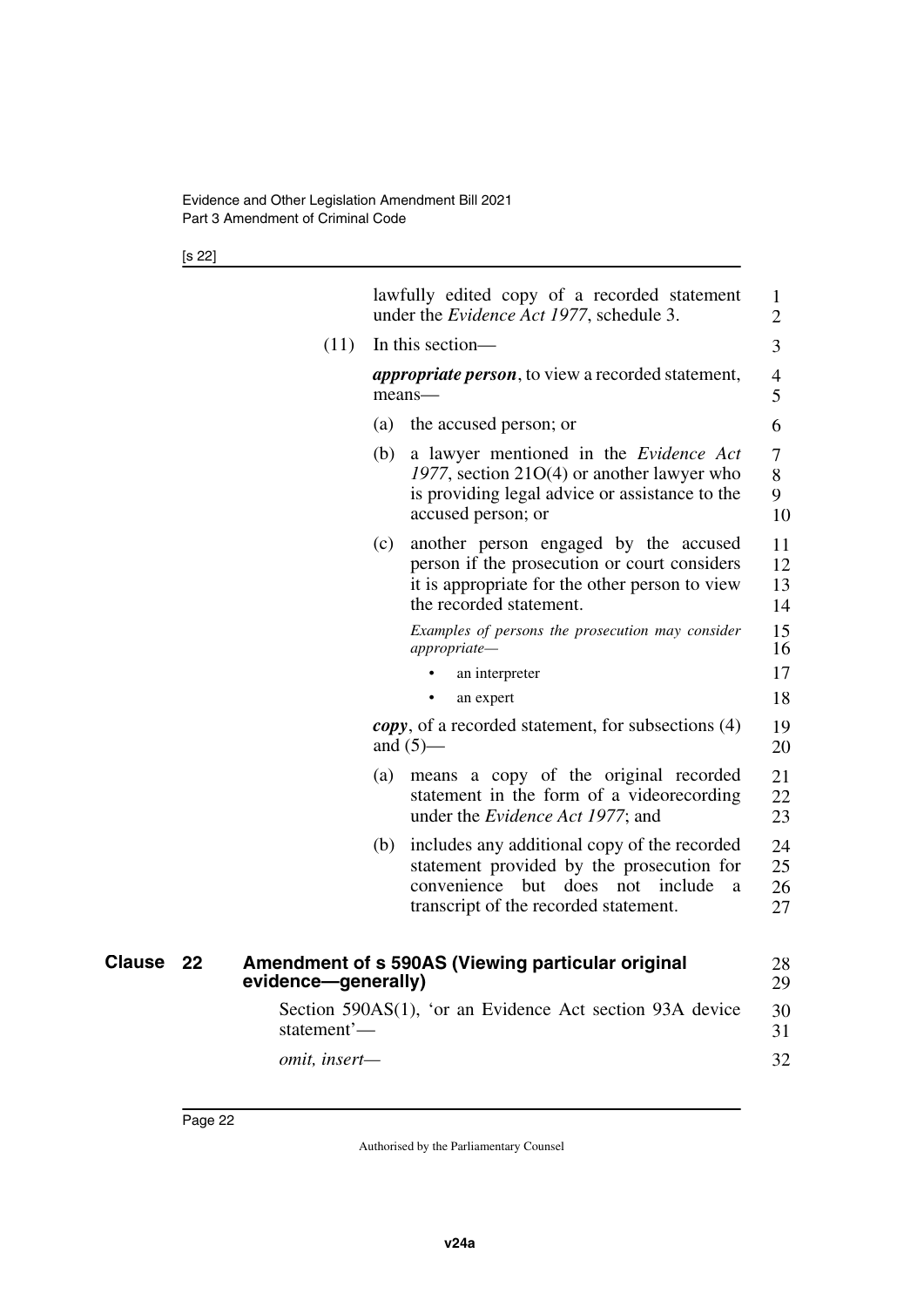lawfully edited copy of a recorded statement under the *Evidence Act 1977*, schedule 3.

(11) In this section—

***appropriate person***, to view a recorded statement, means—

(a) the accused person; or

(b) a lawyer mentioned in the *Evidence Act 1977*, section 21O(4) or another lawyer who is providing legal advice or assistance to the accused person; or

(c) another person engaged by the accused person if the prosecution or court considers it is appropriate for the other person to view the recorded statement.

*Examples of persons the prosecution may consider appropriate—*

- an interpreter
- an expert

***copy***, of a recorded statement, for subsections (4) and (5)—

(a) means a copy of the original recorded statement in the form of a videorecording under the *Evidence Act 1977*; and

(b) includes any additional copy of the recorded statement provided by the prosecution for convenience but does not include a transcript of the recorded statement.

## Clause 22 Amendment of s 590AS (Viewing particular original evidence—generally)

Section 590AS(1), 'or an Evidence Act section 93A device statement'—

*omit, insert—*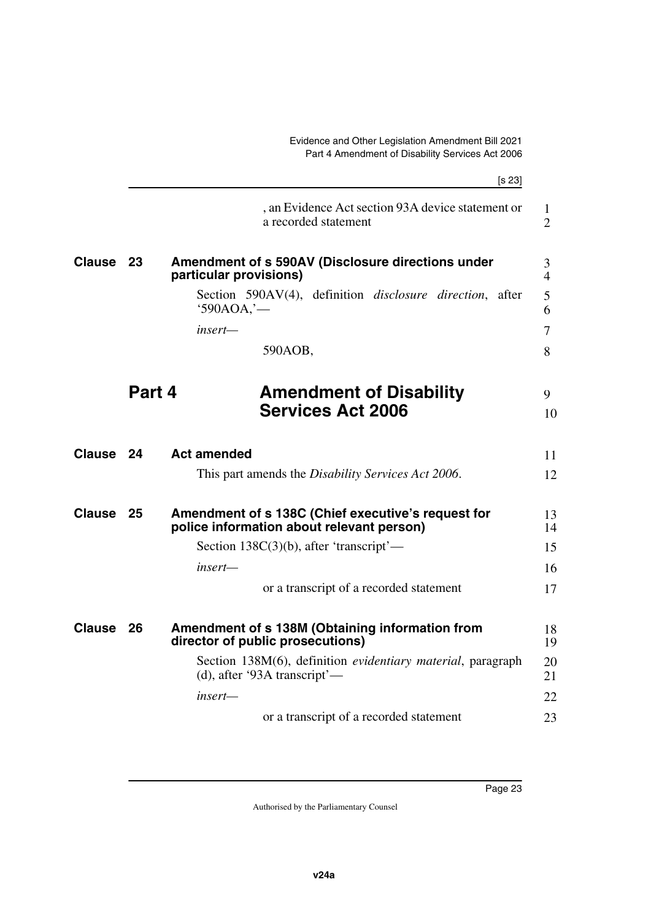, an Evidence Act section 93A device statement or a recorded statement

### Clause 23 Amendment of s 590AV (Disclosure directions under particular provisions)

Section 590AV(4), definition *disclosure direction*, after '590AOA,'—

*insert—*

590AOB,

## Part 4 Amendment of Disability Services Act 2006

### Clause 24 Act amended

This part amends the *Disability Services Act 2006*.

### Clause 25 Amendment of s 138C (Chief executive's request for police information about relevant person)

Section 138C(3)(b), after 'transcript'—

*insert—*

or a transcript of a recorded statement

### Clause 26 Amendment of s 138M (Obtaining information from director of public prosecutions)

Section 138M(6), definition *evidentiary material*, paragraph (d), after '93A transcript'—

*insert—*

or a transcript of a recorded statement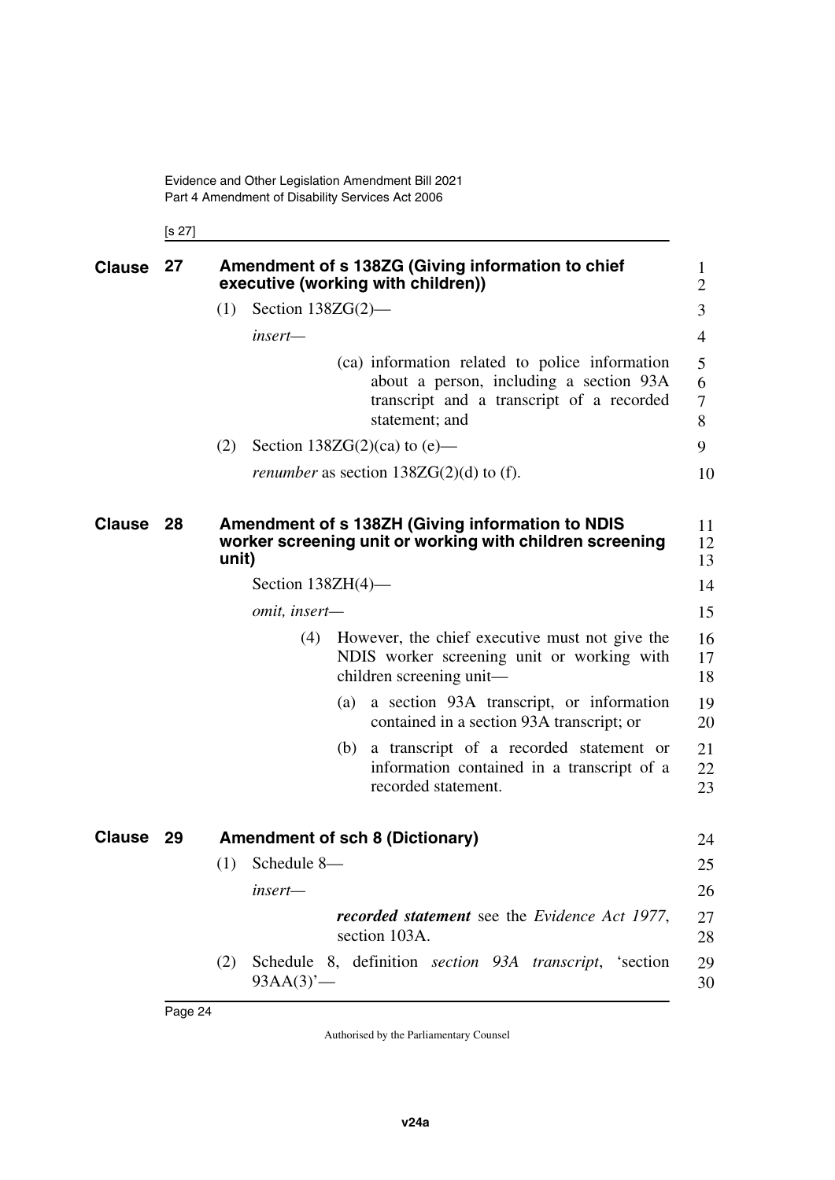## Clause 27 Amendment of s 138ZG (Giving information to chief executive (working with children))

(1) Section 138ZG(2)—

*insert*—

(ca) information related to police information about a person, including a section 93A transcript and a transcript of a recorded statement; and

(2) Section 138ZG(2)(ca) to (e)—

*renumber* as section 138ZG(2)(d) to (f).

## Clause 28 Amendment of s 138ZH (Giving information to NDIS worker screening unit or working with children screening unit)

Section 138ZH(4)—

*omit, insert*—

(4) However, the chief executive must not give the NDIS worker screening unit or working with children screening unit—

(a) a section 93A transcript, or information contained in a section 93A transcript; or

(b) a transcript of a recorded statement or information contained in a transcript of a recorded statement.

## Clause 29 Amendment of sch 8 (Dictionary)

(1) Schedule 8—

*insert*—

***recorded statement*** see the *Evidence Act 1977*, section 103A.

(2) Schedule 8, definition *section 93A transcript*, 'section 93AA(3)'—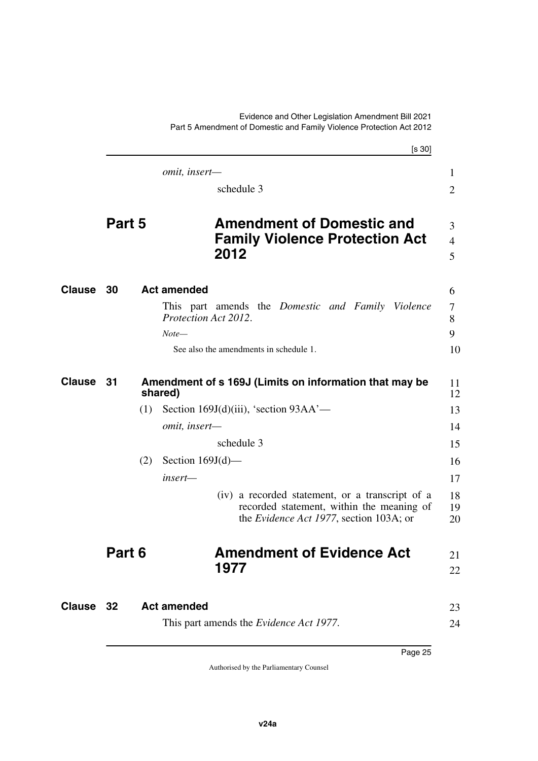*omit, insert—*

schedule 3

# Part 5 Amendment of Domestic and Family Violence Protection Act 2012

## Clause 30 Act amended

This part amends the *Domestic and Family Violence Protection Act 2012*.

*Note—*

See also the amendments in schedule 1.

## Clause 31 Amendment of s 169J (Limits on information that may be shared)

(1) Section 169J(d)(iii), 'section 93AA'—

*omit, insert—*

schedule 3

(2) Section 169J(d)—

*insert—*

(iv) a recorded statement, or a transcript of a recorded statement, within the meaning of the *Evidence Act 1977*, section 103A; or

# Part 6 Amendment of Evidence Act 1977

## Clause 32 Act amended

This part amends the *Evidence Act 1977*.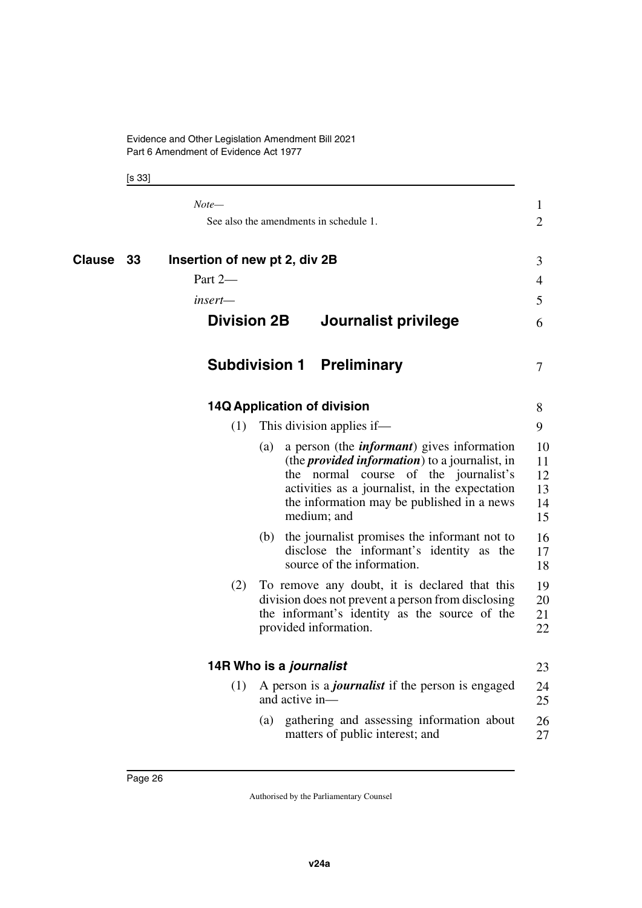*Note—*

See also the amendments in schedule 1.

**Clause 33 Insertion of new pt 2, div 2B**

Part 2—

*insert—*

## Division 2B Journalist privilege

### Subdivision 1 Preliminary

#### 14Q Application of division

(1) This division applies if—

(a) a person (the ***informant***) gives information (the ***provided information***) to a journalist, in the normal course of the journalist's activities as a journalist, in the expectation the information may be published in a news medium; and

(b) the journalist promises the informant not to disclose the informant's identity as the source of the information.

(2) To remove any doubt, it is declared that this division does not prevent a person from disclosing the informant's identity as the source of the provided information.

#### 14R Who is a *journalist*

(1) A person is a ***journalist*** if the person is engaged and active in—

(a) gathering and assessing information about matters of public interest; and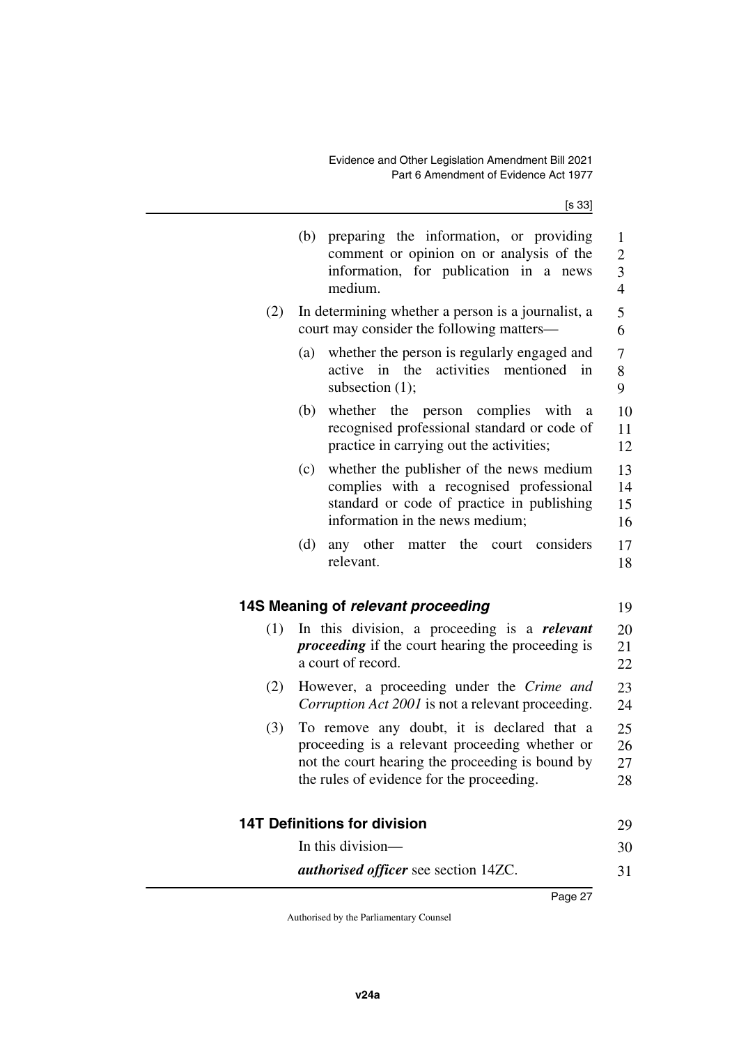(b) preparing the information, or providing comment or opinion on or analysis of the information, for publication in a news medium.

(2) In determining whether a person is a journalist, a court may consider the following matters—

(a) whether the person is regularly engaged and active in the activities mentioned in subsection (1);

(b) whether the person complies with a recognised professional standard or code of practice in carrying out the activities;

(c) whether the publisher of the news medium complies with a recognised professional standard or code of practice in publishing information in the news medium;

(d) any other matter the court considers relevant.

### 14S Meaning of *relevant proceeding*

(1) In this division, a proceeding is a ***relevant proceeding*** if the court hearing the proceeding is a court of record.

(2) However, a proceeding under the *Crime and Corruption Act 2001* is not a relevant proceeding.

(3) To remove any doubt, it is declared that a proceeding is a relevant proceeding whether or not the court hearing the proceeding is bound by the rules of evidence for the proceeding.

### 14T Definitions for division

In this division—

***authorised officer*** see section 14ZC.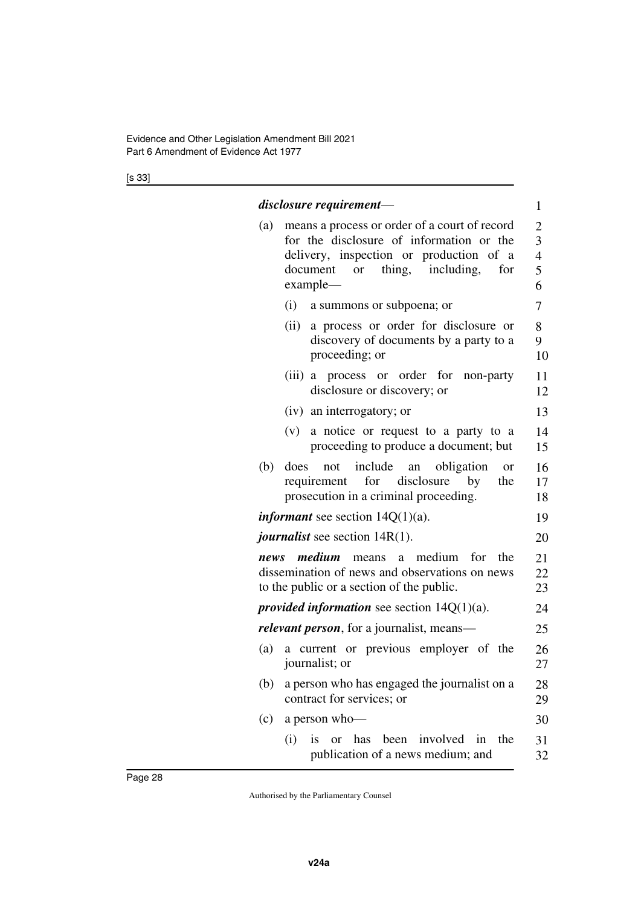***disclosure requirement***—

(a) means a process or order of a court of record for the disclosure of information or the delivery, inspection or production of a document or thing, including, for example—

  (i) a summons or subpoena; or

  (ii) a process or order for disclosure or discovery of documents by a party to a proceeding; or

  (iii) a process or order for non-party disclosure or discovery; or

  (iv) an interrogatory; or

  (v) a notice or request to a party to a proceeding to produce a document; but

(b) does not include an obligation or requirement for disclosure by the prosecution in a criminal proceeding.

***informant*** see section 14Q(1)(a).

***journalist*** see section 14R(1).

***news medium*** means a medium for the dissemination of news and observations on news to the public or a section of the public.

***provided information*** see section 14Q(1)(a).

***relevant person***, for a journalist, means—

(a) a current or previous employer of the journalist; or

(b) a person who has engaged the journalist on a contract for services; or

(c) a person who—

  (i) is or has been involved in the publication of a news medium; and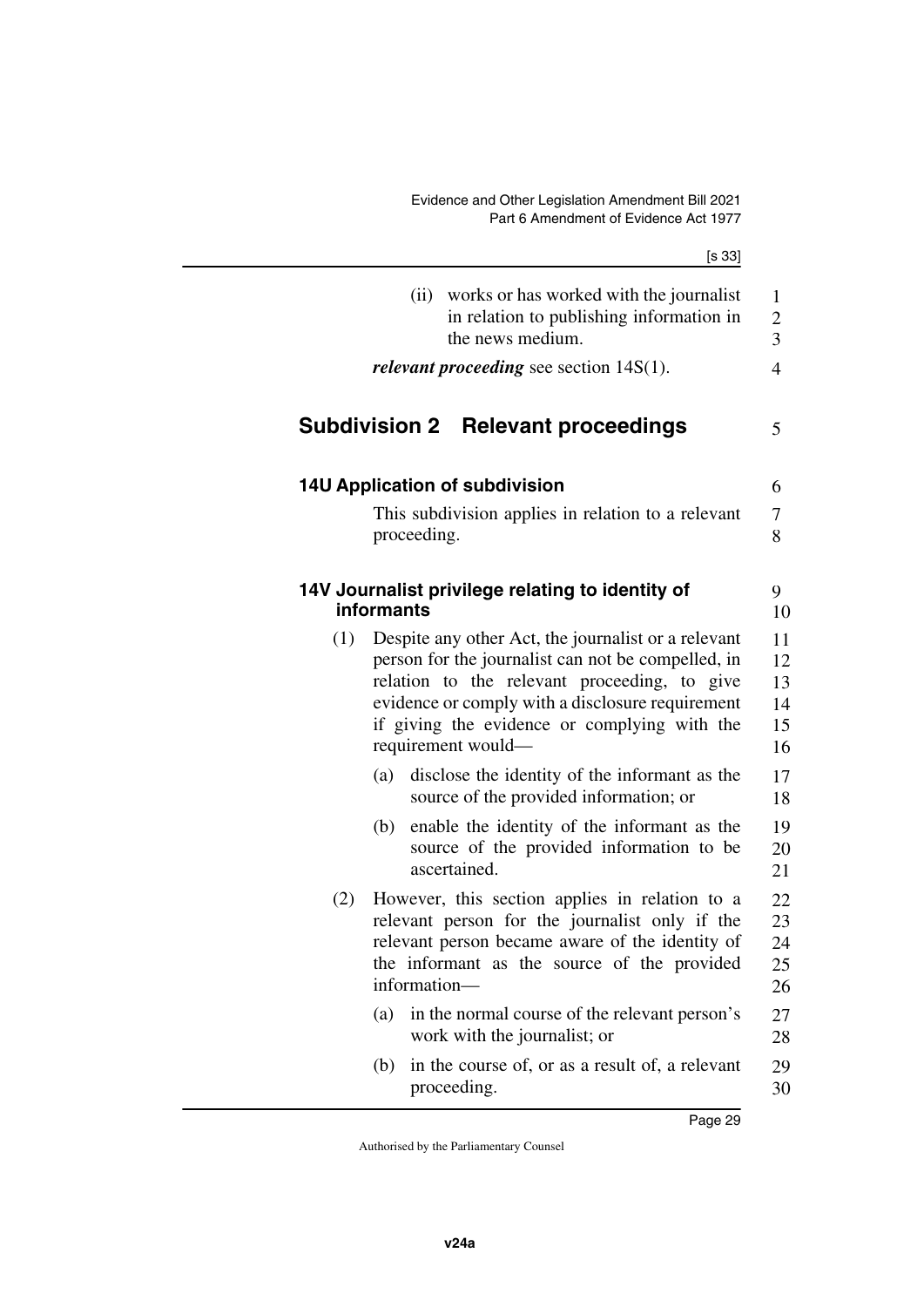(ii) works or has worked with the journalist in relation to publishing information in the news medium.

***relevant proceeding*** see section 14S(1).

## Subdivision 2 Relevant proceedings

### 14U Application of subdivision

This subdivision applies in relation to a relevant proceeding.

### 14V Journalist privilege relating to identity of informants

(1) Despite any other Act, the journalist or a relevant person for the journalist can not be compelled, in relation to the relevant proceeding, to give evidence or comply with a disclosure requirement if giving the evidence or complying with the requirement would—

(a) disclose the identity of the informant as the source of the provided information; or

(b) enable the identity of the informant as the source of the provided information to be ascertained.

(2) However, this section applies in relation to a relevant person for the journalist only if the relevant person became aware of the identity of the informant as the source of the provided information—

(a) in the normal course of the relevant person's work with the journalist; or

(b) in the course of, or as a result of, a relevant proceeding.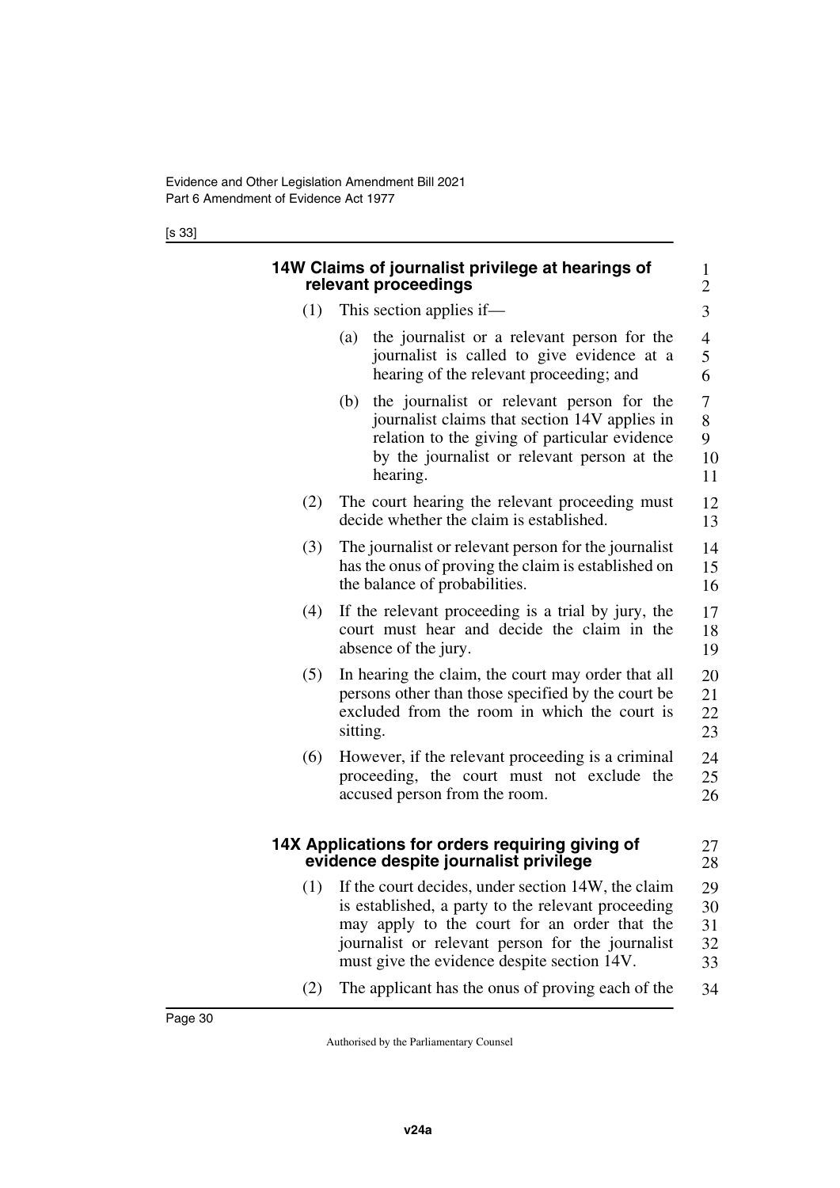### 14W Claims of journalist privilege at hearings of relevant proceedings

(1) This section applies if—

(a) the journalist or a relevant person for the journalist is called to give evidence at a hearing of the relevant proceeding; and

(b) the journalist or relevant person for the journalist claims that section 14V applies in relation to the giving of particular evidence by the journalist or relevant person at the hearing.

(2) The court hearing the relevant proceeding must decide whether the claim is established.

(3) The journalist or relevant person for the journalist has the onus of proving the claim is established on the balance of probabilities.

(4) If the relevant proceeding is a trial by jury, the court must hear and decide the claim in the absence of the jury.

(5) In hearing the claim, the court may order that all persons other than those specified by the court be excluded from the room in which the court is sitting.

(6) However, if the relevant proceeding is a criminal proceeding, the court must not exclude the accused person from the room.

### 14X Applications for orders requiring giving of evidence despite journalist privilege

(1) If the court decides, under section 14W, the claim is established, a party to the relevant proceeding may apply to the court for an order that the journalist or relevant person for the journalist must give the evidence despite section 14V.

(2) The applicant has the onus of proving each of the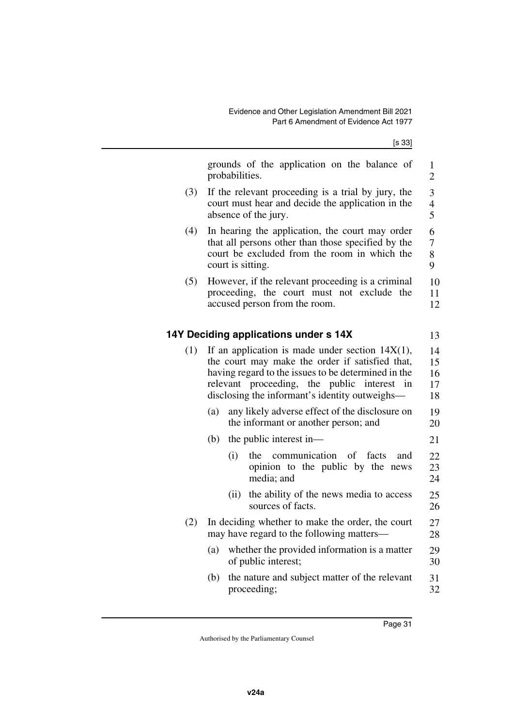grounds of the application on the balance of probabilities.

(3) If the relevant proceeding is a trial by jury, the court must hear and decide the application in the absence of the jury.

(4) In hearing the application, the court may order that all persons other than those specified by the court be excluded from the room in which the court is sitting.

(5) However, if the relevant proceeding is a criminal proceeding, the court must not exclude the accused person from the room.

### 14Y Deciding applications under s 14X

(1) If an application is made under section 14X(1), the court may make the order if satisfied that, having regard to the issues to be determined in the relevant proceeding, the public interest in disclosing the informant's identity outweighs—

(a) any likely adverse effect of the disclosure on the informant or another person; and

(b) the public interest in—

(i) the communication of facts and opinion to the public by the news media; and

(ii) the ability of the news media to access sources of facts.

(2) In deciding whether to make the order, the court may have regard to the following matters—

(a) whether the provided information is a matter of public interest;

(b) the nature and subject matter of the relevant proceeding;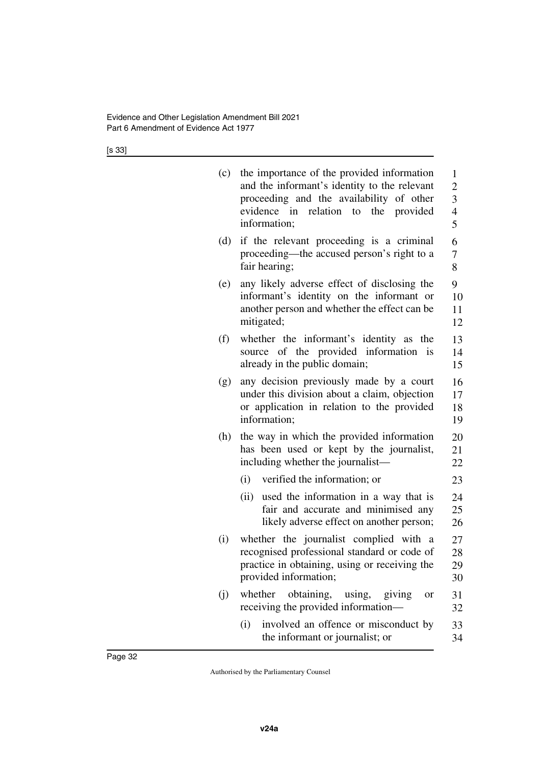(c) the importance of the provided information and the informant's identity to the relevant proceeding and the availability of other evidence in relation to the provided information;

(d) if the relevant proceeding is a criminal proceeding—the accused person's right to a fair hearing;

(e) any likely adverse effect of disclosing the informant's identity on the informant or another person and whether the effect can be mitigated;

(f) whether the informant's identity as the source of the provided information is already in the public domain;

(g) any decision previously made by a court under this division about a claim, objection or application in relation to the provided information;

(h) the way in which the provided information has been used or kept by the journalist, including whether the journalist—

  (i) verified the information; or

  (ii) used the information in a way that is fair and accurate and minimised any likely adverse effect on another person;

(i) whether the journalist complied with a recognised professional standard or code of practice in obtaining, using or receiving the provided information;

(j) whether obtaining, using, giving or receiving the provided information—

  (i) involved an offence or misconduct by the informant or journalist; or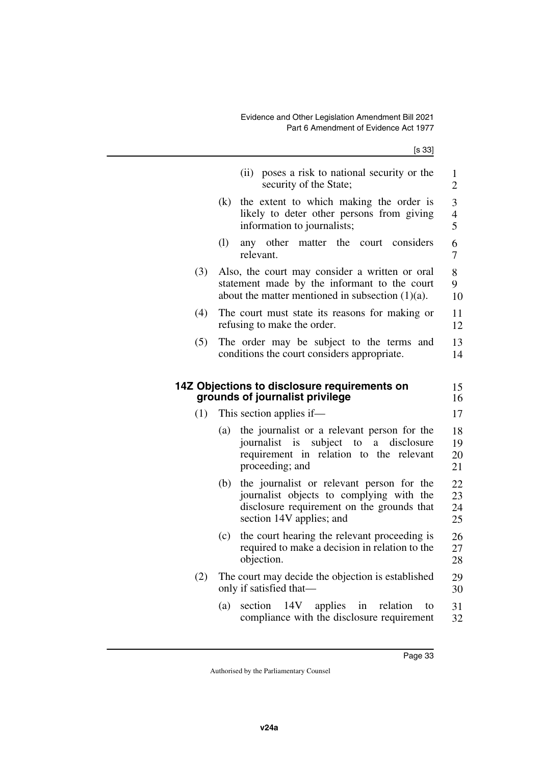(ii) poses a risk to national security or the security of the State;

(k) the extent to which making the order is likely to deter other persons from giving information to journalists;

(l) any other matter the court considers relevant.

(3) Also, the court may consider a written or oral statement made by the informant to the court about the matter mentioned in subsection (1)(a).

(4) The court must state its reasons for making or refusing to make the order.

(5) The order may be subject to the terms and conditions the court considers appropriate.

### 14Z Objections to disclosure requirements on grounds of journalist privilege

(1) This section applies if—

(a) the journalist or a relevant person for the journalist is subject to a disclosure requirement in relation to the relevant proceeding; and

(b) the journalist or relevant person for the journalist objects to complying with the disclosure requirement on the grounds that section 14V applies; and

(c) the court hearing the relevant proceeding is required to make a decision in relation to the objection.

(2) The court may decide the objection is established only if satisfied that—

(a) section 14V applies in relation to compliance with the disclosure requirement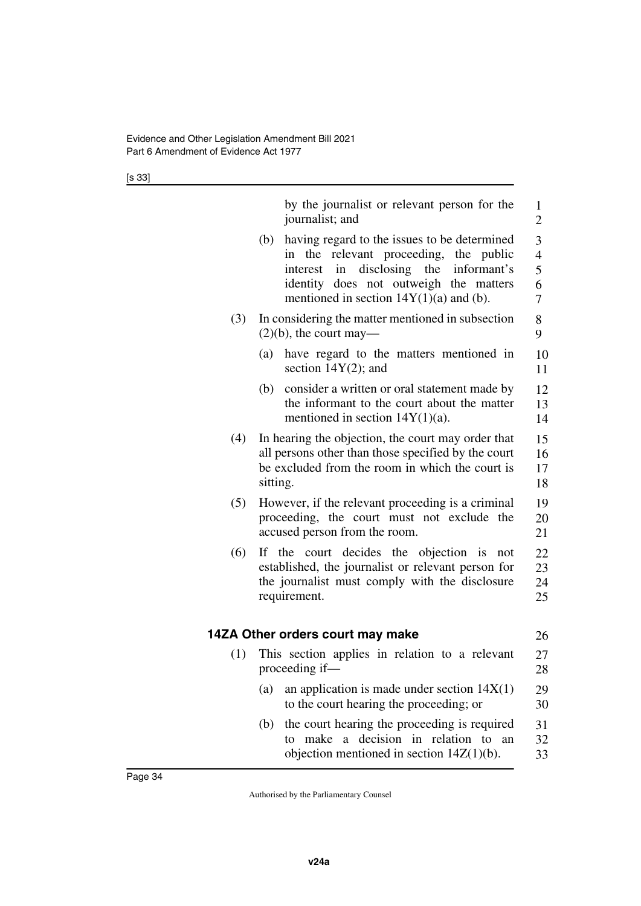by the journalist or relevant person for the journalist; and

(b) having regard to the issues to be determined in the relevant proceeding, the public interest in disclosing the informant's identity does not outweigh the matters mentioned in section 14Y(1)(a) and (b).

(3) In considering the matter mentioned in subsection (2)(b), the court may—

(a) have regard to the matters mentioned in section 14Y(2); and

(b) consider a written or oral statement made by the informant to the court about the matter mentioned in section 14Y(1)(a).

(4) In hearing the objection, the court may order that all persons other than those specified by the court be excluded from the room in which the court is sitting.

(5) However, if the relevant proceeding is a criminal proceeding, the court must not exclude the accused person from the room.

(6) If the court decides the objection is not established, the journalist or relevant person for the journalist must comply with the disclosure requirement.

### 14ZA Other orders court may make

(1) This section applies in relation to a relevant proceeding if—

(a) an application is made under section 14X(1) to the court hearing the proceeding; or

(b) the court hearing the proceeding is required to make a decision in relation to an objection mentioned in section 14Z(1)(b).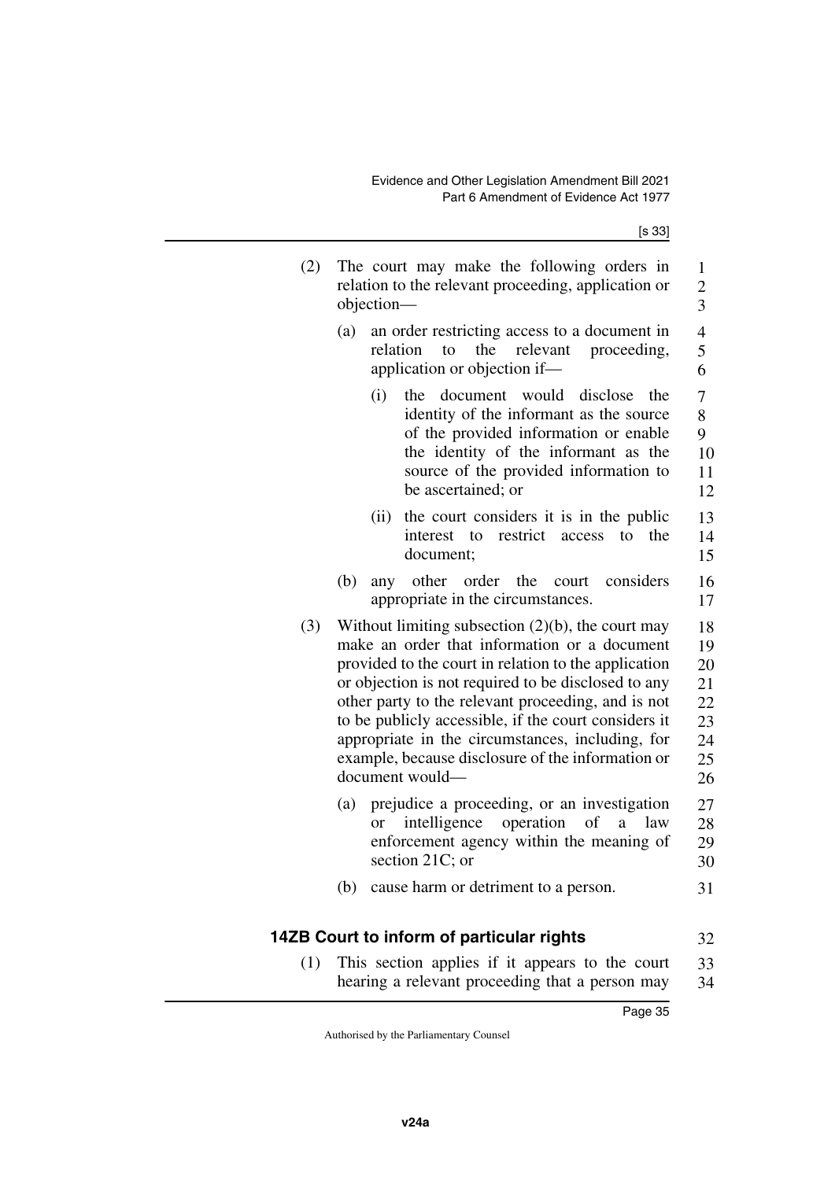(2) The court may make the following orders in relation to the relevant proceeding, application or objection—

(a) an order restricting access to a document in relation to the relevant proceeding, application or objection if—

(i) the document would disclose the identity of the informant as the source of the provided information or enable the identity of the informant as the source of the provided information to be ascertained; or

(ii) the court considers it is in the public interest to restrict access to the document;

(b) any other order the court considers appropriate in the circumstances.

(3) Without limiting subsection (2)(b), the court may make an order that information or a document provided to the court in relation to the application or objection is not required to be disclosed to any other party to the relevant proceeding, and is not to be publicly accessible, if the court considers it appropriate in the circumstances, including, for example, because disclosure of the information or document would—

(a) prejudice a proceeding, or an investigation or intelligence operation of a law enforcement agency within the meaning of section 21C; or

(b) cause harm or detriment to a person.

### 14ZB Court to inform of particular rights

(1) This section applies if it appears to the court hearing a relevant proceeding that a person may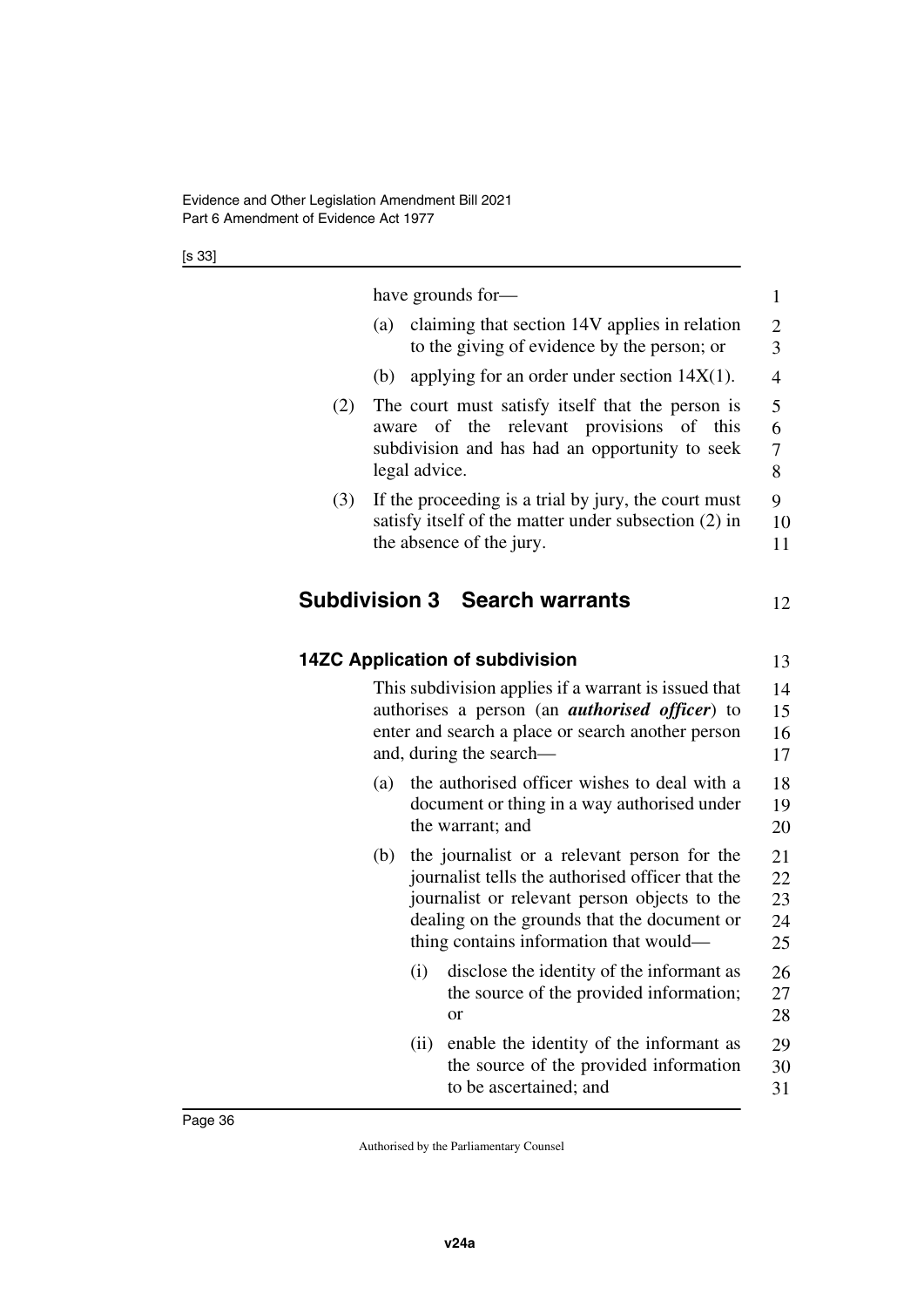have grounds for—

(a) claiming that section 14V applies in relation to the giving of evidence by the person; or

(b) applying for an order under section 14X(1).

(2) The court must satisfy itself that the person is aware of the relevant provisions of this subdivision and has had an opportunity to seek legal advice.

(3) If the proceeding is a trial by jury, the court must satisfy itself of the matter under subsection (2) in the absence of the jury.

## Subdivision 3 Search warrants

### 14ZC Application of subdivision

This subdivision applies if a warrant is issued that authorises a person (an ***authorised officer***) to enter and search a place or search another person and, during the search—

(a) the authorised officer wishes to deal with a document or thing in a way authorised under the warrant; and

(b) the journalist or a relevant person for the journalist tells the authorised officer that the journalist or relevant person objects to the dealing on the grounds that the document or thing contains information that would—

(i) disclose the identity of the informant as the source of the provided information; or

(ii) enable the identity of the informant as the source of the provided information to be ascertained; and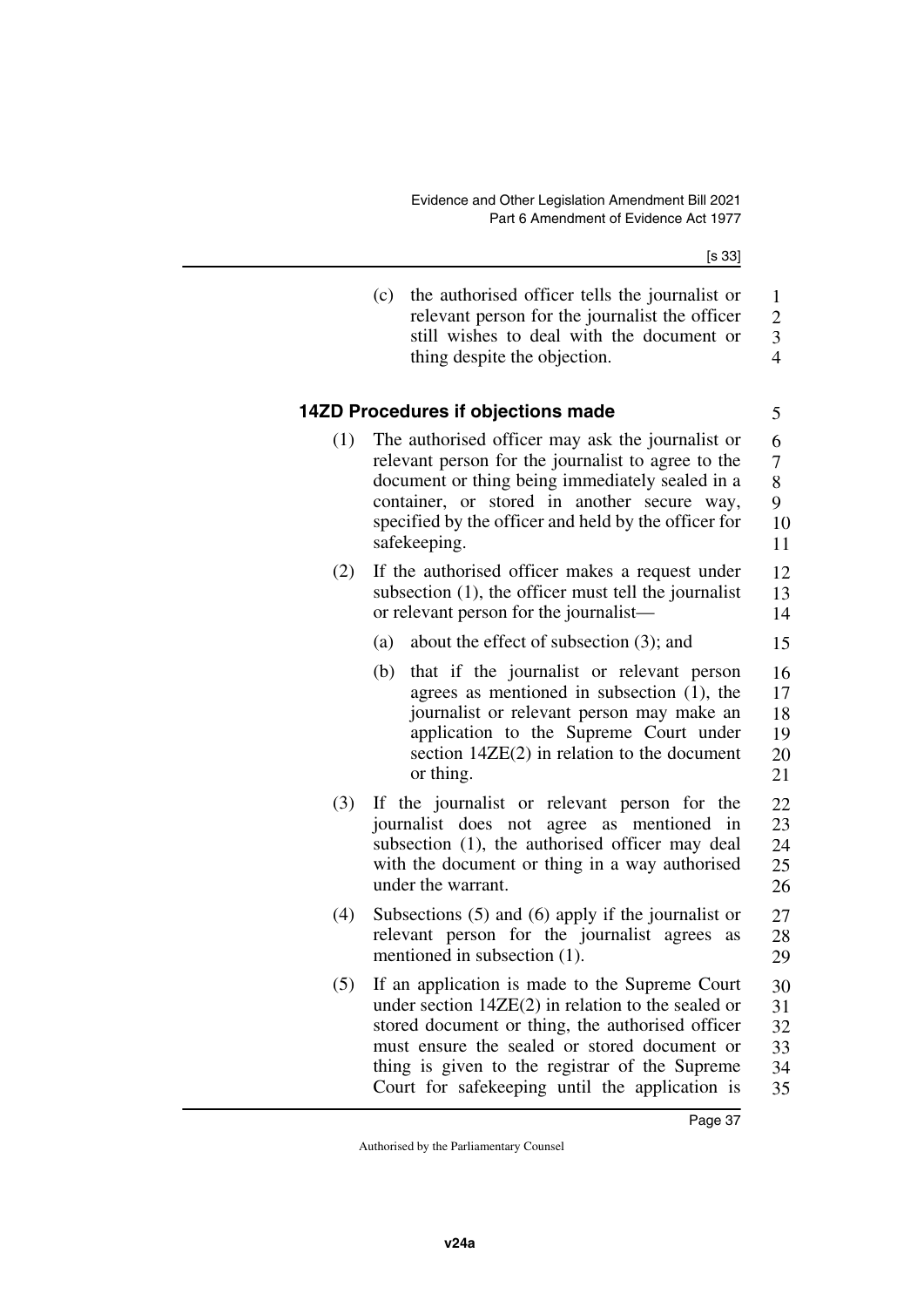(c) the authorised officer tells the journalist or relevant person for the journalist the officer still wishes to deal with the document or thing despite the objection.

### 14ZD Procedures if objections made

(1) The authorised officer may ask the journalist or relevant person for the journalist to agree to the document or thing being immediately sealed in a container, or stored in another secure way, specified by the officer and held by the officer for safekeeping.

(2) If the authorised officer makes a request under subsection (1), the officer must tell the journalist or relevant person for the journalist—

(a) about the effect of subsection (3); and

(b) that if the journalist or relevant person agrees as mentioned in subsection (1), the journalist or relevant person may make an application to the Supreme Court under section 14ZE(2) in relation to the document or thing.

(3) If the journalist or relevant person for the journalist does not agree as mentioned in subsection (1), the authorised officer may deal with the document or thing in a way authorised under the warrant.

(4) Subsections (5) and (6) apply if the journalist or relevant person for the journalist agrees as mentioned in subsection (1).

(5) If an application is made to the Supreme Court under section 14ZE(2) in relation to the sealed or stored document or thing, the authorised officer must ensure the sealed or stored document or thing is given to the registrar of the Supreme Court for safekeeping until the application is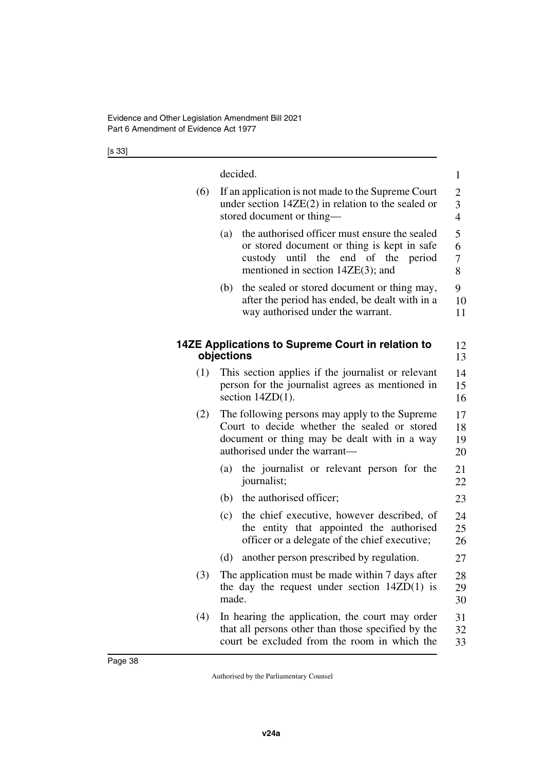decided.

(6) If an application is not made to the Supreme Court under section 14ZE(2) in relation to the sealed or stored document or thing—

(a) the authorised officer must ensure the sealed or stored document or thing is kept in safe custody until the end of the period mentioned in section 14ZE(3); and

(b) the sealed or stored document or thing may, after the period has ended, be dealt with in a way authorised under the warrant.

### 14ZE Applications to Supreme Court in relation to objections

(1) This section applies if the journalist or relevant person for the journalist agrees as mentioned in section 14ZD(1).

(2) The following persons may apply to the Supreme Court to decide whether the sealed or stored document or thing may be dealt with in a way authorised under the warrant—

(a) the journalist or relevant person for the journalist;

(b) the authorised officer;

(c) the chief executive, however described, of the entity that appointed the authorised officer or a delegate of the chief executive;

(d) another person prescribed by regulation.

(3) The application must be made within 7 days after the day the request under section 14ZD(1) is made.

(4) In hearing the application, the court may order that all persons other than those specified by the court be excluded from the room in which the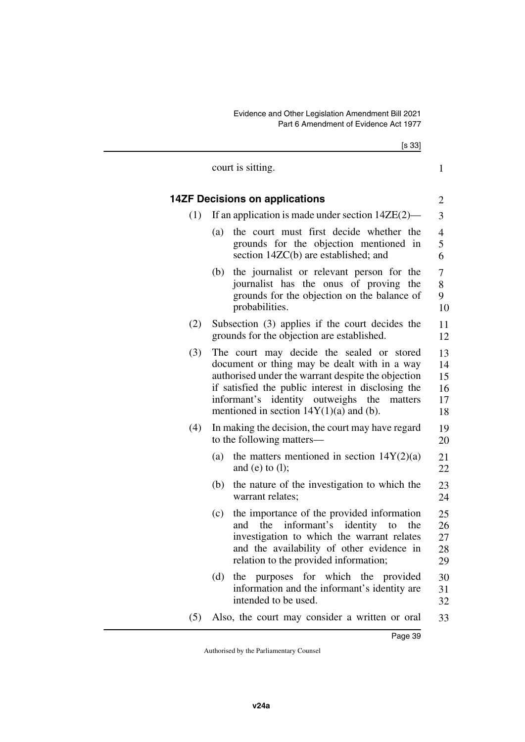court is sitting.

**14ZF Decisions on applications**

(1) If an application is made under section 14ZE(2)—

(a) the court must first decide whether the grounds for the objection mentioned in section 14ZC(b) are established; and

(b) the journalist or relevant person for the journalist has the onus of proving the grounds for the objection on the balance of probabilities.

(2) Subsection (3) applies if the court decides the grounds for the objection are established.

(3) The court may decide the sealed or stored document or thing may be dealt with in a way authorised under the warrant despite the objection if satisfied the public interest in disclosing the informant's identity outweighs the matters mentioned in section 14Y(1)(a) and (b).

(4) In making the decision, the court may have regard to the following matters—

(a) the matters mentioned in section 14Y(2)(a) and (e) to (l);

(b) the nature of the investigation to which the warrant relates;

(c) the importance of the provided information and the informant's identity to the investigation to which the warrant relates and the availability of other evidence in relation to the provided information;

(d) the purposes for which the provided information and the informant's identity are intended to be used.

(5) Also, the court may consider a written or oral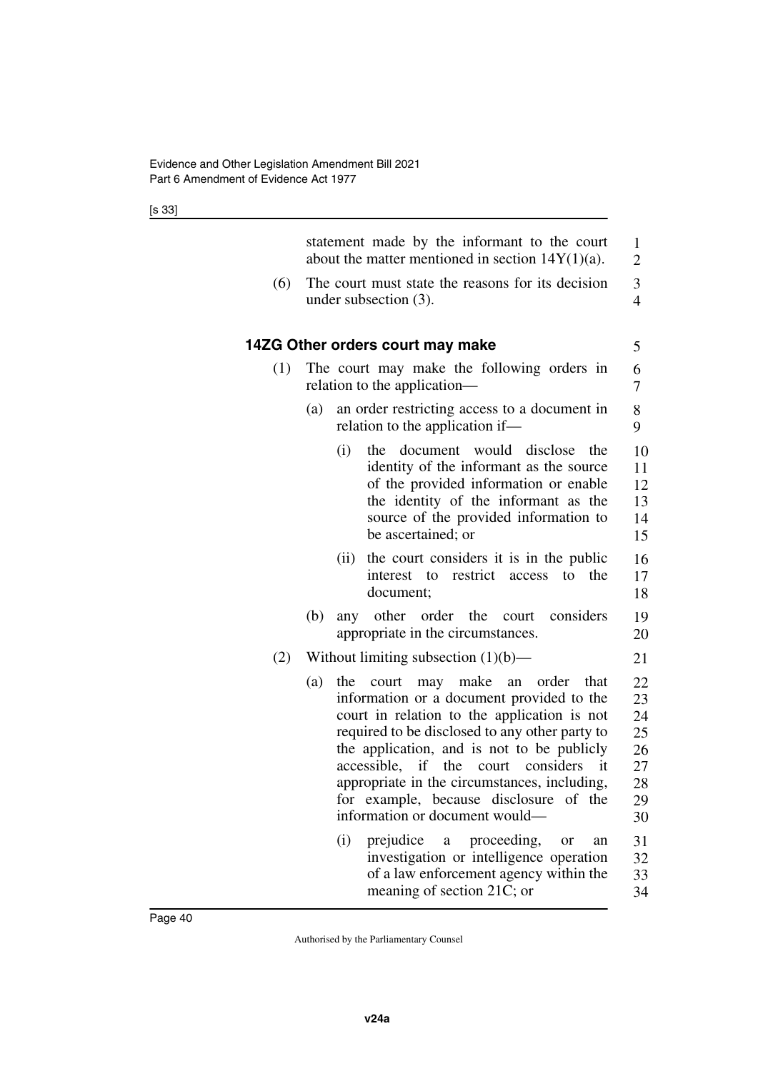statement made by the informant to the court about the matter mentioned in section 14Y(1)(a).

(6) The court must state the reasons for its decision under subsection (3).

### 14ZG Other orders court may make

(1) The court may make the following orders in relation to the application—

(a) an order restricting access to a document in relation to the application if—

(i) the document would disclose the identity of the informant as the source of the provided information or enable the identity of the informant as the source of the provided information to be ascertained; or

(ii) the court considers it is in the public interest to restrict access to the document;

(b) any other order the court considers appropriate in the circumstances.

(2) Without limiting subsection (1)(b)—

(a) the court may make an order that information or a document provided to the court in relation to the application is not required to be disclosed to any other party to the application, and is not to be publicly accessible, if the court considers it appropriate in the circumstances, including, for example, because disclosure of the information or document would—

(i) prejudice a proceeding, or an investigation or intelligence operation of a law enforcement agency within the meaning of section 21C; or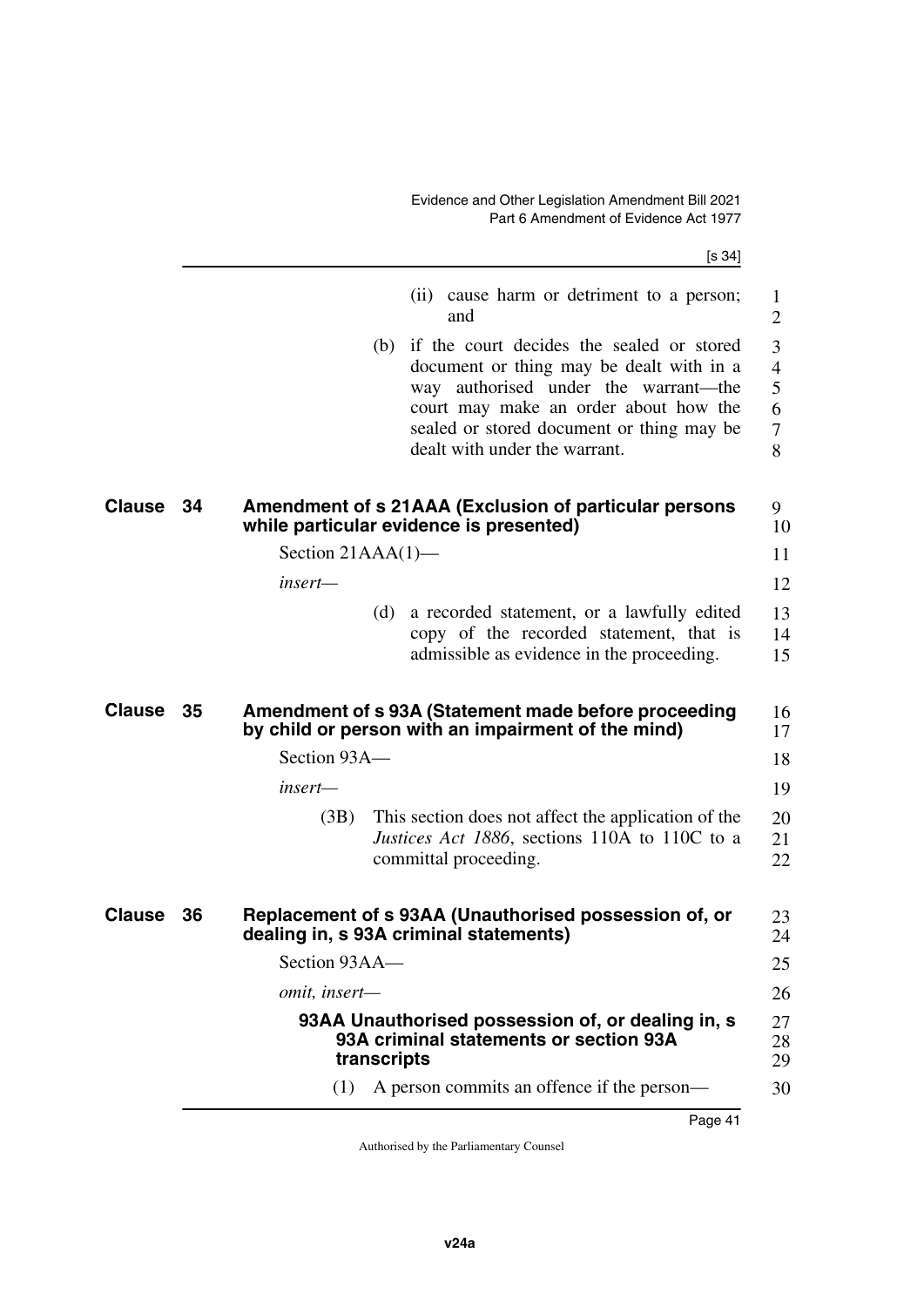(ii) cause harm or detriment to a person; and

(b) if the court decides the sealed or stored document or thing may be dealt with in a way authorised under the warrant—the court may make an order about how the sealed or stored document or thing may be dealt with under the warrant.

## Clause 34 Amendment of s 21AAA (Exclusion of particular persons while particular evidence is presented)

Section 21AAA(1)—

*insert*—

(d) a recorded statement, or a lawfully edited copy of the recorded statement, that is admissible as evidence in the proceeding.

## Clause 35 Amendment of s 93A (Statement made before proceeding by child or person with an impairment of the mind)

Section 93A—

*insert*—

(3B) This section does not affect the application of the *Justices Act 1886*, sections 110A to 110C to a committal proceeding.

## Clause 36 Replacement of s 93AA (Unauthorised possession of, or dealing in, s 93A criminal statements)

Section 93AA—

*omit, insert*—

### 93AA Unauthorised possession of, or dealing in, s 93A criminal statements or section 93A transcripts

(1) A person commits an offence if the person—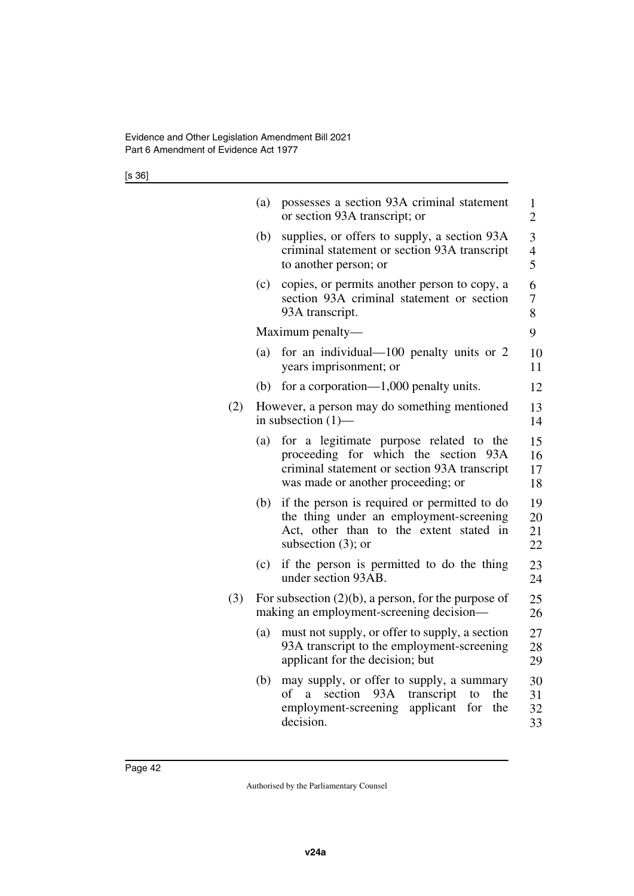(a) possesses a section 93A criminal statement or section 93A transcript; or

(b) supplies, or offers to supply, a section 93A criminal statement or section 93A transcript to another person; or

(c) copies, or permits another person to copy, a section 93A criminal statement or section 93A transcript.

Maximum penalty—

(a) for an individual—100 penalty units or 2 years imprisonment; or

(b) for a corporation—1,000 penalty units.

(2) However, a person may do something mentioned in subsection (1)—

(a) for a legitimate purpose related to the proceeding for which the section 93A criminal statement or section 93A transcript was made or another proceeding; or

(b) if the person is required or permitted to do the thing under an employment-screening Act, other than to the extent stated in subsection (3); or

(c) if the person is permitted to do the thing under section 93AB.

(3) For subsection (2)(b), a person, for the purpose of making an employment-screening decision—

(a) must not supply, or offer to supply, a section 93A transcript to the employment-screening applicant for the decision; but

(b) may supply, or offer to supply, a summary of a section 93A transcript to the employment-screening applicant for the decision.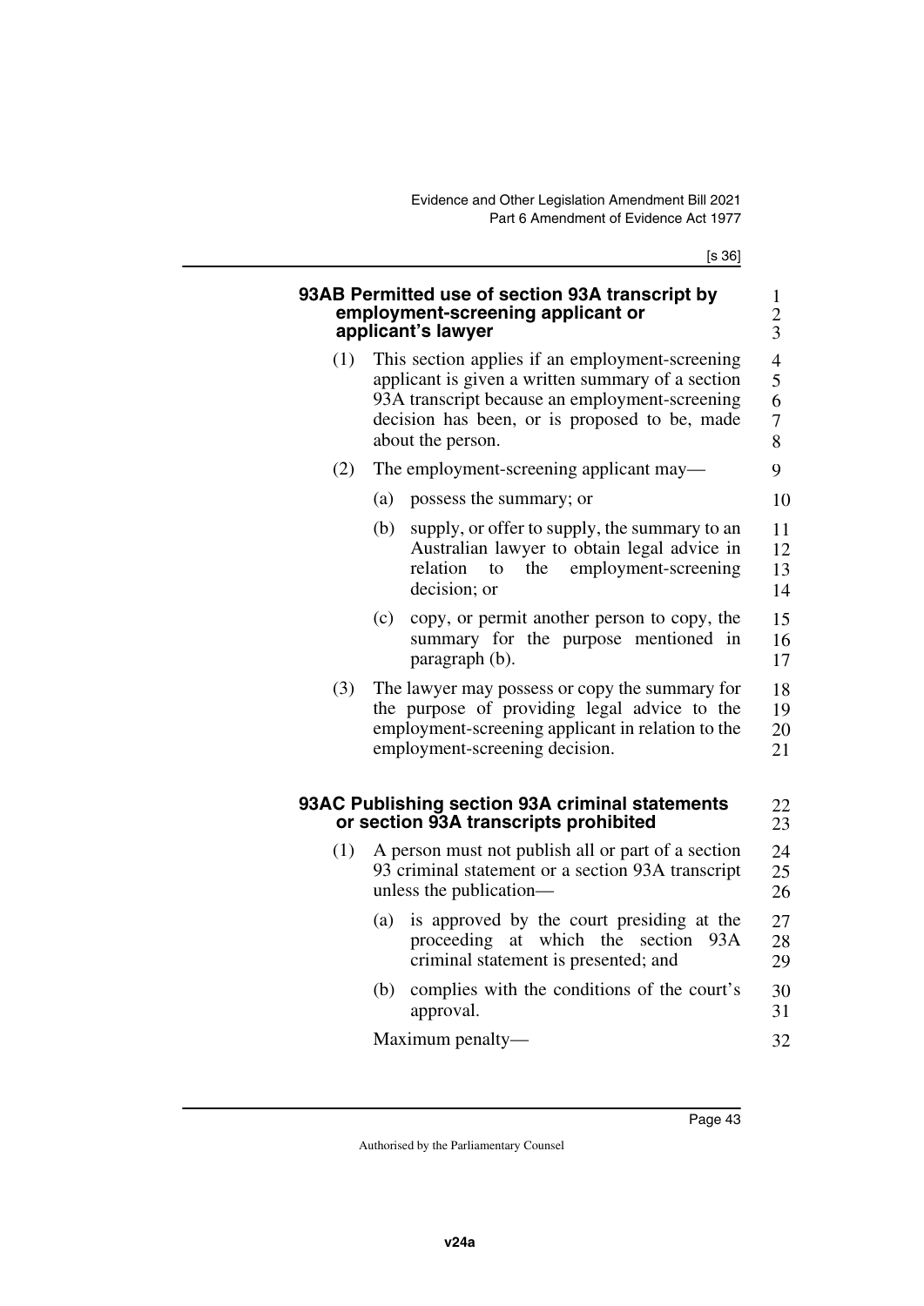### 93AB Permitted use of section 93A transcript by employment-screening applicant or applicant's lawyer

(1) This section applies if an employment-screening applicant is given a written summary of a section 93A transcript because an employment-screening decision has been, or is proposed to be, made about the person.

(2) The employment-screening applicant may—

(a) possess the summary; or

(b) supply, or offer to supply, the summary to an Australian lawyer to obtain legal advice in relation to the employment-screening decision; or

(c) copy, or permit another person to copy, the summary for the purpose mentioned in paragraph (b).

(3) The lawyer may possess or copy the summary for the purpose of providing legal advice to the employment-screening applicant in relation to the employment-screening decision.

### 93AC Publishing section 93A criminal statements or section 93A transcripts prohibited

(1) A person must not publish all or part of a section 93 criminal statement or a section 93A transcript unless the publication—

(a) is approved by the court presiding at the proceeding at which the section 93A criminal statement is presented; and

(b) complies with the conditions of the court's approval.

Maximum penalty—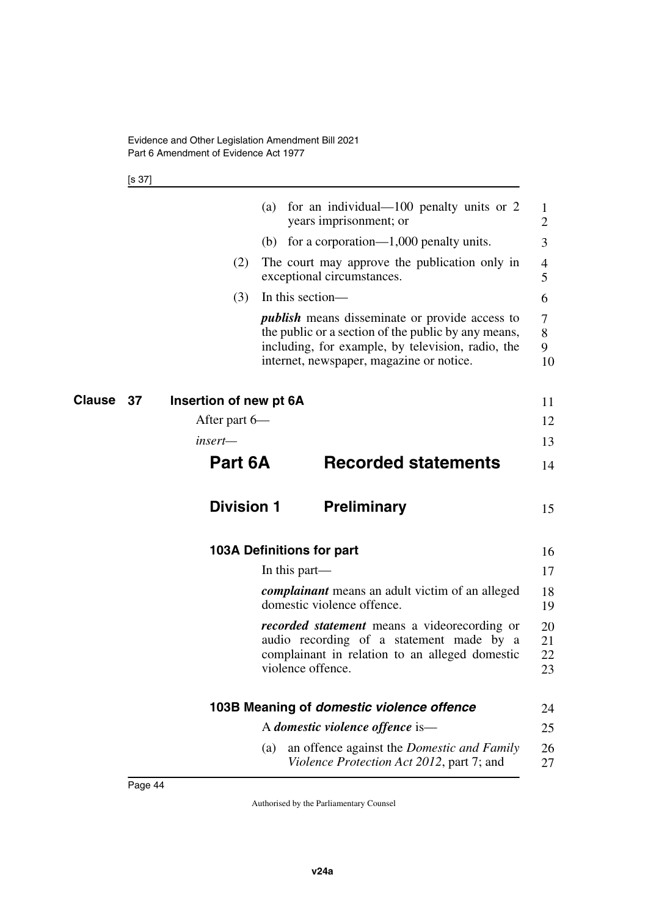(a) for an individual—100 penalty units or 2 years imprisonment; or

(b) for a corporation—1,000 penalty units.

(2) The court may approve the publication only in exceptional circumstances.

(3) In this section—

***publish*** means disseminate or provide access to the public or a section of the public by any means, including, for example, by television, radio, the internet, newspaper, magazine or notice.

**Clause 37 Insertion of new pt 6A**

After part 6—

*insert*—

# Part 6A Recorded statements

## Division 1 Preliminary

### 103A Definitions for part

In this part—

***complainant*** means an adult victim of an alleged domestic violence offence.

***recorded statement*** means a videorecording or audio recording of a statement made by a complainant in relation to an alleged domestic violence offence.

### 103B Meaning of *domestic violence offence*

A ***domestic violence offence*** is—

(a) an offence against the *Domestic and Family Violence Protection Act 2012*, part 7; and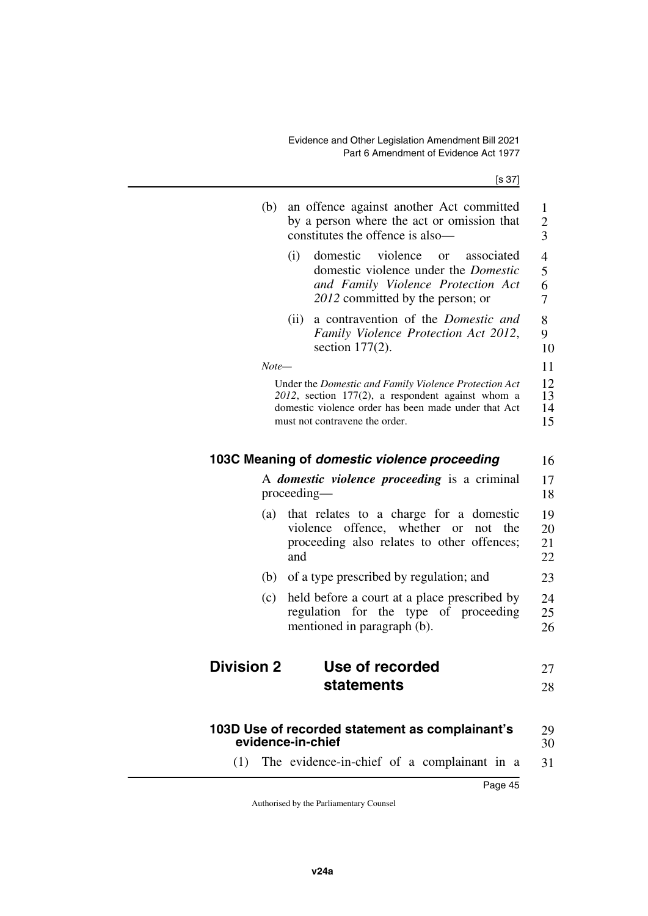(b) an offence against another Act committed by a person where the act or omission that constitutes the offence is also—

   (i) domestic violence or associated domestic violence under the *Domestic and Family Violence Protection Act 2012* committed by the person; or

   (ii) a contravention of the *Domestic and Family Violence Protection Act 2012*, section 177(2).

*Note—*

Under the *Domestic and Family Violence Protection Act 2012*, section 177(2), a respondent against whom a domestic violence order has been made under that Act must not contravene the order.

### 103C Meaning of *domestic violence proceeding*

A ***domestic violence proceeding*** is a criminal proceeding—

(a) that relates to a charge for a domestic violence offence, whether or not the proceeding also relates to other offences; and

(b) of a type prescribed by regulation; and

(c) held before a court at a place prescribed by regulation for the type of proceeding mentioned in paragraph (b).

## Division 2 Use of recorded statements

### 103D Use of recorded statement as complainant's evidence-in-chief

(1) The evidence-in-chief of a complainant in a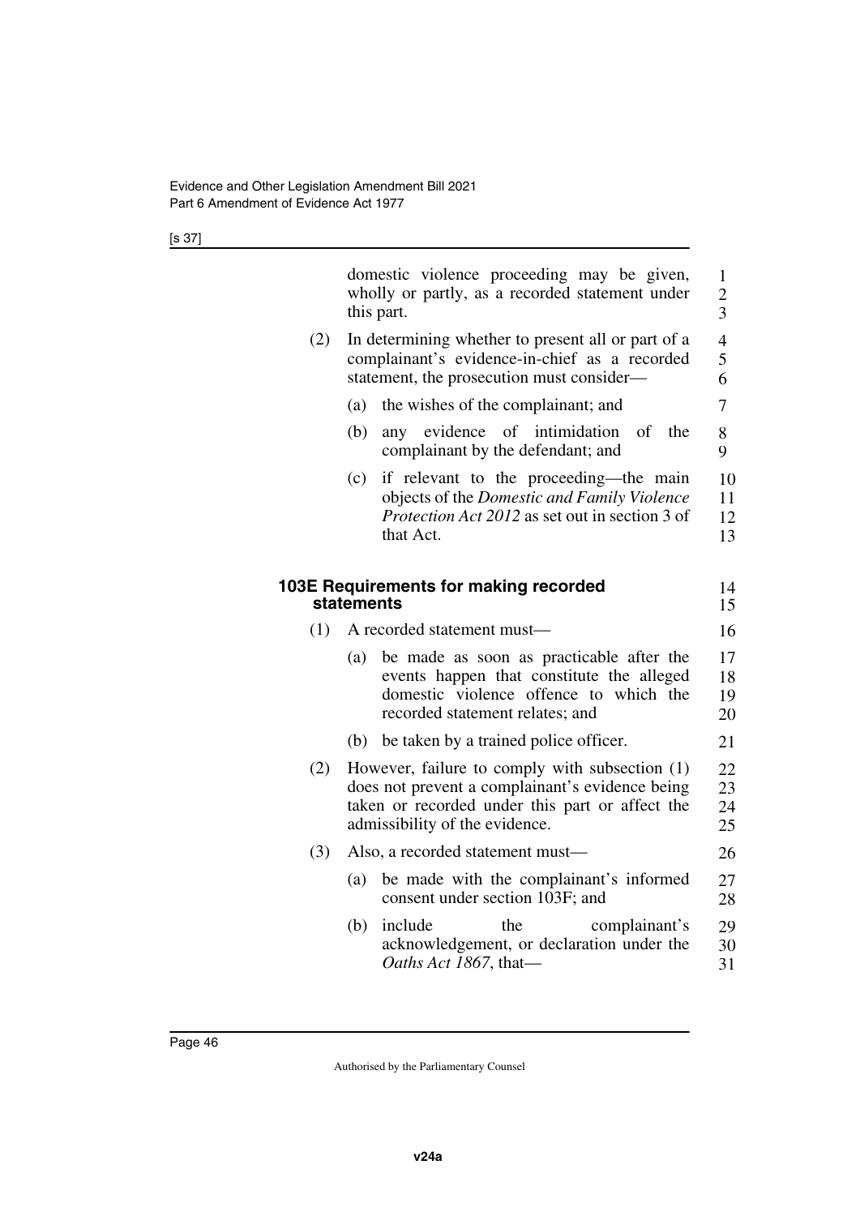domestic violence proceeding may be given, wholly or partly, as a recorded statement under this part.

(2) In determining whether to present all or part of a complainant's evidence-in-chief as a recorded statement, the prosecution must consider—

(a) the wishes of the complainant; and

(b) any evidence of intimidation of the complainant by the defendant; and

(c) if relevant to the proceeding—the main objects of the *Domestic and Family Violence Protection Act 2012* as set out in section 3 of that Act.

#### 103E Requirements for making recorded statements

(1) A recorded statement must—

(a) be made as soon as practicable after the events happen that constitute the alleged domestic violence offence to which the recorded statement relates; and

(b) be taken by a trained police officer.

(2) However, failure to comply with subsection (1) does not prevent a complainant's evidence being taken or recorded under this part or affect the admissibility of the evidence.

(3) Also, a recorded statement must—

(a) be made with the complainant's informed consent under section 103F; and

(b) include the complainant's acknowledgement, or declaration under the *Oaths Act 1867*, that—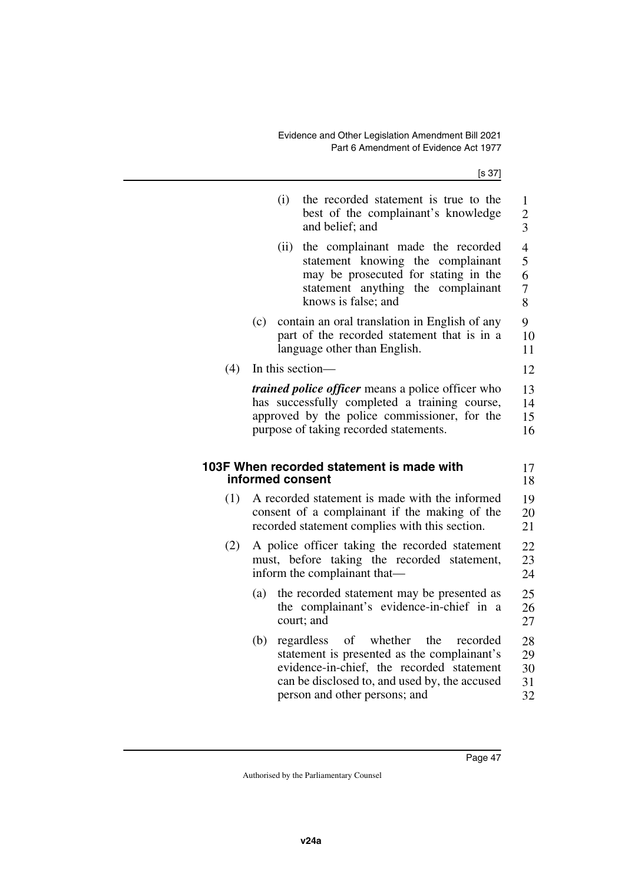(i) the recorded statement is true to the best of the complainant's knowledge and belief; and

(ii) the complainant made the recorded statement knowing the complainant may be prosecuted for stating in the statement anything the complainant knows is false; and

(c) contain an oral translation in English of any part of the recorded statement that is in a language other than English.

(4) In this section—

***trained police officer*** means a police officer who has successfully completed a training course, approved by the police commissioner, for the purpose of taking recorded statements.

### 103F When recorded statement is made with informed consent

(1) A recorded statement is made with the informed consent of a complainant if the making of the recorded statement complies with this section.

(2) A police officer taking the recorded statement must, before taking the recorded statement, inform the complainant that—

(a) the recorded statement may be presented as the complainant's evidence-in-chief in a court; and

(b) regardless of whether the recorded statement is presented as the complainant's evidence-in-chief, the recorded statement can be disclosed to, and used by, the accused person and other persons; and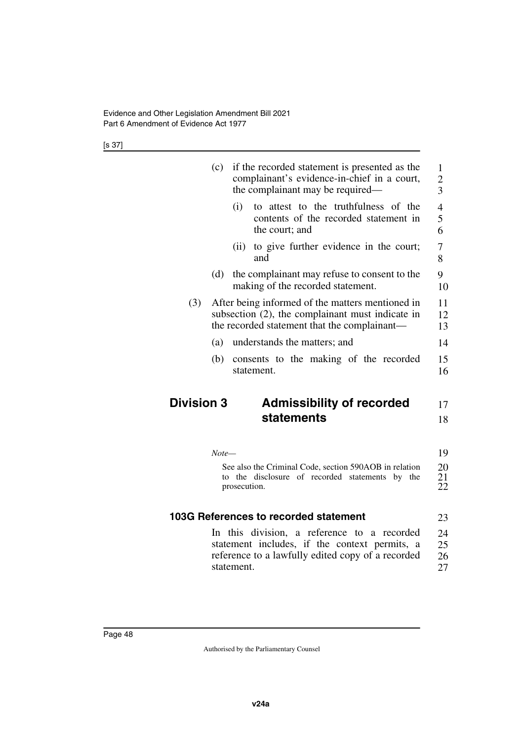(c) if the recorded statement is presented as the complainant's evidence-in-chief in a court, the complainant may be required—

(i) to attest to the truthfulness of the contents of the recorded statement in the court; and

(ii) to give further evidence in the court; and

(d) the complainant may refuse to consent to the making of the recorded statement.

(3) After being informed of the matters mentioned in subsection (2), the complainant must indicate in the recorded statement that the complainant—

(a) understands the matters; and

(b) consents to the making of the recorded statement.

## Division 3 Admissibility of recorded statements

*Note—*

See also the Criminal Code, section 590AOB in relation to the disclosure of recorded statements by the prosecution.

### 103G References to recorded statement

In this division, a reference to a recorded statement includes, if the context permits, a reference to a lawfully edited copy of a recorded statement.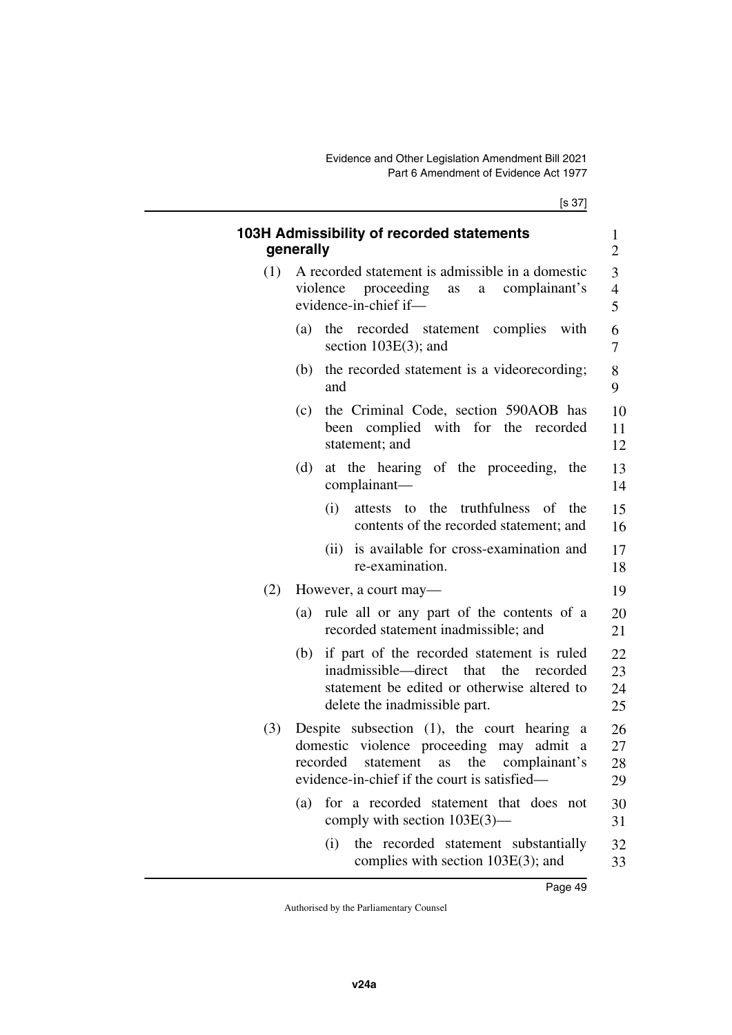### 103H Admissibility of recorded statements generally

(1) A recorded statement is admissible in a domestic violence proceeding as a complainant's evidence-in-chief if—

(a) the recorded statement complies with section 103E(3); and

(b) the recorded statement is a videorecording; and

(c) the Criminal Code, section 590AOB has been complied with for the recorded statement; and

(d) at the hearing of the proceeding, the complainant—

(i) attests to the truthfulness of the contents of the recorded statement; and

(ii) is available for cross-examination and re-examination.

(2) However, a court may—

(a) rule all or any part of the contents of a recorded statement inadmissible; and

(b) if part of the recorded statement is ruled inadmissible—direct that the recorded statement be edited or otherwise altered to delete the inadmissible part.

(3) Despite subsection (1), the court hearing a domestic violence proceeding may admit a recorded statement as the complainant's evidence-in-chief if the court is satisfied—

(a) for a recorded statement that does not comply with section 103E(3)—

(i) the recorded statement substantially complies with section 103E(3); and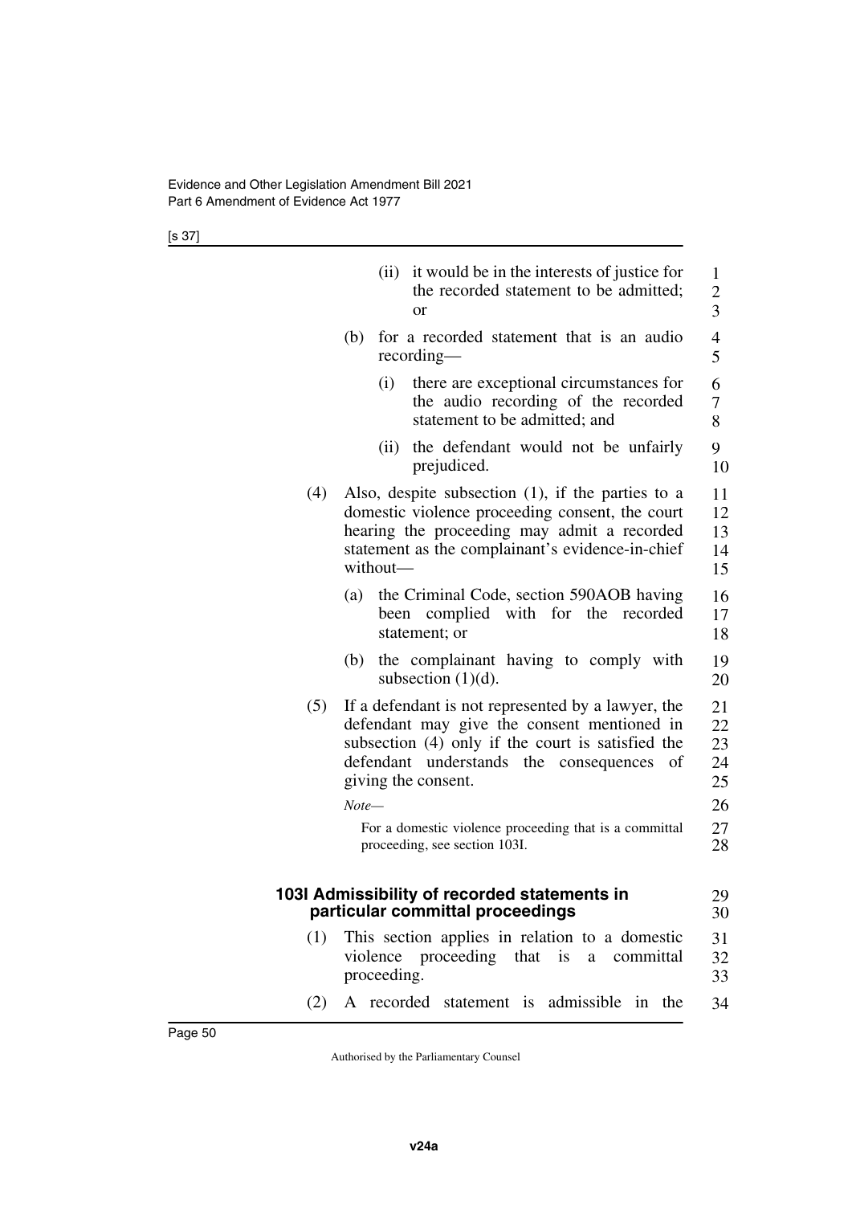(ii) it would be in the interests of justice for the recorded statement to be admitted; or

(b) for a recorded statement that is an audio recording—

(i) there are exceptional circumstances for the audio recording of the recorded statement to be admitted; and

(ii) the defendant would not be unfairly prejudiced.

(4) Also, despite subsection (1), if the parties to a domestic violence proceeding consent, the court hearing the proceeding may admit a recorded statement as the complainant's evidence-in-chief without—

(a) the Criminal Code, section 590AOB having been complied with for the recorded statement; or

(b) the complainant having to comply with subsection (1)(d).

(5) If a defendant is not represented by a lawyer, the defendant may give the consent mentioned in subsection (4) only if the court is satisfied the defendant understands the consequences of giving the consent.

*Note—*

For a domestic violence proceeding that is a committal proceeding, see section 103I.

### 103I Admissibility of recorded statements in particular committal proceedings

(1) This section applies in relation to a domestic violence proceeding that is a committal proceeding.

(2) A recorded statement is admissible in the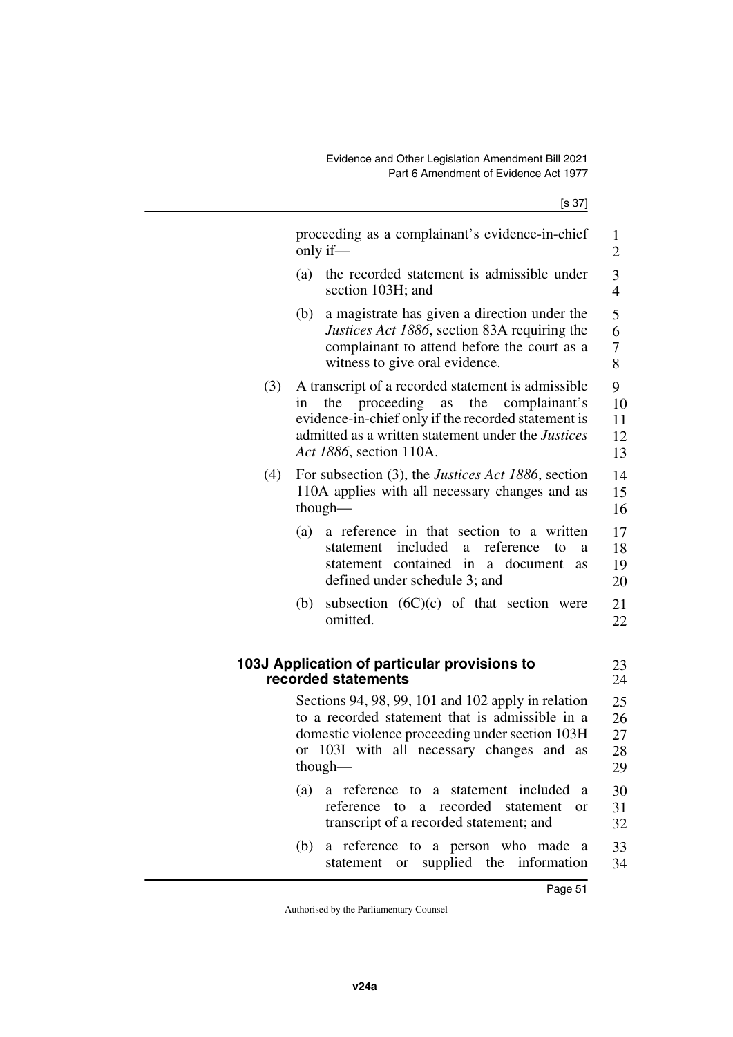proceeding as a complainant's evidence-in-chief only if—

(a) the recorded statement is admissible under section 103H; and

(b) a magistrate has given a direction under the *Justices Act 1886*, section 83A requiring the complainant to attend before the court as a witness to give oral evidence.

(3) A transcript of a recorded statement is admissible in the proceeding as the complainant's evidence-in-chief only if the recorded statement is admitted as a written statement under the *Justices Act 1886*, section 110A.

(4) For subsection (3), the *Justices Act 1886*, section 110A applies with all necessary changes and as though—

(a) a reference in that section to a written statement included a reference to a statement contained in a document as defined under schedule 3; and

(b) subsection (6C)(c) of that section were omitted.

### 103J Application of particular provisions to recorded statements

Sections 94, 98, 99, 101 and 102 apply in relation to a recorded statement that is admissible in a domestic violence proceeding under section 103H or 103I with all necessary changes and as though—

(a) a reference to a statement included a reference to a recorded statement or transcript of a recorded statement; and

(b) a reference to a person who made a statement or supplied the information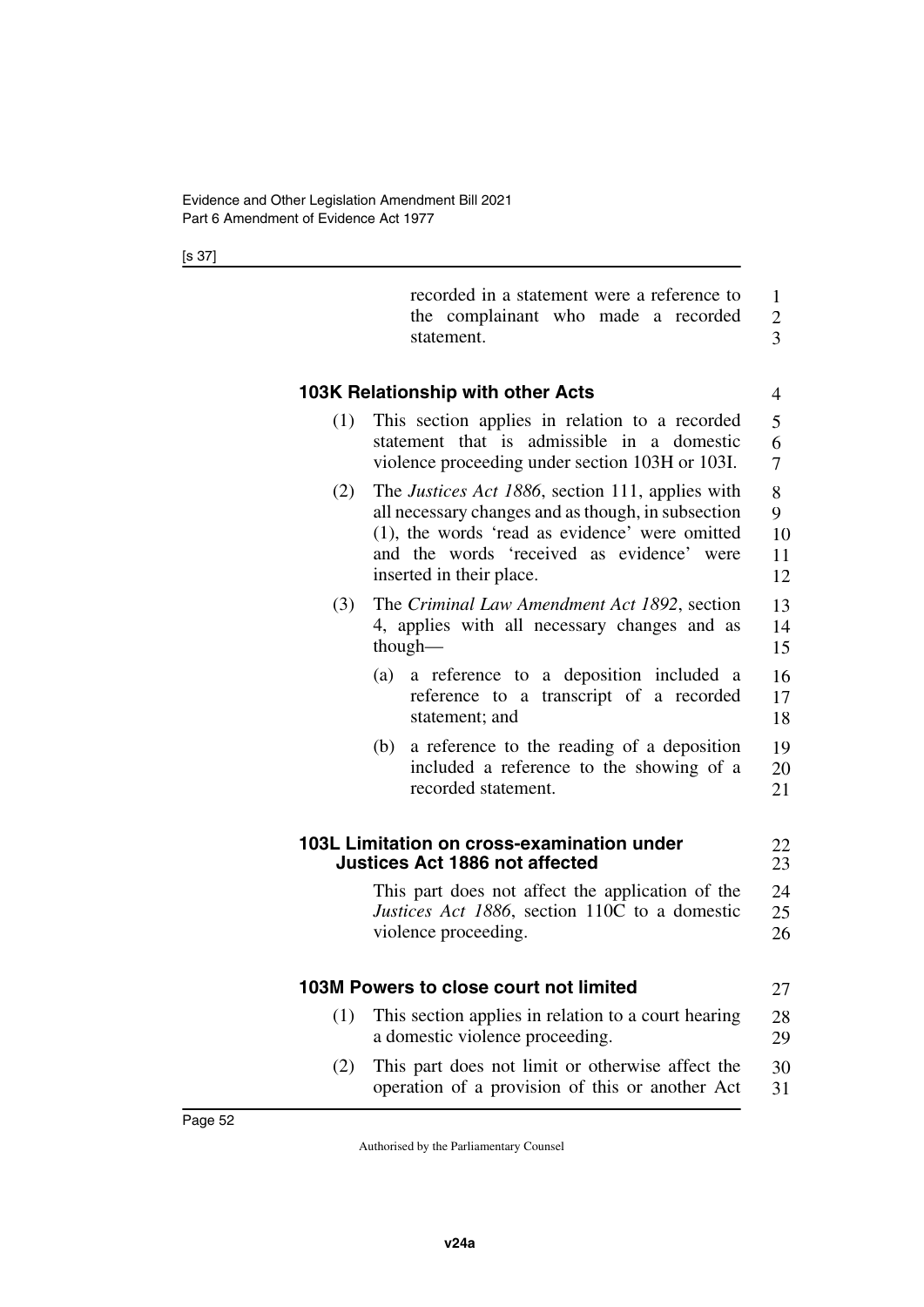recorded in a statement were a reference to the complainant who made a recorded statement.

### 103K Relationship with other Acts

(1) This section applies in relation to a recorded statement that is admissible in a domestic violence proceeding under section 103H or 103I.

(2) The *Justices Act 1886*, section 111, applies with all necessary changes and as though, in subsection (1), the words 'read as evidence' were omitted and the words 'received as evidence' were inserted in their place.

(3) The *Criminal Law Amendment Act 1892*, section 4, applies with all necessary changes and as though—

(a) a reference to a deposition included a reference to a transcript of a recorded statement; and

(b) a reference to the reading of a deposition included a reference to the showing of a recorded statement.

### 103L Limitation on cross-examination under Justices Act 1886 not affected

This part does not affect the application of the *Justices Act 1886*, section 110C to a domestic violence proceeding.

### 103M Powers to close court not limited

(1) This section applies in relation to a court hearing a domestic violence proceeding.

(2) This part does not limit or otherwise affect the operation of a provision of this or another Act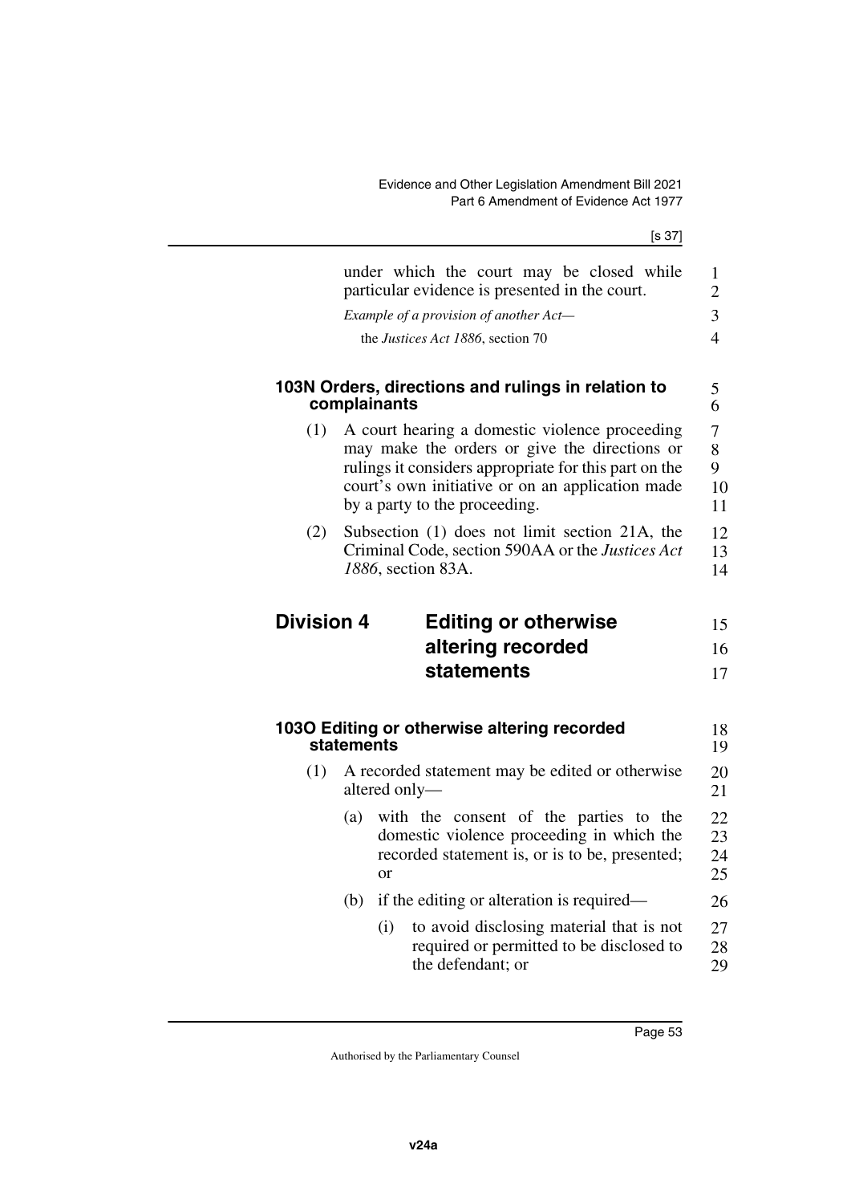under which the court may be closed while particular evidence is presented in the court.

*Example of a provision of another Act—*

the *Justices Act 1886*, section 70

### 103N Orders, directions and rulings in relation to complainants

(1) A court hearing a domestic violence proceeding may make the orders or give the directions or rulings it considers appropriate for this part on the court's own initiative or on an application made by a party to the proceeding.

(2) Subsection (1) does not limit section 21A, the Criminal Code, section 590AA or the *Justices Act 1886*, section 83A.

## Division 4 Editing or otherwise altering recorded statements

### 103O Editing or otherwise altering recorded statements

(1) A recorded statement may be edited or otherwise altered only—

(a) with the consent of the parties to the domestic violence proceeding in which the recorded statement is, or is to be, presented; or

(b) if the editing or alteration is required—

(i) to avoid disclosing material that is not required or permitted to be disclosed to the defendant; or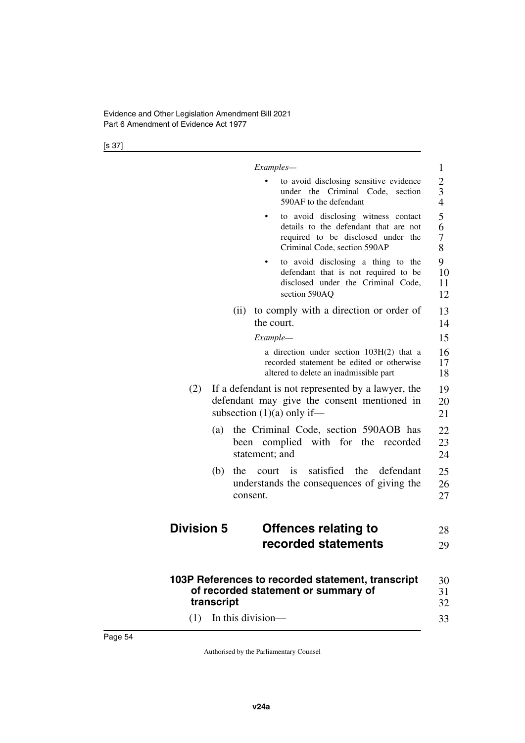*Examples—*

- to avoid disclosing sensitive evidence under the Criminal Code, section 590AF to the defendant
- to avoid disclosing witness contact details to the defendant that are not required to be disclosed under the Criminal Code, section 590AP
- to avoid disclosing a thing to the defendant that is not required to be disclosed under the Criminal Code, section 590AQ

(ii) to comply with a direction or order of the court.

*Example—*

a direction under section 103H(2) that a recorded statement be edited or otherwise altered to delete an inadmissible part

(2) If a defendant is not represented by a lawyer, the defendant may give the consent mentioned in subsection (1)(a) only if—

(a) the Criminal Code, section 590AOB has been complied with for the recorded statement; and

(b) the court is satisfied the defendant understands the consequences of giving the consent.

## Division 5 Offences relating to recorded statements

### 103P References to recorded statement, transcript of recorded statement or summary of transcript

(1) In this division—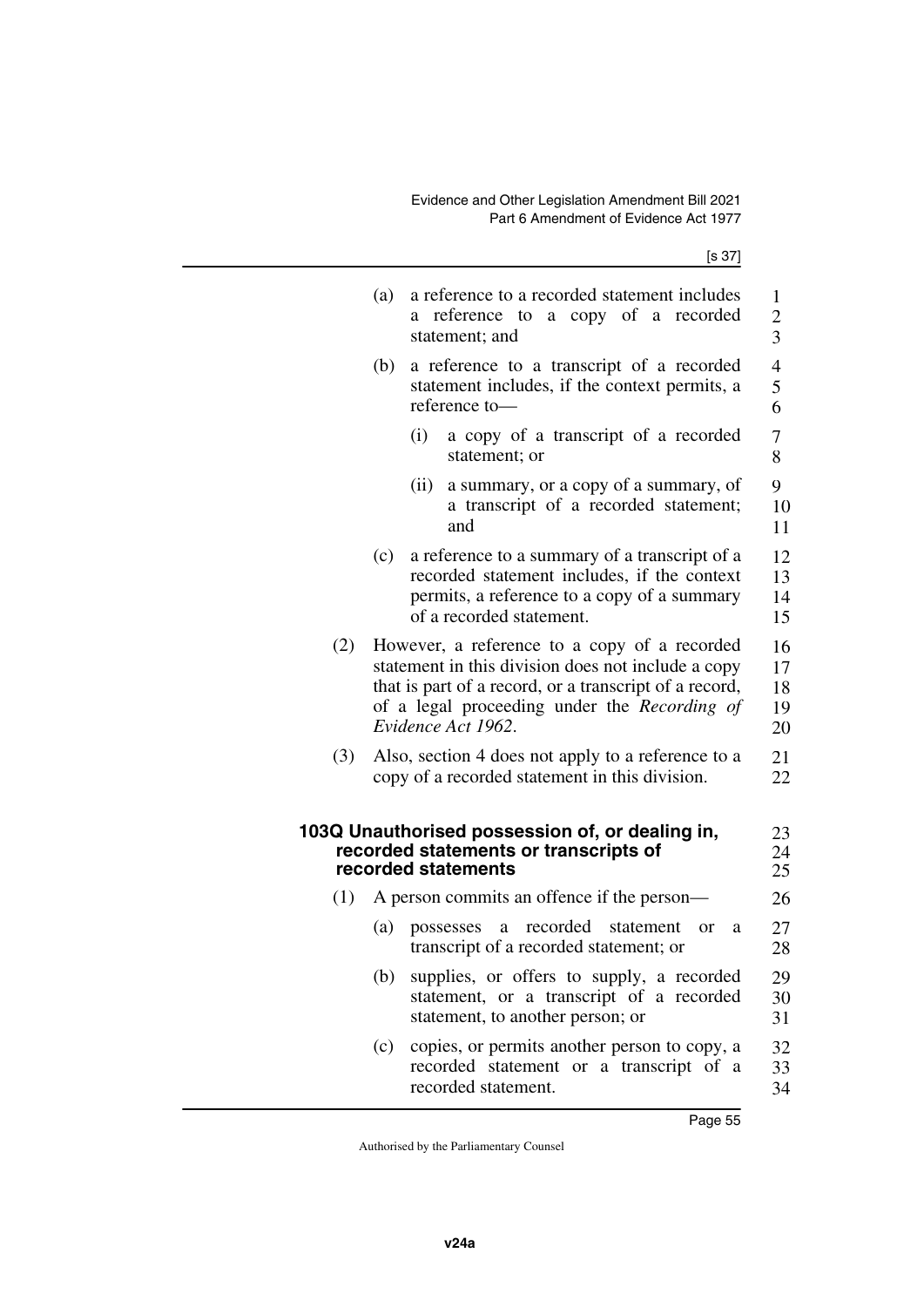(a) a reference to a recorded statement includes a reference to a copy of a recorded statement; and

(b) a reference to a transcript of a recorded statement includes, if the context permits, a reference to—

(i) a copy of a transcript of a recorded statement; or

(ii) a summary, or a copy of a summary, of a transcript of a recorded statement; and

(c) a reference to a summary of a transcript of a recorded statement includes, if the context permits, a reference to a copy of a summary of a recorded statement.

(2) However, a reference to a copy of a recorded statement in this division does not include a copy that is part of a record, or a transcript of a record, of a legal proceeding under the *Recording of Evidence Act 1962*.

(3) Also, section 4 does not apply to a reference to a copy of a recorded statement in this division.

### 103Q Unauthorised possession of, or dealing in, recorded statements or transcripts of recorded statements

(1) A person commits an offence if the person—

(a) possesses a recorded statement or a transcript of a recorded statement; or

(b) supplies, or offers to supply, a recorded statement, or a transcript of a recorded statement, to another person; or

(c) copies, or permits another person to copy, a recorded statement or a transcript of a recorded statement.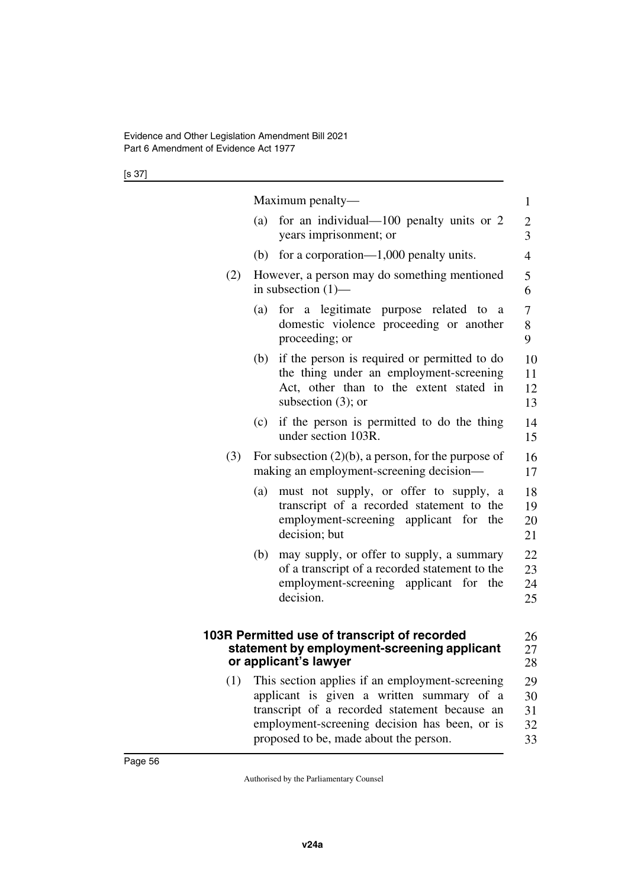Maximum penalty—

(a) for an individual—100 penalty units or 2 years imprisonment; or

(b) for a corporation—1,000 penalty units.

(2) However, a person may do something mentioned in subsection (1)—

(a) for a legitimate purpose related to a domestic violence proceeding or another proceeding; or

(b) if the person is required or permitted to do the thing under an employment-screening Act, other than to the extent stated in subsection (3); or

(c) if the person is permitted to do the thing under section 103R.

(3) For subsection (2)(b), a person, for the purpose of making an employment-screening decision—

(a) must not supply, or offer to supply, a transcript of a recorded statement to the employment-screening applicant for the decision; but

(b) may supply, or offer to supply, a summary of a transcript of a recorded statement to the employment-screening applicant for the decision.

### 103R Permitted use of transcript of recorded statement by employment-screening applicant or applicant's lawyer

(1) This section applies if an employment-screening applicant is given a written summary of a transcript of a recorded statement because an employment-screening decision has been, or is proposed to be, made about the person.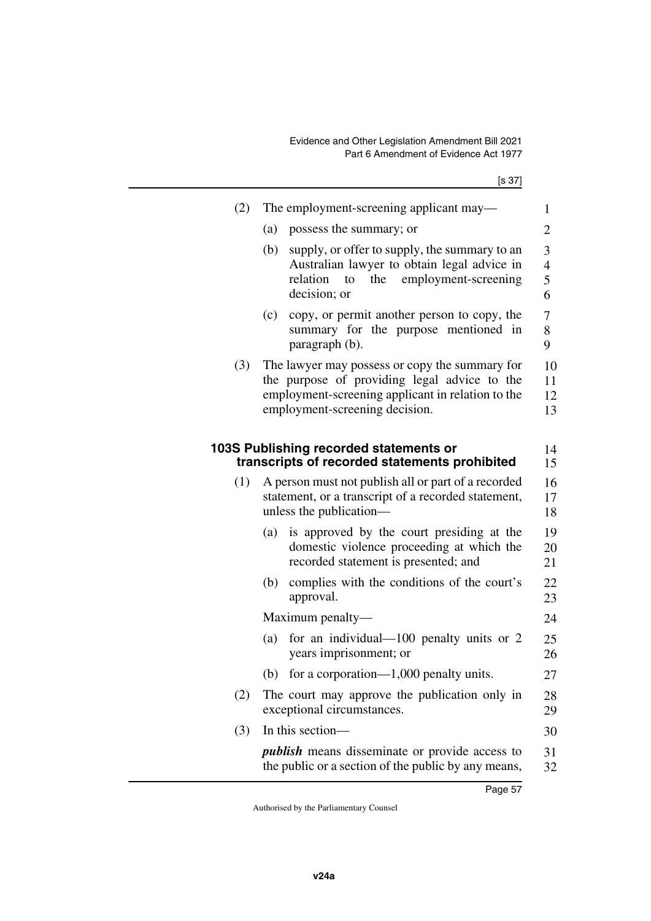(2) The employment-screening applicant may—

(a) possess the summary; or

(b) supply, or offer to supply, the summary to an Australian lawyer to obtain legal advice in relation to the employment-screening decision; or

(c) copy, or permit another person to copy, the summary for the purpose mentioned in paragraph (b).

(3) The lawyer may possess or copy the summary for the purpose of providing legal advice to the employment-screening applicant in relation to the employment-screening decision.

### 103S Publishing recorded statements or transcripts of recorded statements prohibited

(1) A person must not publish all or part of a recorded statement, or a transcript of a recorded statement, unless the publication—

(a) is approved by the court presiding at the domestic violence proceeding at which the recorded statement is presented; and

(b) complies with the conditions of the court's approval.

Maximum penalty—

(a) for an individual—100 penalty units or 2 years imprisonment; or

(b) for a corporation—1,000 penalty units.

(2) The court may approve the publication only in exceptional circumstances.

(3) In this section—

***publish*** means disseminate or provide access to the public or a section of the public by any means,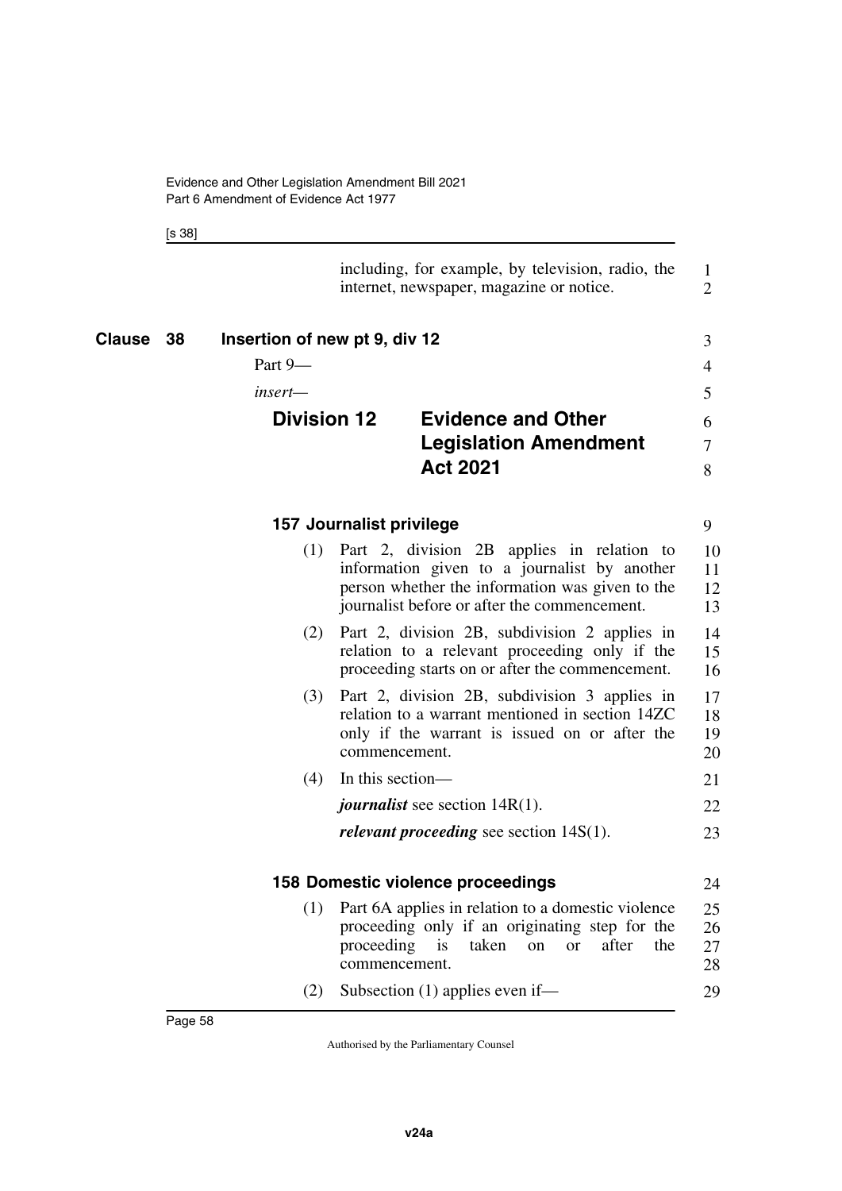including, for example, by television, radio, the internet, newspaper, magazine or notice.

## Clause 38 Insertion of new pt 9, div 12

Part 9—

*insert*—

### Division 12 Evidence and Other Legislation Amendment Act 2021

#### 157 Journalist privilege

(1) Part 2, division 2B applies in relation to information given to a journalist by another person whether the information was given to the journalist before or after the commencement.

(2) Part 2, division 2B, subdivision 2 applies in relation to a relevant proceeding only if the proceeding starts on or after the commencement.

(3) Part 2, division 2B, subdivision 3 applies in relation to a warrant mentioned in section 14ZC only if the warrant is issued on or after the commencement.

(4) In this section—

***journalist*** see section 14R(1).

***relevant proceeding*** see section 14S(1).

#### 158 Domestic violence proceedings

(1) Part 6A applies in relation to a domestic violence proceeding only if an originating step for the proceeding is taken on or after the commencement.

(2) Subsection (1) applies even if—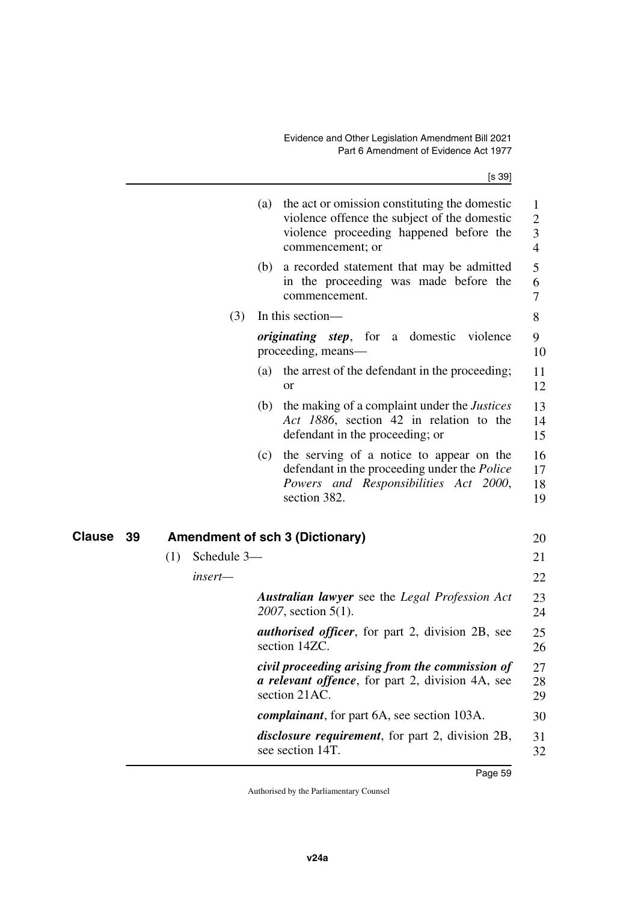(a) the act or omission constituting the domestic violence offence the subject of the domestic violence proceeding happened before the commencement; or

(b) a recorded statement that may be admitted in the proceeding was made before the commencement.

(3) In this section—

***originating step***, for a domestic violence proceeding, means—

(a) the arrest of the defendant in the proceeding; or

(b) the making of a complaint under the *Justices Act 1886*, section 42 in relation to the defendant in the proceeding; or

(c) the serving of a notice to appear on the defendant in the proceeding under the *Police Powers and Responsibilities Act 2000*, section 382.

## Clause 39 Amendment of sch 3 (Dictionary)

(1) Schedule 3—

*insert*—

***Australian lawyer*** see the *Legal Profession Act 2007*, section 5(1).

***authorised officer***, for part 2, division 2B, see section 14ZC.

***civil proceeding arising from the commission of a relevant offence***, for part 2, division 4A, see section 21AC.

***complainant***, for part 6A, see section 103A.

***disclosure requirement***, for part 2, division 2B, see section 14T.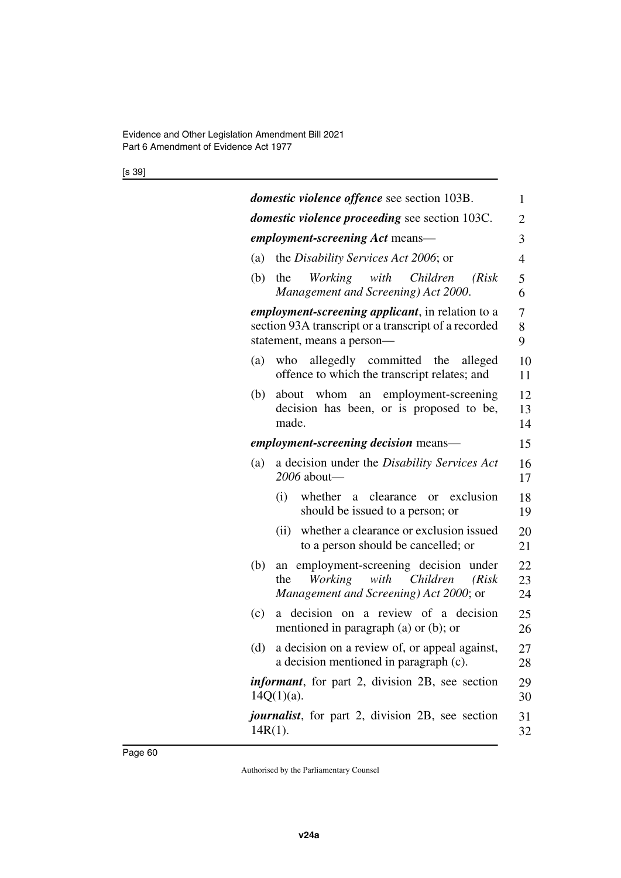***domestic violence offence*** see section 103B.

***domestic violence proceeding*** see section 103C.

***employment-screening Act*** means—

(a) the *Disability Services Act 2006*; or

(b) the *Working with Children (Risk Management and Screening) Act 2000*.

***employment-screening applicant***, in relation to a section 93A transcript or a transcript of a recorded statement, means a person—

(a) who allegedly committed the alleged offence to which the transcript relates; and

(b) about whom an employment-screening decision has been, or is proposed to be, made.

***employment-screening decision*** means—

(a) a decision under the *Disability Services Act 2006* about—

   (i) whether a clearance or exclusion should be issued to a person; or

   (ii) whether a clearance or exclusion issued to a person should be cancelled; or

(b) an employment-screening decision under the *Working with Children (Risk Management and Screening) Act 2000*; or

(c) a decision on a review of a decision mentioned in paragraph (a) or (b); or

(d) a decision on a review of, or appeal against, a decision mentioned in paragraph (c).

***informant***, for part 2, division 2B, see section 14Q(1)(a).

***journalist***, for part 2, division 2B, see section 14R(1).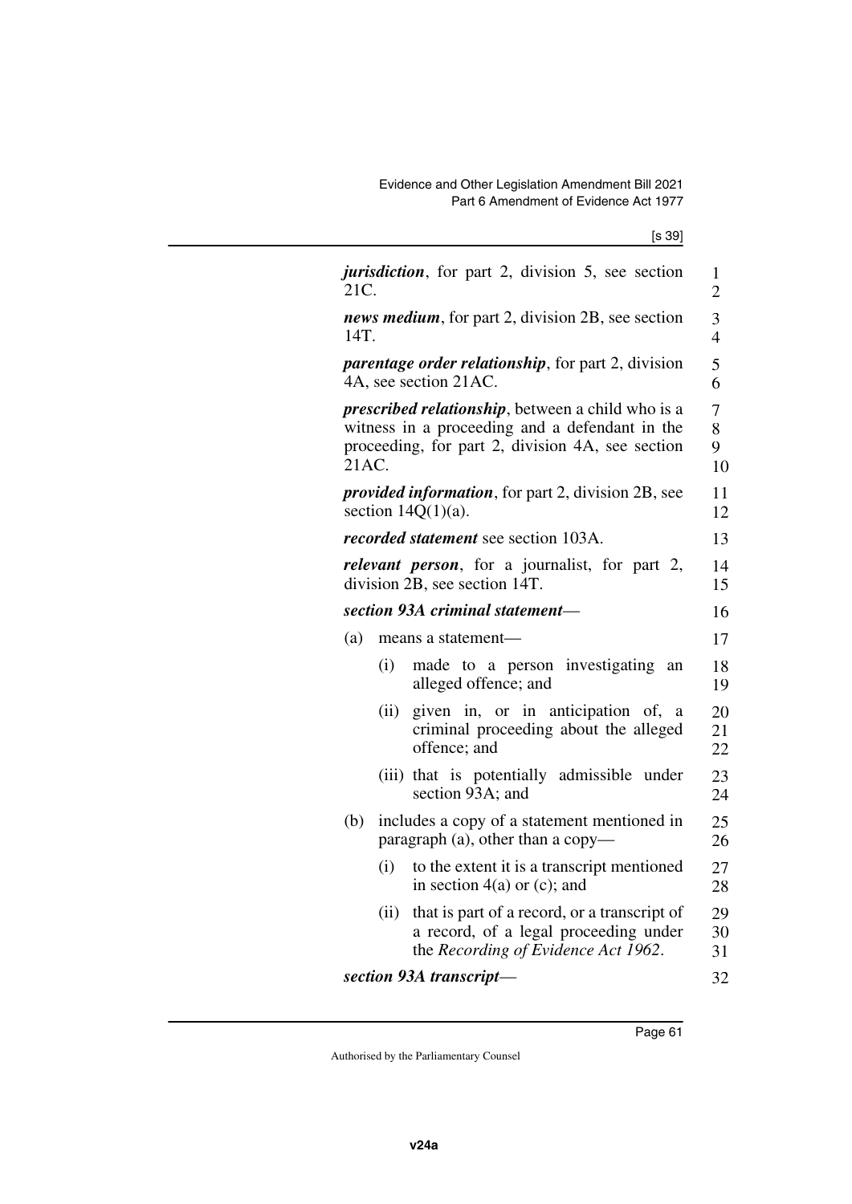***jurisdiction***, for part 2, division 5, see section 21C.

***news medium***, for part 2, division 2B, see section 14T.

***parentage order relationship***, for part 2, division 4A, see section 21AC.

***prescribed relationship***, between a child who is a witness in a proceeding and a defendant in the proceeding, for part 2, division 4A, see section 21AC.

***provided information***, for part 2, division 2B, see section 14Q(1)(a).

***recorded statement*** see section 103A.

***relevant person***, for a journalist, for part 2, division 2B, see section 14T.

***section 93A criminal statement***—

(a) means a statement—

 (i) made to a person investigating an alleged offence; and

 (ii) given in, or in anticipation of, a criminal proceeding about the alleged offence; and

 (iii) that is potentially admissible under section 93A; and

(b) includes a copy of a statement mentioned in paragraph (a), other than a copy—

 (i) to the extent it is a transcript mentioned in section 4(a) or (c); and

 (ii) that is part of a record, or a transcript of a record, of a legal proceeding under the *Recording of Evidence Act 1962*.

***section 93A transcript***—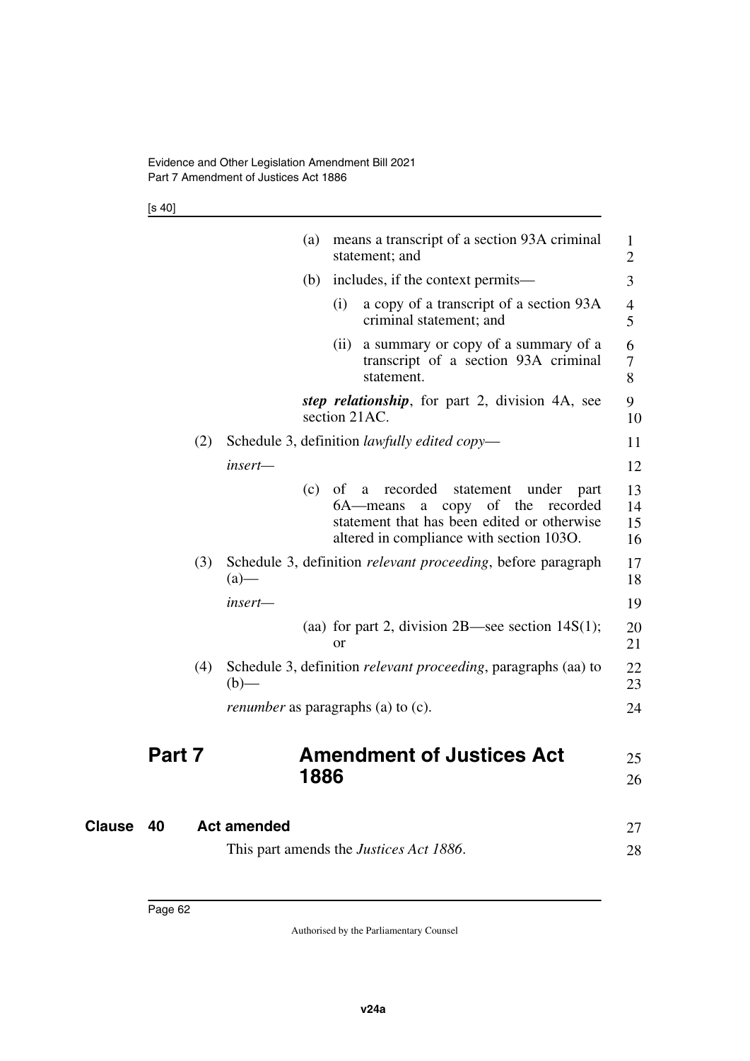(a) means a transcript of a section 93A criminal statement; and

(b) includes, if the context permits—

(i) a copy of a transcript of a section 93A criminal statement; and

(ii) a summary or copy of a summary of a transcript of a section 93A criminal statement.

***step relationship***, for part 2, division 4A, see section 21AC.

(2) Schedule 3, definition *lawfully edited copy*—

*insert*—

(c) of a recorded statement under part 6A—means a copy of the recorded statement that has been edited or otherwise altered in compliance with section 103O.

(3) Schedule 3, definition *relevant proceeding*, before paragraph (a)—

*insert*—

(aa) for part 2, division 2B—see section 14S(1); or

(4) Schedule 3, definition *relevant proceeding*, paragraphs (aa) to (b)—

*renumber* as paragraphs (a) to (c).

# Part 7 Amendment of Justices Act 1886

## Clause 40 Act amended

This part amends the *Justices Act 1886*.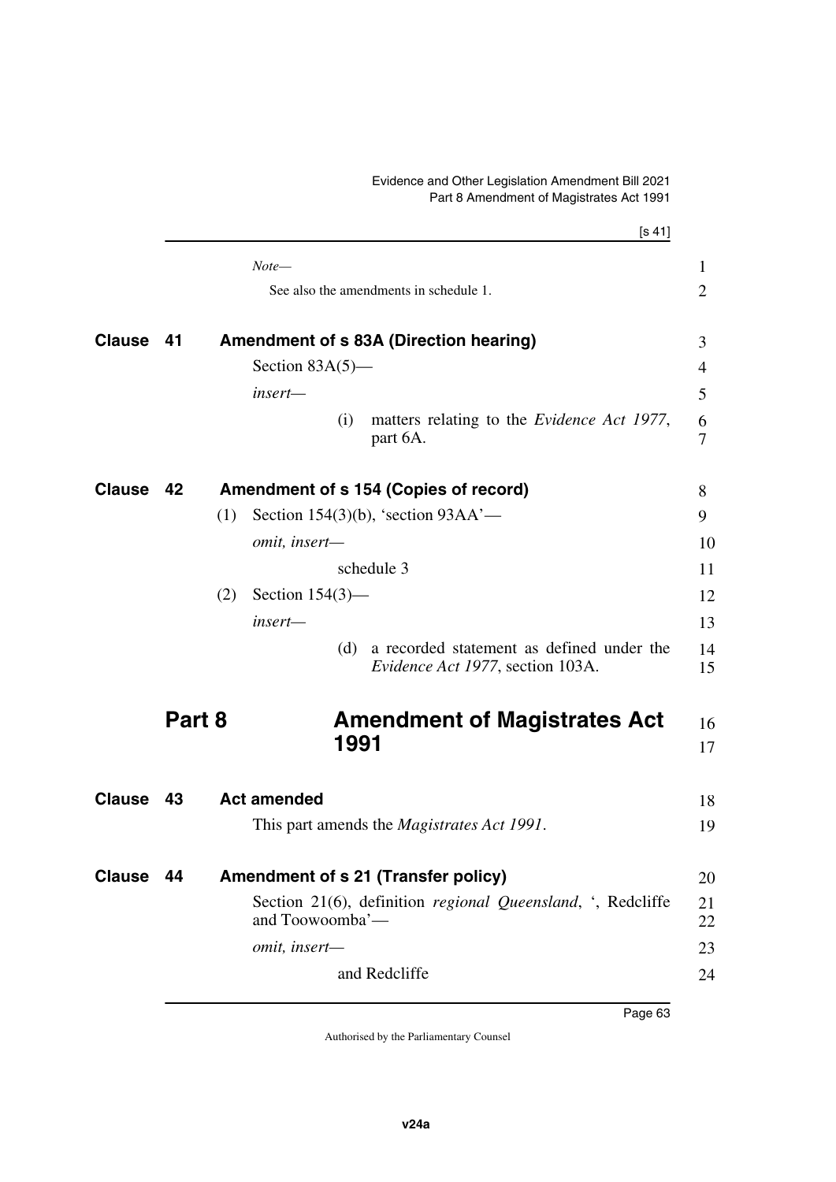*Note—*

See also the amendments in schedule 1.

### Clause 41 Amendment of s 83A (Direction hearing)

Section 83A(5)—

*insert—*

(i) matters relating to the *Evidence Act 1977*, part 6A.

### Clause 42 Amendment of s 154 (Copies of record)

(1) Section 154(3)(b), 'section 93AA'—

*omit, insert—*

schedule 3

(2) Section 154(3)—

*insert—*

(d) a recorded statement as defined under the *Evidence Act 1977*, section 103A.

## Part 8 Amendment of Magistrates Act 1991

### Clause 43 Act amended

This part amends the *Magistrates Act 1991*.

### Clause 44 Amendment of s 21 (Transfer policy)

Section 21(6), definition *regional Queensland*, ', Redcliffe and Toowoomba'—

*omit, insert—*

and Redcliffe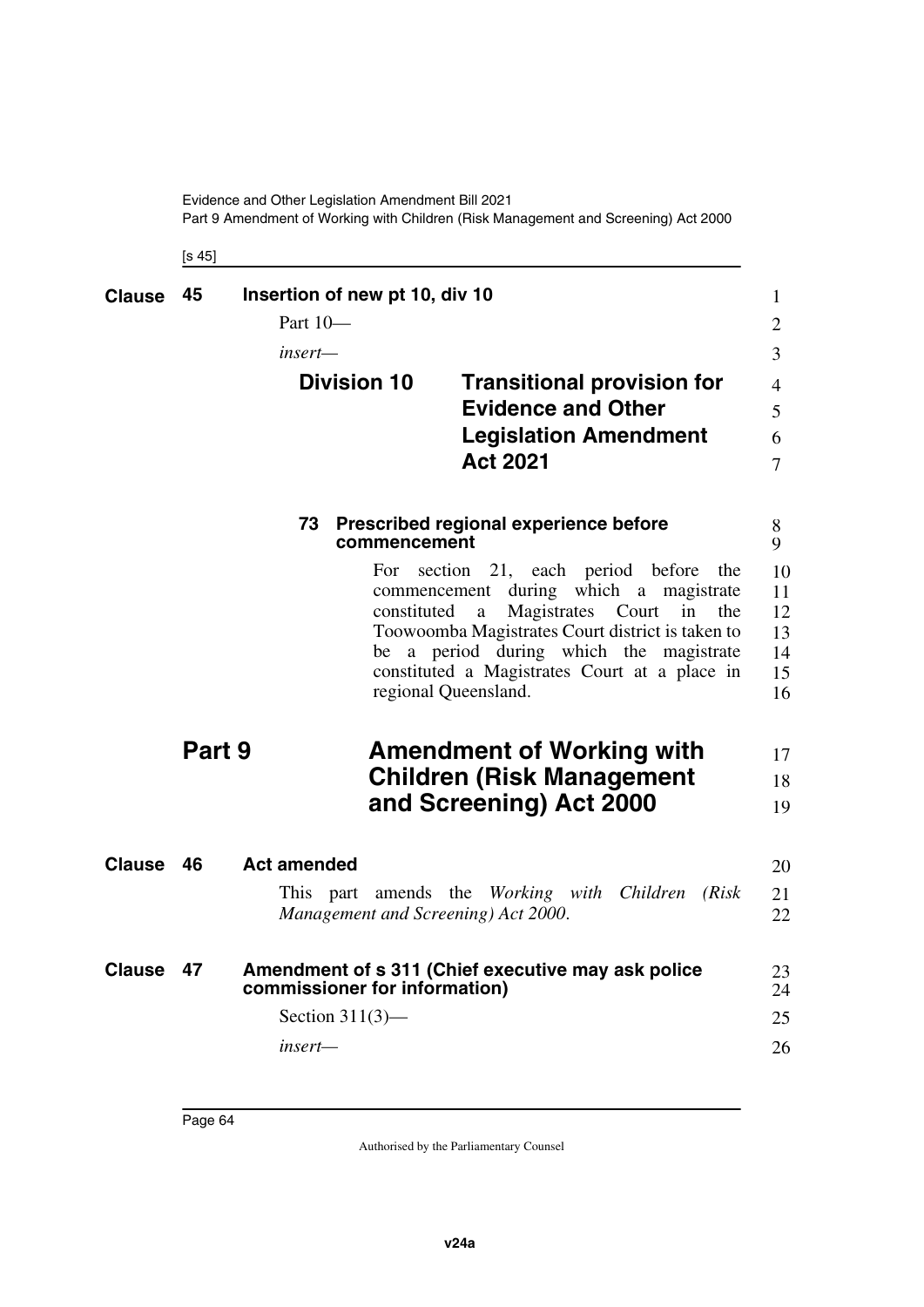## Clause 45 Insertion of new pt 10, div 10

Part 10—

*insert*—

### Division 10 Transitional provision for Evidence and Other Legislation Amendment Act 2021

#### 73 Prescribed regional experience before commencement

For section 21, each period before the commencement during which a magistrate constituted a Magistrates Court in the Toowoomba Magistrates Court district is taken to be a period during which the magistrate constituted a Magistrates Court at a place in regional Queensland.

# Part 9 Amendment of Working with Children (Risk Management and Screening) Act 2000

## Clause 46 Act amended

This part amends the *Working with Children (Risk Management and Screening) Act 2000*.

## Clause 47 Amendment of s 311 (Chief executive may ask police commissioner for information)

Section 311(3)—

*insert*—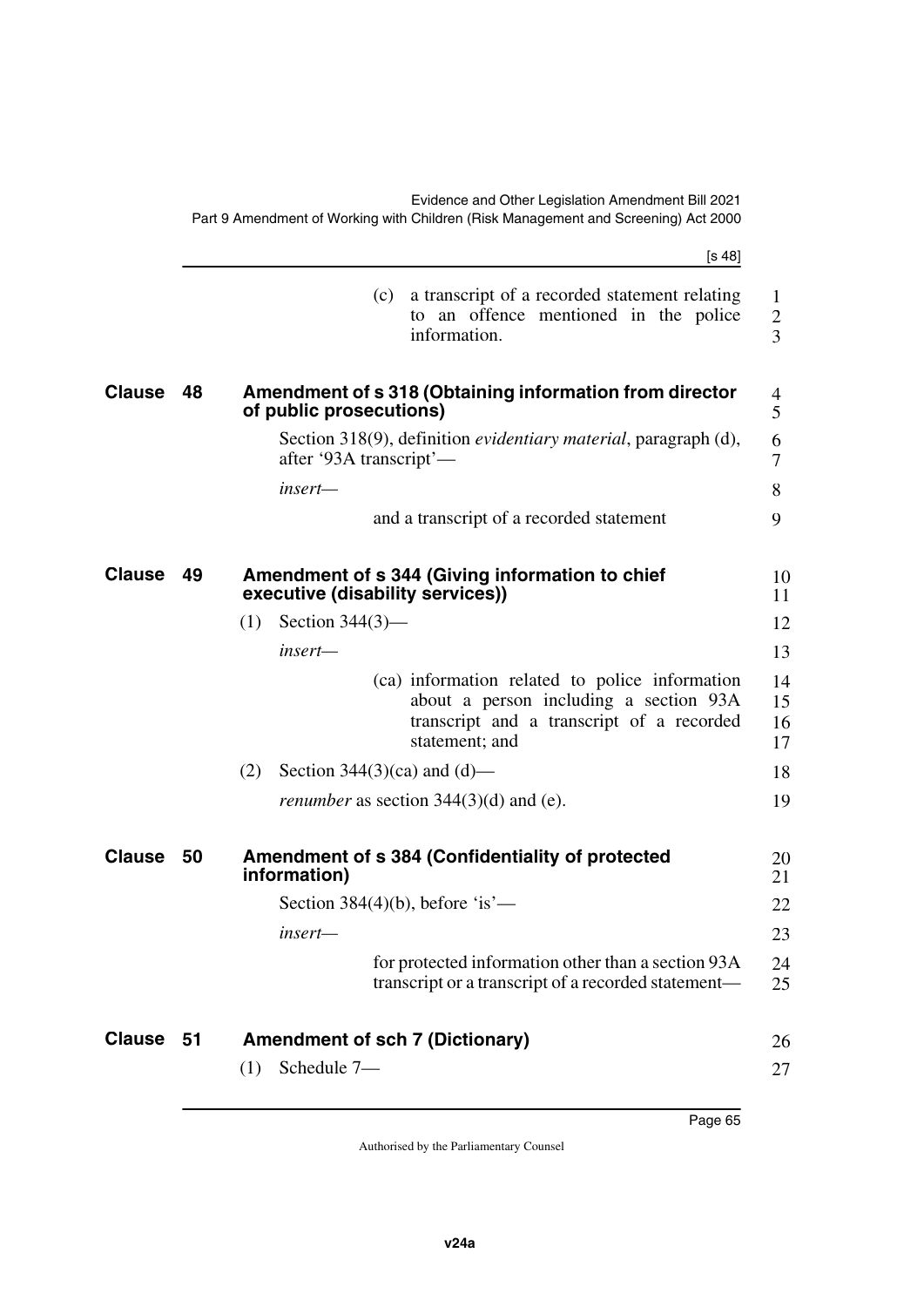(c) a transcript of a recorded statement relating to an offence mentioned in the police information.

## Clause 48 Amendment of s 318 (Obtaining information from director of public prosecutions)

Section 318(9), definition *evidentiary material*, paragraph (d), after '93A transcript'—

*insert*—

and a transcript of a recorded statement

## Clause 49 Amendment of s 344 (Giving information to chief executive (disability services))

(1) Section 344(3)—

*insert*—

(ca) information related to police information about a person including a section 93A transcript and a transcript of a recorded statement; and

(2) Section 344(3)(ca) and (d)—

*renumber* as section 344(3)(d) and (e).

## Clause 50 Amendment of s 384 (Confidentiality of protected information)

Section 384(4)(b), before 'is'—

*insert*—

for protected information other than a section 93A transcript or a transcript of a recorded statement—

## Clause 51 Amendment of sch 7 (Dictionary)

(1) Schedule 7—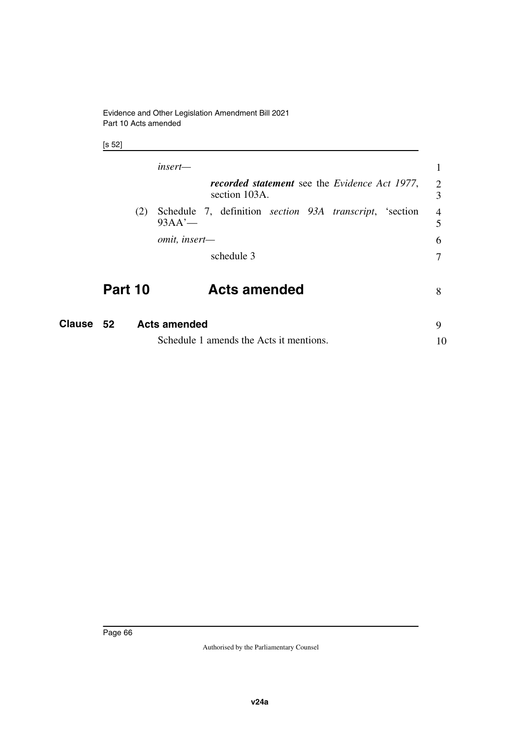*insert—*

> ***recorded statement*** see the *Evidence Act 1977*, section 103A.

(2) Schedule 7, definition *section 93A transcript*, 'section 93AA'—

*omit, insert—*

> schedule 3

# Part 10 Acts amended

## Clause 52 Acts amended

Schedule 1 amends the Acts it mentions.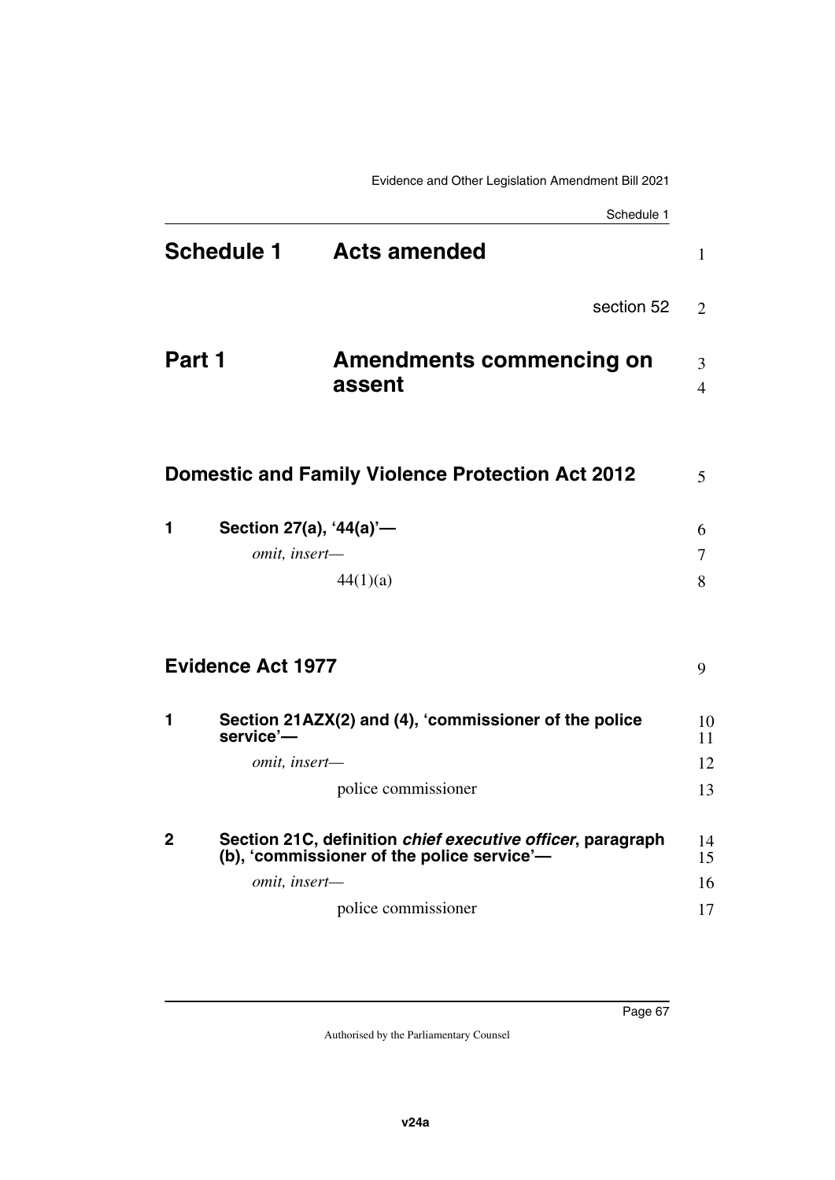# Schedule 1 Acts amended

section 52

## Part 1 Amendments commencing on assent

### Domestic and Family Violence Protection Act 2012

**1 Section 27(a), '44(a)'—**

*omit, insert—*

44(1)(a)

### Evidence Act 1977

**1 Section 21AZX(2) and (4), 'commissioner of the police service'—**

*omit, insert—*

police commissioner

**2 Section 21C, definition *chief executive officer*, paragraph (b), 'commissioner of the police service'—**

*omit, insert—*

police commissioner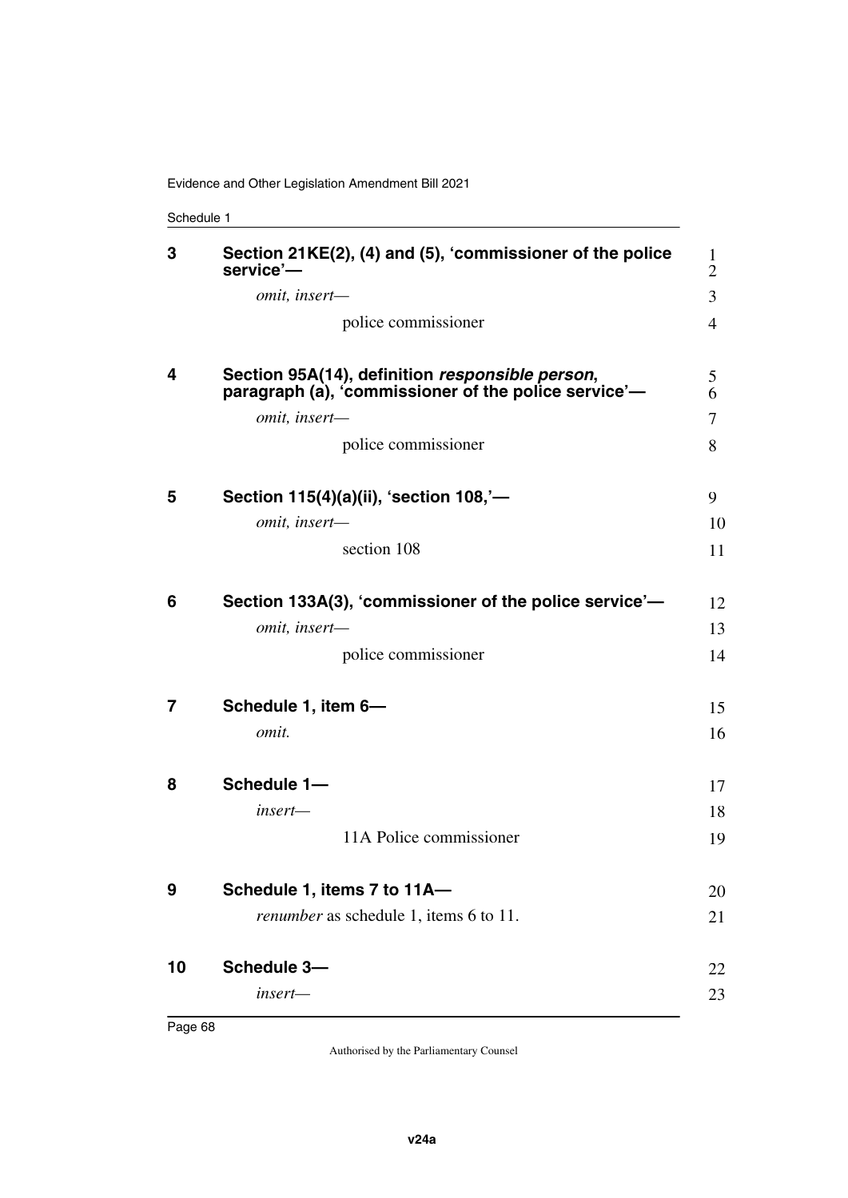**3 Section 21KE(2), (4) and (5), 'commissioner of the police service'—**

*omit, insert—*

police commissioner

**4 Section 95A(14), definition *responsible person*, paragraph (a), 'commissioner of the police service'—**

*omit, insert—*

police commissioner

**5 Section 115(4)(a)(ii), 'section 108,'—**

*omit, insert—*

section 108

**6 Section 133A(3), 'commissioner of the police service'—**

*omit, insert—*

police commissioner

**7 Schedule 1, item 6—**

*omit.*

**8 Schedule 1—**

*insert—*

11A Police commissioner

**9 Schedule 1, items 7 to 11A—**

*renumber* as schedule 1, items 6 to 11.

**10 Schedule 3—**

*insert—*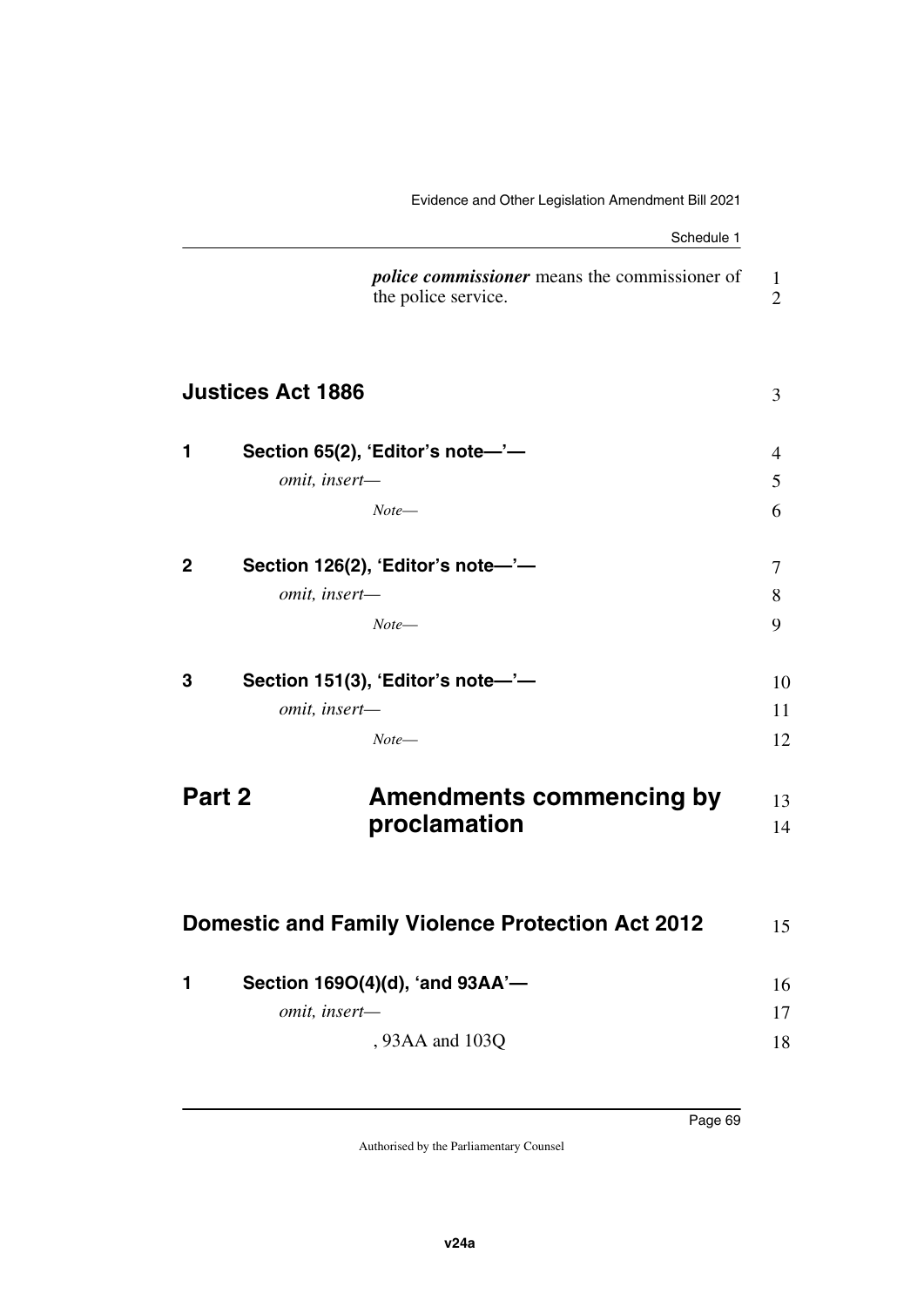***police commissioner*** means the commissioner of the police service.

## Justices Act 1886

**1 Section 65(2), 'Editor's note—'—**

*omit, insert—*

*Note—*

**2 Section 126(2), 'Editor's note—'—**

*omit, insert—*

*Note—*

**3 Section 151(3), 'Editor's note—'—**

*omit, insert—*

*Note—*

# Part 2 Amendments commencing by proclamation

## Domestic and Family Violence Protection Act 2012

**1 Section 169O(4)(d), 'and 93AA'—**

*omit, insert—*

, 93AA and 103Q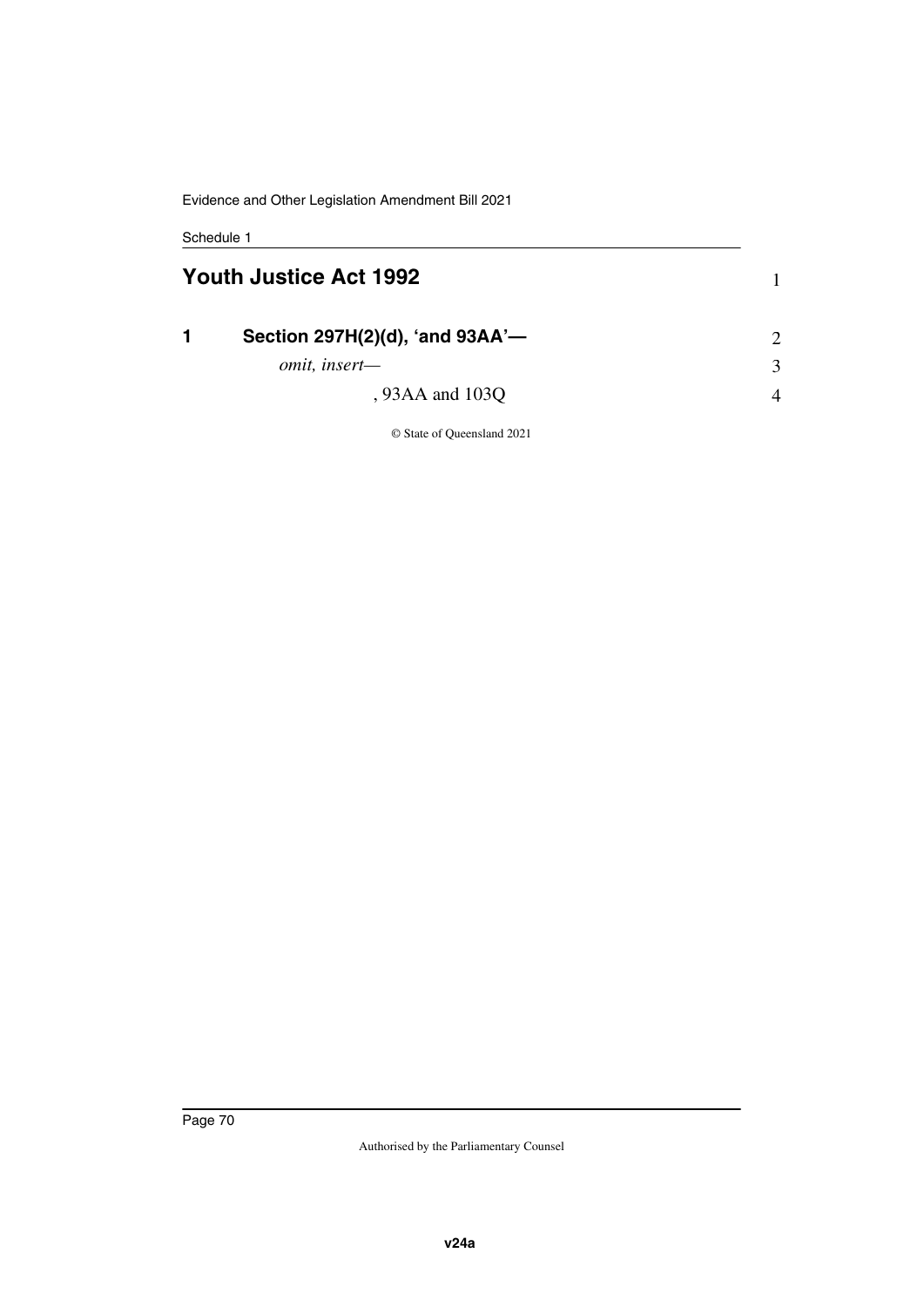## Youth Justice Act 1992

### 1 Section 297H(2)(d), 'and 93AA'—

*omit, insert—*

, 93AA and 103Q

© State of Queensland 2021